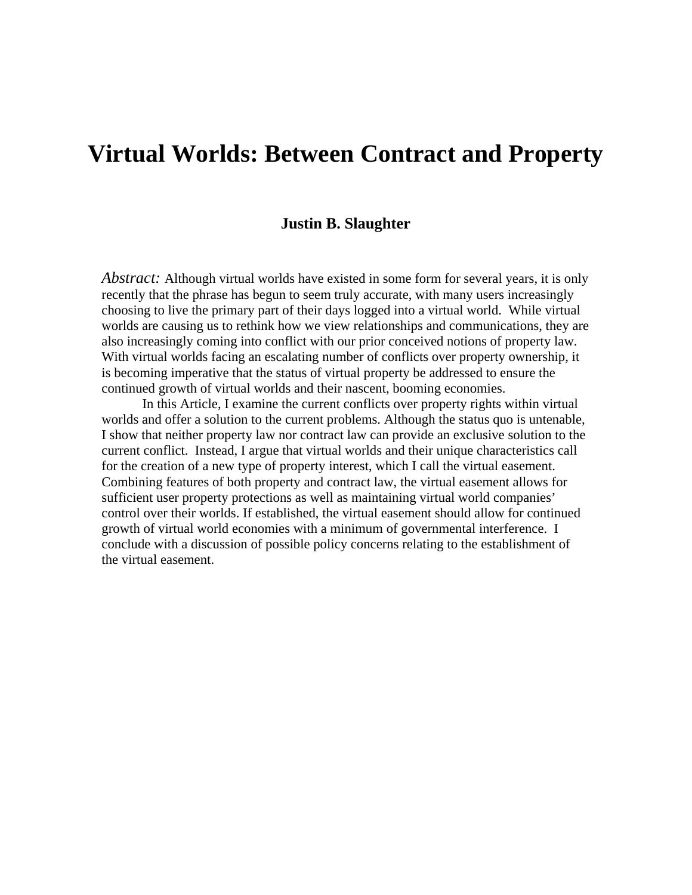# Virtual Worlds: Between Contract and Property

**Justin B. Slaughter**

*Abstract:* Although virtual worlds have existed in some form for several years, it is only recently that the phrase has begun to seem truly accurate, with many users increasingly choosing to live the primary part of their days logged into a virtual world. While virtual worlds are causing us to rethink how we view relationships and communications, they are also increasingly coming into conflict with our prior conceived notions of property law. With virtual worlds facing an escalating number of conflicts over property ownership, it is becoming imperative that the status of virtual property be addressed to ensure the continued growth of virtual worlds and their nascent, booming economies.

In this Article, I examine the current conflicts over property rights within virtual worlds and offer a solution to the current problems. Although the status quo is untenable, I show that neither property law nor contract law can provide an exclusive solution to the current conflict. Instead, I argue that virtual worlds and their unique characteristics call for the creation of a new type of property interest, which I call the virtual easement. Combining features of both property and contract law, the virtual easement allows for sufficient user property protections as well as maintaining virtual world companies' control over their worlds. If established, the virtual easement should allow for continued growth of virtual world economies with a minimum of governmental interference. I conclude with a discussion of possible policy concerns relating to the establishment of the virtual easement.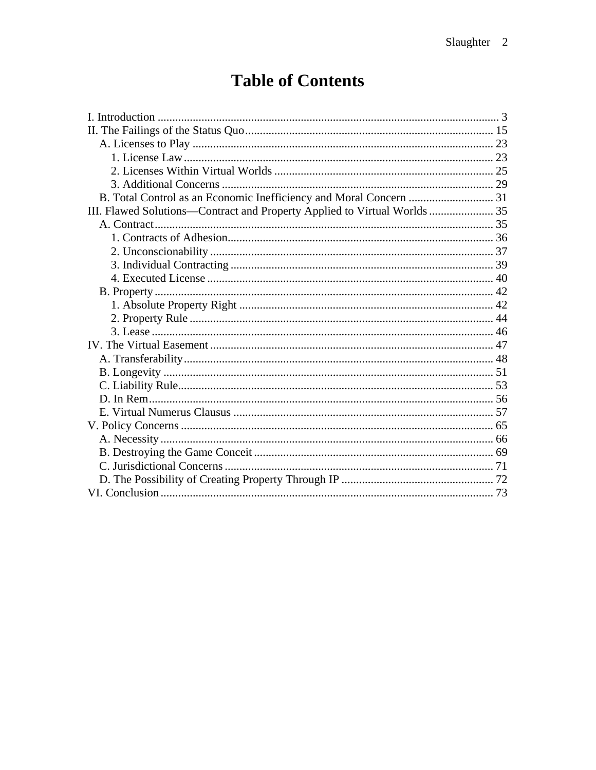# Table of Contents

I. Introduction .................................................................................................................. 3
II. The Failings of the Status Quo.................................................................................... 15
  A. Licenses to Play ...................................................................................................... 23
    1. License Law......................................................................................................... 23
    2. Licenses Within Virtual Worlds .......................................................................... 25
    3. Additional Concerns ............................................................................................ 29
  B. Total Control as an Economic Inefficiency and Moral Concern ............................. 31
III. Flawed Solutions—Contract and Property Applied to Virtual Worlds ...................... 35
  A. Contract................................................................................................................... 35
    1. Contracts of Adhesion.......................................................................................... 36
    2. Unconscionability ................................................................................................ 37
    3. Individual Contracting ......................................................................................... 39
    4. Executed License ................................................................................................. 40
  B. Property ................................................................................................................... 42
    1. Absolute Property Right ...................................................................................... 42
    2. Property Rule ....................................................................................................... 44
    3. Lease .................................................................................................................... 46
IV. The Virtual Easement ................................................................................................ 47
  A. Transferability......................................................................................................... 48
  B. Longevity ................................................................................................................ 51
  C. Liability Rule........................................................................................................... 53
  D. In Rem..................................................................................................................... 56
  E. Virtual Numerus Clausus ........................................................................................ 57
V. Policy Concerns .......................................................................................................... 65
  A. Necessity ................................................................................................................. 66
  B. Destroying the Game Conceit ................................................................................. 69
  C. Jurisdictional Concerns ........................................................................................... 71
  D. The Possibility of Creating Property Through IP .................................................... 72
VI. Conclusion ................................................................................................................. 73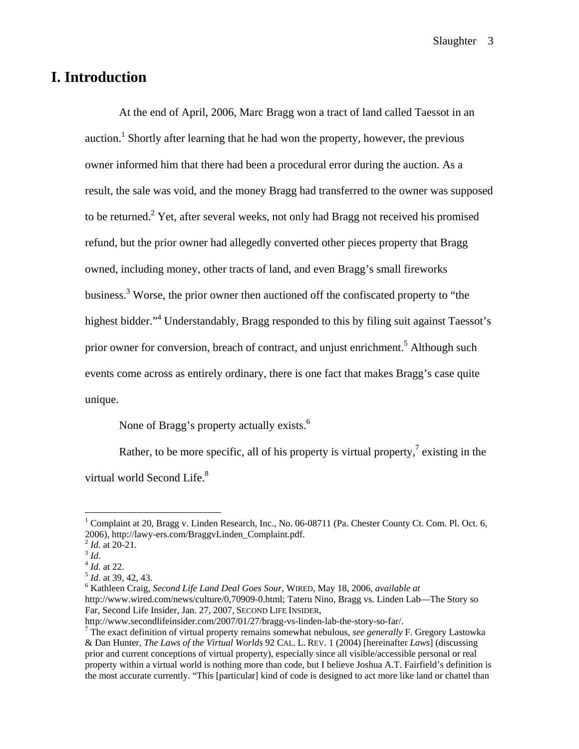# I. Introduction

At the end of April, 2006, Marc Bragg won a tract of land called Taessot in an auction.[1] Shortly after learning that he had won the property, however, the previous owner informed him that there had been a procedural error during the auction. As a result, the sale was void, and the money Bragg had transferred to the owner was supposed to be returned.[2] Yet, after several weeks, not only had Bragg not received his promised refund, but the prior owner had allegedly converted other pieces property that Bragg owned, including money, other tracts of land, and even Bragg's small fireworks business.[3] Worse, the prior owner then auctioned off the confiscated property to "the highest bidder."[4] Understandably, Bragg responded to this by filing suit against Taessot's prior owner for conversion, breach of contract, and unjust enrichment.[5] Although such events come across as entirely ordinary, there is one fact that makes Bragg's case quite unique.

None of Bragg's property actually exists.[6]

Rather, to be more specific, all of his property is virtual property,[7] existing in the virtual world Second Life.[8]

---

[1] Complaint at 20, Bragg v. Linden Research, Inc., No. 06-08711 (Pa. Chester County Ct. Com. Pl. Oct. 6, 2006), http://lawy-ers.com/BraggvLinden_Complaint.pdf.

[2] *Id*. at 20-21.

[3] *Id*.

[4] *Id*. at 22.

[5] *Id*. at 39, 42, 43.

[6] Kathleen Craig, *Second Life Land Deal Goes Sour*, WIRED, May 18, 2006, *available at* http://www.wired.com/news/culture/0,70909-0.html; Tateru Nino, Bragg vs. Linden Lab—The Story so Far, Second Life Insider, Jan. 27, 2007, SECOND LIFE INSIDER, http://www.secondlifeinsider.com/2007/01/27/bragg-vs-linden-lab-the-story-so-far/.

[7] The exact definition of virtual property remains somewhat nebulous, *see generally* F. Gregory Lastowka & Dan Hunter, *The Laws of the Virtual Worlds* 92 CAL. L. REV. 1 (2004) [hereinafter *Laws*] (discussing prior and current conceptions of virtual property), especially since all visible/accessible personal or real property within a virtual world is nothing more than code, but I believe Joshua A.T. Fairfield's definition is the most accurate currently. "This [particular] kind of code is designed to act more like land or chattel than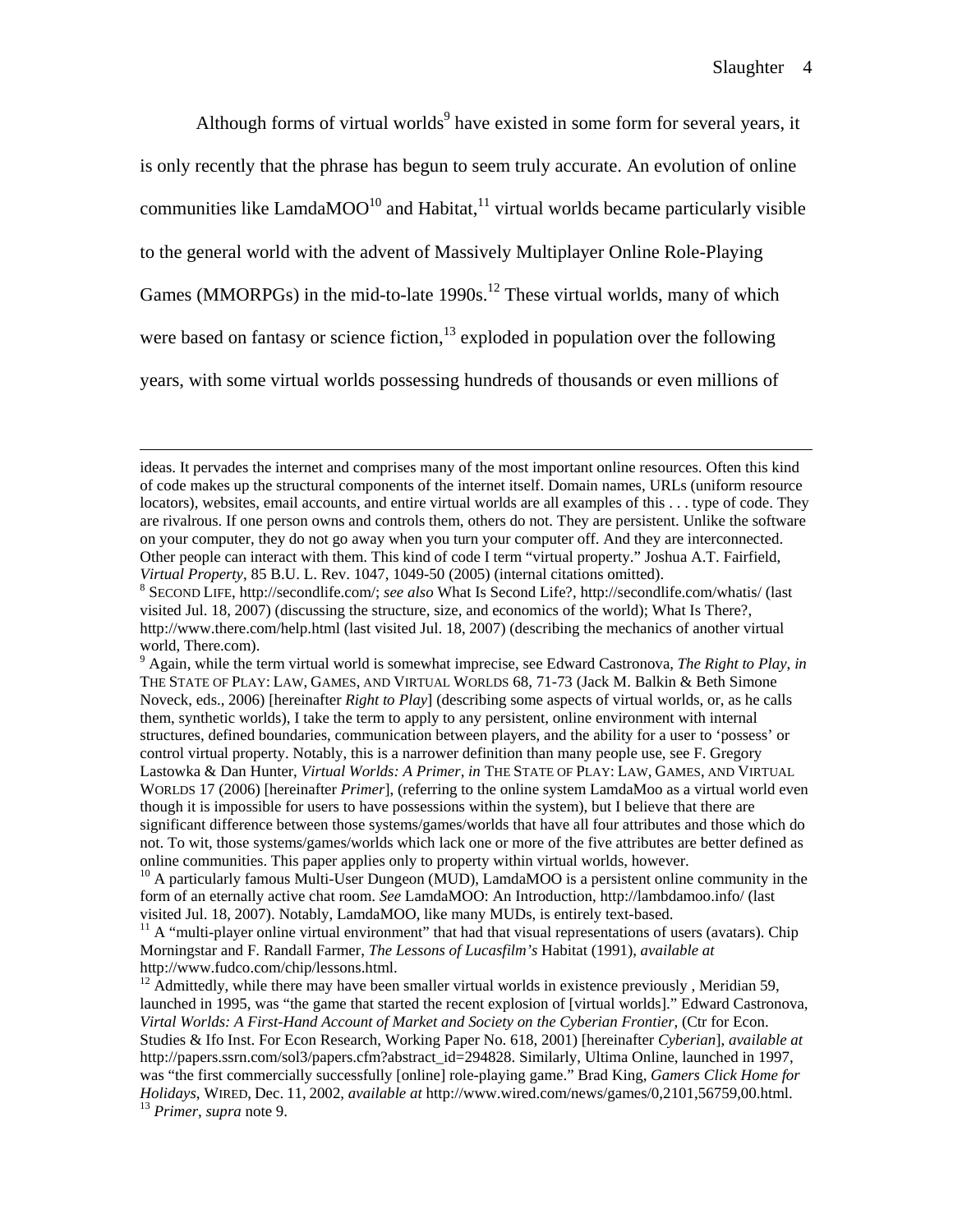Although forms of virtual worlds[9] have existed in some form for several years, it is only recently that the phrase has begun to seem truly accurate. An evolution of online communities like LamdaMOO[10] and Habitat,[11] virtual worlds became particularly visible to the general world with the advent of Massively Multiplayer Online Role-Playing Games (MMORPGs) in the mid-to-late 1990s.[12] These virtual worlds, many of which were based on fantasy or science fiction,[13] exploded in population over the following years, with some virtual worlds possessing hundreds of thousands or even millions of

---

ideas. It pervades the internet and comprises many of the most important online resources. Often this kind of code makes up the structural components of the internet itself. Domain names, URLs (uniform resource locators), websites, email accounts, and entire virtual worlds are all examples of this . . . type of code. They are rivalrous. If one person owns and controls them, others do not. They are persistent. Unlike the software on your computer, they do not go away when you turn your computer off. And they are interconnected. Other people can interact with them. This kind of code I term "virtual property." Joshua A.T. Fairfield, *Virtual Property*, 85 B.U. L. Rev. 1047, 1049-50 (2005) (internal citations omitted).

[8] SECOND LIFE, http://secondlife.com/; *see also* What Is Second Life?, http://secondlife.com/whatis/ (last visited Jul. 18, 2007) (discussing the structure, size, and economics of the world); What Is There?, http://www.there.com/help.html (last visited Jul. 18, 2007) (describing the mechanics of another virtual world, There.com).

[9] Again, while the term virtual world is somewhat imprecise, see Edward Castronova, *The Right to Play*, *in* THE STATE OF PLAY: LAW, GAMES, AND VIRTUAL WORLDS 68, 71-73 (Jack M. Balkin & Beth Simone Noveck, eds., 2006) [hereinafter *Right to Play*] (describing some aspects of virtual worlds, or, as he calls them, synthetic worlds), I take the term to apply to any persistent, online environment with internal structures, defined boundaries, communication between players, and the ability for a user to 'possess' or control virtual property. Notably, this is a narrower definition than many people use, see F. Gregory Lastowka & Dan Hunter, *Virtual Worlds: A Primer*, *in* THE STATE OF PLAY: LAW, GAMES, AND VIRTUAL WORLDS 17 (2006) [hereinafter *Primer*], (referring to the online system LamdaMoo as a virtual world even though it is impossible for users to have possessions within the system), but I believe that there are significant difference between those systems/games/worlds that have all four attributes and those which do not. To wit, those systems/games/worlds which lack one or more of the five attributes are better defined as online communities. This paper applies only to property within virtual worlds, however.

[10] A particularly famous Multi-User Dungeon (MUD), LamdaMOO is a persistent online community in the form of an eternally active chat room. *See* LamdaMOO: An Introduction, http://lambdamoo.info/ (last visited Jul. 18, 2007). Notably, LamdaMOO, like many MUDs, is entirely text-based.

[11] A "multi-player online virtual environment" that had that visual representations of users (avatars). Chip Morningstar and F. Randall Farmer, *The Lessons of Lucasfilm's* Habitat (1991), *available at* http://www.fudco.com/chip/lessons.html.

[12] Admittedly, while there may have been smaller virtual worlds in existence previously , Meridian 59, launched in 1995, was "the game that started the recent explosion of [virtual worlds]." Edward Castronova, *Virtal Worlds: A First-Hand Account of Market and Society on the Cyberian Frontier*, (Ctr for Econ. Studies & Ifo Inst. For Econ Research, Working Paper No. 618, 2001) [hereinafter *Cyberian*], *available at* http://papers.ssrn.com/sol3/papers.cfm?abstract_id=294828. Similarly, Ultima Online, launched in 1997, was "the first commercially successfully [online] role-playing game." Brad King, *Gamers Click Home for Holidays*, WIRED, Dec. 11, 2002, *available at* http://www.wired.com/news/games/0,2101,56759,00.html.

[13] *Primer*, *supra* note 9.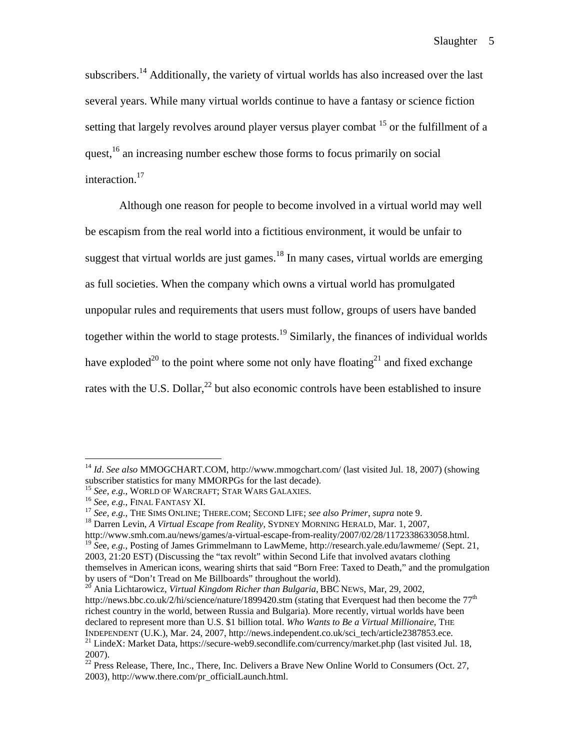subscribers.[14] Additionally, the variety of virtual worlds has also increased over the last several years. While many virtual worlds continue to have a fantasy or science fiction setting that largely revolves around player versus player combat [15] or the fulfillment of a quest,[16] an increasing number eschew those forms to focus primarily on social interaction.[17]

Although one reason for people to become involved in a virtual world may well be escapism from the real world into a fictitious environment, it would be unfair to suggest that virtual worlds are just games.[18] In many cases, virtual worlds are emerging as full societies. When the company which owns a virtual world has promulgated unpopular rules and requirements that users must follow, groups of users have banded together within the world to stage protests.[19] Similarly, the finances of individual worlds have exploded[20] to the point where some not only have floating[21] and fixed exchange rates with the U.S. Dollar,[22] but also economic controls have been established to insure

---

[14] *Id*. *See also* MMOGCHART.COM, http://www.mmogchart.com/ (last visited Jul. 18, 2007) (showing subscriber statistics for many MMORPGs for the last decade).

[15] *See, e.g.*, WORLD OF WARCRAFT; STAR WARS GALAXIES.

[16] *See, e.g.*, FINAL FANTASY XI.

[17] *See, e.g.*, THE SIMS ONLINE; THERE.COM; SECOND LIFE; *see also Primer*, *supra* note 9.

[18] Darren Levin, *A Virtual Escape from Reality*, SYDNEY MORNING HERALD, Mar. 1, 2007, http://www.smh.com.au/news/games/a-virtual-escape-from-reality/2007/02/28/1172338633058.html.

[19] *See*, *e.g.*, Posting of James Grimmelmann to LawMeme, http://research.yale.edu/lawmeme/ (Sept. 21, 2003, 21:20 EST) (Discussing the "tax revolt" within Second Life that involved avatars clothing themselves in American icons, wearing shirts that said "Born Free: Taxed to Death," and the promulgation by users of "Don't Tread on Me Billboards" throughout the world).

[20] Ania Lichtarowicz, *Virtual Kingdom Richer than Bulgaria*, BBC NEWS, Mar, 29, 2002, http://news.bbc.co.uk/2/hi/science/nature/1899420.stm (stating that Everquest had then become the 77th richest country in the world, between Russia and Bulgaria). More recently, virtual worlds have been declared to represent more than U.S. $1 billion total. *Who Wants to Be a Virtual Millionaire*, THE INDEPENDENT (U.K.), Mar. 24, 2007, http://news.independent.co.uk/sci_tech/article2387853.ece.

[21] LindeX: Market Data, https://secure-web9.secondlife.com/currency/market.php (last visited Jul. 18, 2007).

[22] Press Release, There, Inc., There, Inc. Delivers a Brave New Online World to Consumers (Oct. 27, 2003), http://www.there.com/pr_officialLaunch.html.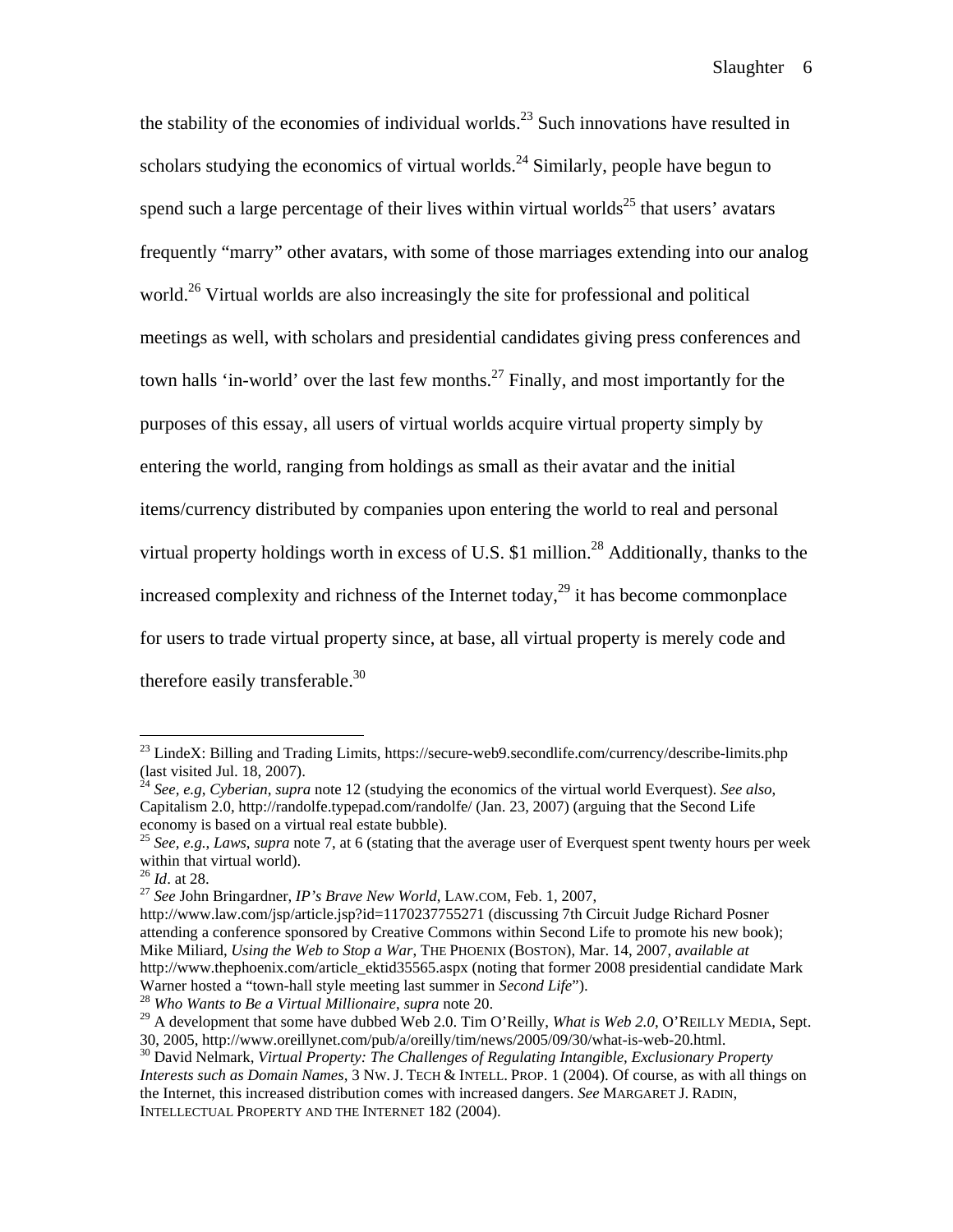the stability of the economies of individual worlds.[23] Such innovations have resulted in scholars studying the economics of virtual worlds.[24] Similarly, people have begun to spend such a large percentage of their lives within virtual worlds[25] that users' avatars frequently "marry" other avatars, with some of those marriages extending into our analog world.[26] Virtual worlds are also increasingly the site for professional and political meetings as well, with scholars and presidential candidates giving press conferences and town halls 'in-world' over the last few months.[27] Finally, and most importantly for the purposes of this essay, all users of virtual worlds acquire virtual property simply by entering the world, ranging from holdings as small as their avatar and the initial items/currency distributed by companies upon entering the world to real and personal virtual property holdings worth in excess of U.S. $1 million.[28] Additionally, thanks to the increased complexity and richness of the Internet today,[29] it has become commonplace for users to trade virtual property since, at base, all virtual property is merely code and therefore easily transferable.[30]

---

[23] LindeX: Billing and Trading Limits, https://secure-web9.secondlife.com/currency/describe-limits.php (last visited Jul. 18, 2007).

[24] *See, e.g*, *Cyberian*, *supra* note 12 (studying the economics of the virtual world Everquest). *See also*, Capitalism 2.0, http://randolfe.typepad.com/randolfe/ (Jan. 23, 2007) (arguing that the Second Life economy is based on a virtual real estate bubble).

[25] *See, e.g.*, *Laws*, *supra* note 7, at 6 (stating that the average user of Everquest spent twenty hours per week within that virtual world).

[26] *Id*. at 28.

[27] *See* John Bringardner, *IP's Brave New World*, LAW.COM, Feb. 1, 2007, http://www.law.com/jsp/article.jsp?id=1170237755271 (discussing 7th Circuit Judge Richard Posner attending a conference sponsored by Creative Commons within Second Life to promote his new book); Mike Miliard, *Using the Web to Stop a War*, THE PHOENIX (BOSTON), Mar. 14, 2007, *available at* http://www.thephoenix.com/article_ektid35565.aspx (noting that former 2008 presidential candidate Mark Warner hosted a "town-hall style meeting last summer in *Second Life*").

[28] *Who Wants to Be a Virtual Millionaire*, *supra* note 20.

[29] A development that some have dubbed Web 2.0. Tim O'Reilly, *What is Web 2.0*, O'REILLY MEDIA, Sept. 30, 2005, http://www.oreillynet.com/pub/a/oreilly/tim/news/2005/09/30/what-is-web-20.html.

[30] David Nelmark, *Virtual Property: The Challenges of Regulating Intangible, Exclusionary Property Interests such as Domain Names*, 3 NW. J. TECH & INTELL. PROP. 1 (2004). Of course, as with all things on the Internet, this increased distribution comes with increased dangers. *See* MARGARET J. RADIN, INTELLECTUAL PROPERTY AND THE INTERNET 182 (2004).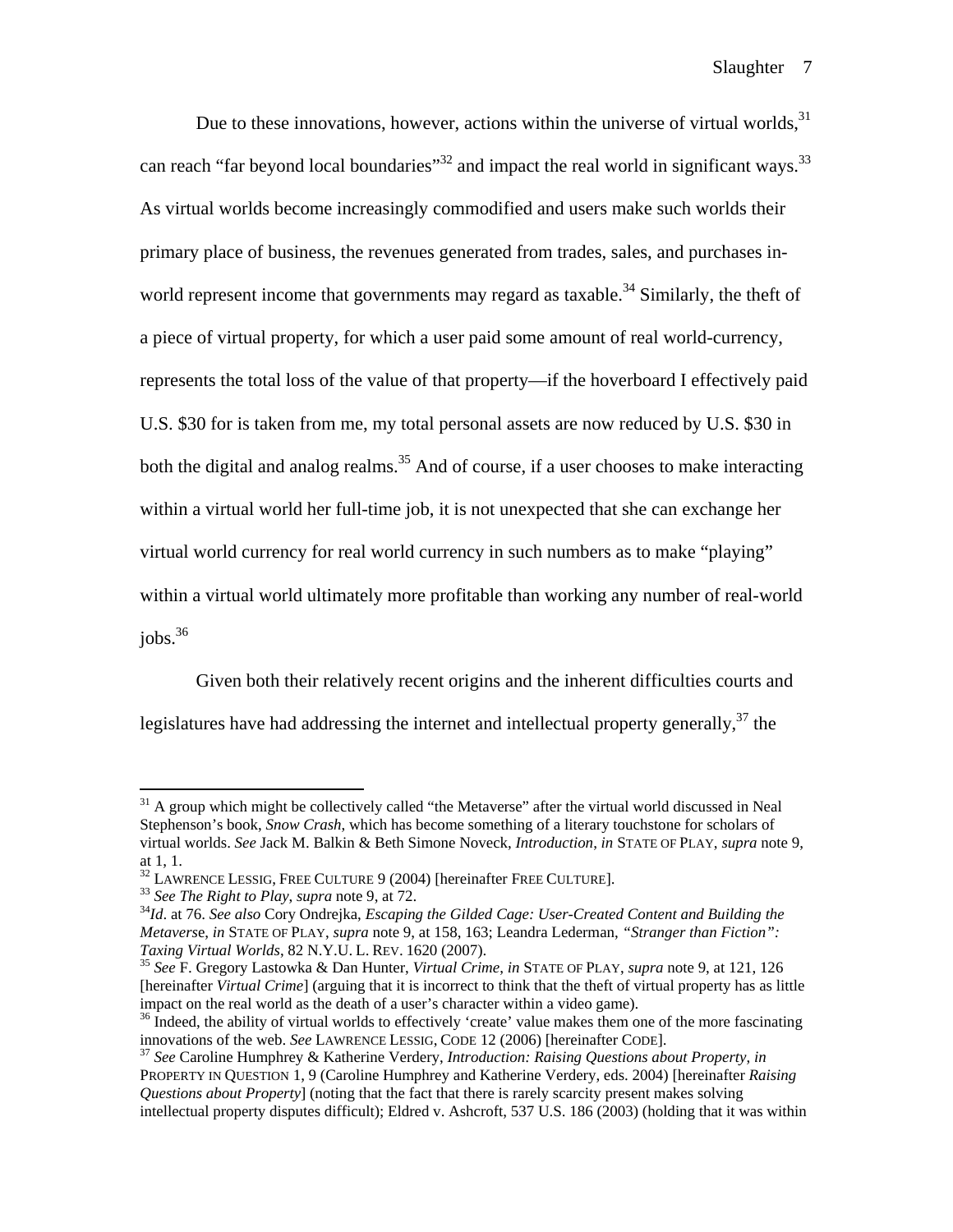Due to these innovations, however, actions within the universe of virtual worlds,[31] can reach "far beyond local boundaries"[32] and impact the real world in significant ways.[33] As virtual worlds become increasingly commodified and users make such worlds their primary place of business, the revenues generated from trades, sales, and purchases in-world represent income that governments may regard as taxable.[34] Similarly, the theft of a piece of virtual property, for which a user paid some amount of real world-currency, represents the total loss of the value of that property—if the hoverboard I effectively paid U.S. $30 for is taken from me, my total personal assets are now reduced by U.S. $30 in both the digital and analog realms.[35] And of course, if a user chooses to make interacting within a virtual world her full-time job, it is not unexpected that she can exchange her virtual world currency for real world currency in such numbers as to make "playing" within a virtual world ultimately more profitable than working any number of real-world jobs.[36]

Given both their relatively recent origins and the inherent difficulties courts and legislatures have had addressing the internet and intellectual property generally,[37] the

---

[31] A group which might be collectively called "the Metaverse" after the virtual world discussed in Neal Stephenson's book, *Snow Crash*, which has become something of a literary touchstone for scholars of virtual worlds. *See* Jack M. Balkin & Beth Simone Noveck, *Introduction*, *in* STATE OF PLAY, *supra* note 9, at 1, 1.

[32] LAWRENCE LESSIG, FREE CULTURE 9 (2004) [hereinafter FREE CULTURE].

[33] *See The Right to Play*, *supra* note 9, at 72.

[34] *Id.* at 76. *See also* Cory Ondrejka, *Escaping the Gilded Cage: User-Created Content and Building the Metaverse*, *in* STATE OF PLAY, *supra* note 9, at 158, 163; Leandra Lederman, *"Stranger than Fiction": Taxing Virtual Worlds*, 82 N.Y.U. L. REV. 1620 (2007).

[35] *See* F. Gregory Lastowka & Dan Hunter, *Virtual Crime*, *in* STATE OF PLAY, *supra* note 9, at 121, 126 [hereinafter *Virtual Crime*] (arguing that it is incorrect to think that the theft of virtual property has as little impact on the real world as the death of a user's character within a video game).

[36] Indeed, the ability of virtual worlds to effectively 'create' value makes them one of the more fascinating innovations of the web. *See* LAWRENCE LESSIG, CODE 12 (2006) [hereinafter CODE].

[37] *See* Caroline Humphrey & Katherine Verdery, *Introduction: Raising Questions about Property*, *in* PROPERTY IN QUESTION 1, 9 (Caroline Humphrey and Katherine Verdery, eds. 2004) [hereinafter *Raising Questions about Property*] (noting that the fact that there is rarely scarcity present makes solving intellectual property disputes difficult); Eldred v. Ashcroft, 537 U.S. 186 (2003) (holding that it was within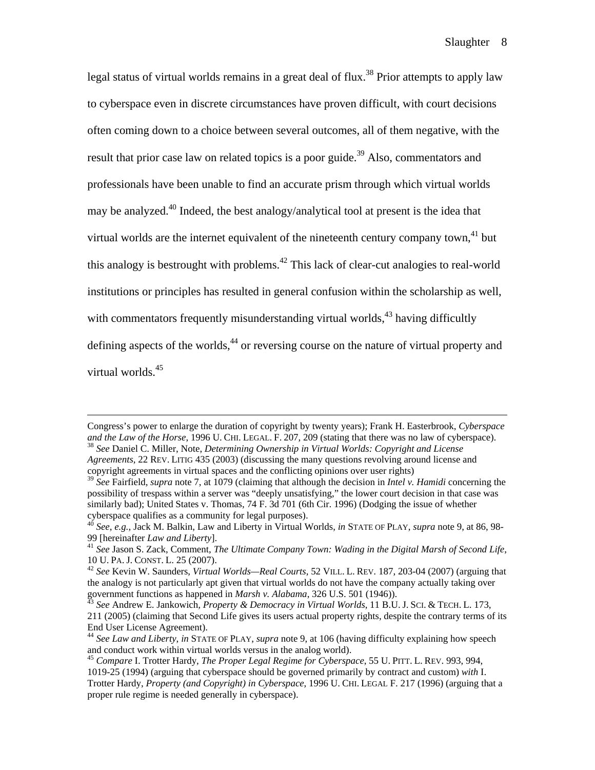legal status of virtual worlds remains in a great deal of flux.[38] Prior attempts to apply law to cyberspace even in discrete circumstances have proven difficult, with court decisions often coming down to a choice between several outcomes, all of them negative, with the result that prior case law on related topics is a poor guide.[39] Also, commentators and professionals have been unable to find an accurate prism through which virtual worlds may be analyzed.[40] Indeed, the best analogy/analytical tool at present is the idea that virtual worlds are the internet equivalent of the nineteenth century company town,[41] but this analogy is bestrought with problems.[42] This lack of clear-cut analogies to real-world institutions or principles has resulted in general confusion within the scholarship as well, with commentators frequently misunderstanding virtual worlds,[43] having difficultly defining aspects of the worlds,[44] or reversing course on the nature of virtual property and virtual worlds.[45]

---

Congress's power to enlarge the duration of copyright by twenty years); Frank H. Easterbrook, *Cyberspace and the Law of the Horse*, 1996 U. CHI. LEGAL. F. 207, 209 (stating that there was no law of cyberspace).

[38] *See* Daniel C. Miller, Note, *Determining Ownership in Virtual Worlds: Copyright and License Agreements*, 22 REV. LITIG 435 (2003) (discussing the many questions revolving around license and copyright agreements in virtual spaces and the conflicting opinions over user rights)

[39] *See* Fairfield, *supra* note 7, at 1079 (claiming that although the decision in *Intel v. Hamidi* concerning the possibility of trespass within a server was "deeply unsatisfying," the lower court decision in that case was similarly bad); United States v. Thomas, 74 F. 3d 701 (6th Cir. 1996) (Dodging the issue of whether cyberspace qualifies as a community for legal purposes).

[40] *See*, *e.g.*, Jack M. Balkin, Law and Liberty in Virtual Worlds, *in* STATE OF PLAY, *supra* note 9, at 86, 98-99 [hereinafter *Law and Liberty*].

[41] *See* Jason S. Zack, Comment, *The Ultimate Company Town: Wading in the Digital Marsh of Second Life*, 10 U. PA. J. CONST. L. 25 (2007).

[42] *See* Kevin W. Saunders, *Virtual Worlds—Real Courts*, 52 VILL. L. REV. 187, 203-04 (2007) (arguing that the analogy is not particularly apt given that virtual worlds do not have the company actually taking over government functions as happened in *Marsh v. Alabama*, 326 U.S. 501 (1946)).

[43] *See* Andrew E. Jankowich, *Property & Democracy in Virtual Worlds*, 11 B.U. J. SCI. & TECH. L. 173, 211 (2005) (claiming that Second Life gives its users actual property rights, despite the contrary terms of its End User License Agreement).

[44] *See Law and Liberty*, *in* STATE OF PLAY, *supra* note 9, at 106 (having difficulty explaining how speech and conduct work within virtual worlds versus in the analog world).

[45] *Compare* I. Trotter Hardy, *The Proper Legal Regime for Cyberspace*, 55 U. PITT. L. REV. 993, 994, 1019-25 (1994) (arguing that cyberspace should be governed primarily by contract and custom) *with* I. Trotter Hardy, *Property (and Copyright) in Cyberspace*, 1996 U. CHI. LEGAL F. 217 (1996) (arguing that a proper rule regime is needed generally in cyberspace).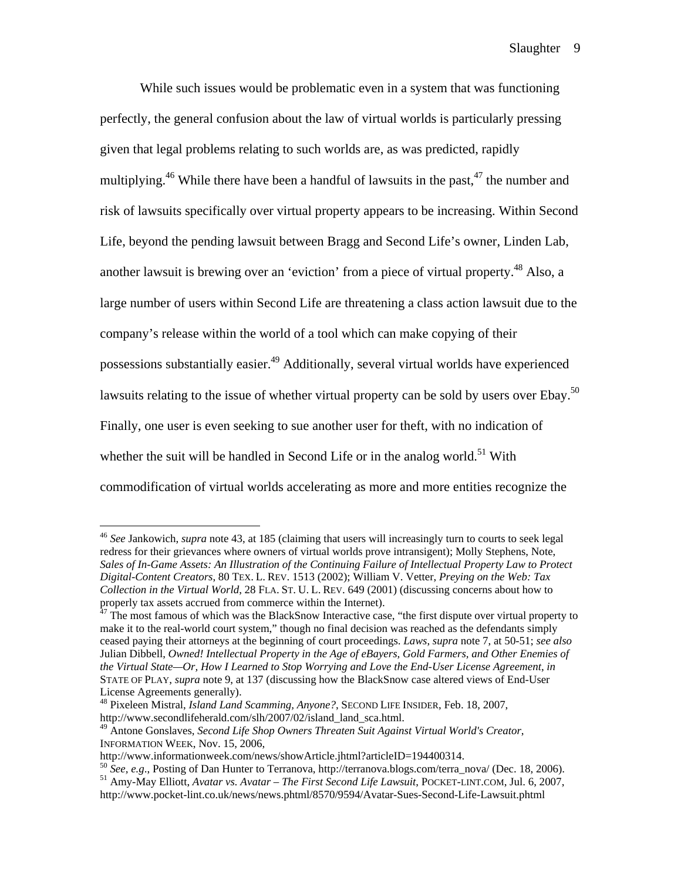While such issues would be problematic even in a system that was functioning perfectly, the general confusion about the law of virtual worlds is particularly pressing given that legal problems relating to such worlds are, as was predicted, rapidly multiplying.[46] While there have been a handful of lawsuits in the past,[47] the number and risk of lawsuits specifically over virtual property appears to be increasing. Within Second Life, beyond the pending lawsuit between Bragg and Second Life's owner, Linden Lab, another lawsuit is brewing over an 'eviction' from a piece of virtual property.[48] Also, a large number of users within Second Life are threatening a class action lawsuit due to the company's release within the world of a tool which can make copying of their possessions substantially easier.[49] Additionally, several virtual worlds have experienced lawsuits relating to the issue of whether virtual property can be sold by users over Ebay.[50] Finally, one user is even seeking to sue another user for theft, with no indication of whether the suit will be handled in Second Life or in the analog world.[51] With commodification of virtual worlds accelerating as more and more entities recognize the

---

[46] *See* Jankowich, *supra* note 43, at 185 (claiming that users will increasingly turn to courts to seek legal redress for their grievances where owners of virtual worlds prove intransigent); Molly Stephens, Note, *Sales of In-Game Assets: An Illustration of the Continuing Failure of Intellectual Property Law to Protect Digital-Content Creators*, 80 TEX. L. REV. 1513 (2002); William V. Vetter, *Preying on the Web: Tax Collection in the Virtual World*, 28 FLA. ST. U. L. REV. 649 (2001) (discussing concerns about how to properly tax assets accrued from commerce within the Internet).

[47] The most famous of which was the BlackSnow Interactive case, "the first dispute over virtual property to make it to the real-world court system," though no final decision was reached as the defendants simply ceased paying their attorneys at the beginning of court proceedings. *Laws*, *supra* note 7, at 50-51; *see also* Julian Dibbell, *Owned! Intellectual Property in the Age of eBayers, Gold Farmers, and Other Enemies of the Virtual State—Or, How I Learned to Stop Worrying and Love the End-User License Agreement*, *in* STATE OF PLAY, *supra* note 9, at 137 (discussing how the BlackSnow case altered views of End-User License Agreements generally).

[48] Pixeleen Mistral, *Island Land Scamming, Anyone?*, SECOND LIFE INSIDER, Feb. 18, 2007, http://www.secondlifeherald.com/slh/2007/02/island_land_sca.html.

[49] Antone Gonslaves, *Second Life Shop Owners Threaten Suit Against Virtual World's Creator*, INFORMATION WEEK, Nov. 15, 2006, http://www.informationweek.com/news/showArticle.jhtml?articleID=194400314.

[50] *See, e.g.*, Posting of Dan Hunter to Terranova, http://terranova.blogs.com/terra_nova/ (Dec. 18, 2006).

[51] Amy-May Elliott, *Avatar vs. Avatar – The First Second Life Lawsuit*, POCKET-LINT.COM, Jul. 6, 2007, http://www.pocket-lint.co.uk/news/news.phtml/8570/9594/Avatar-Sues-Second-Life-Lawsuit.phtml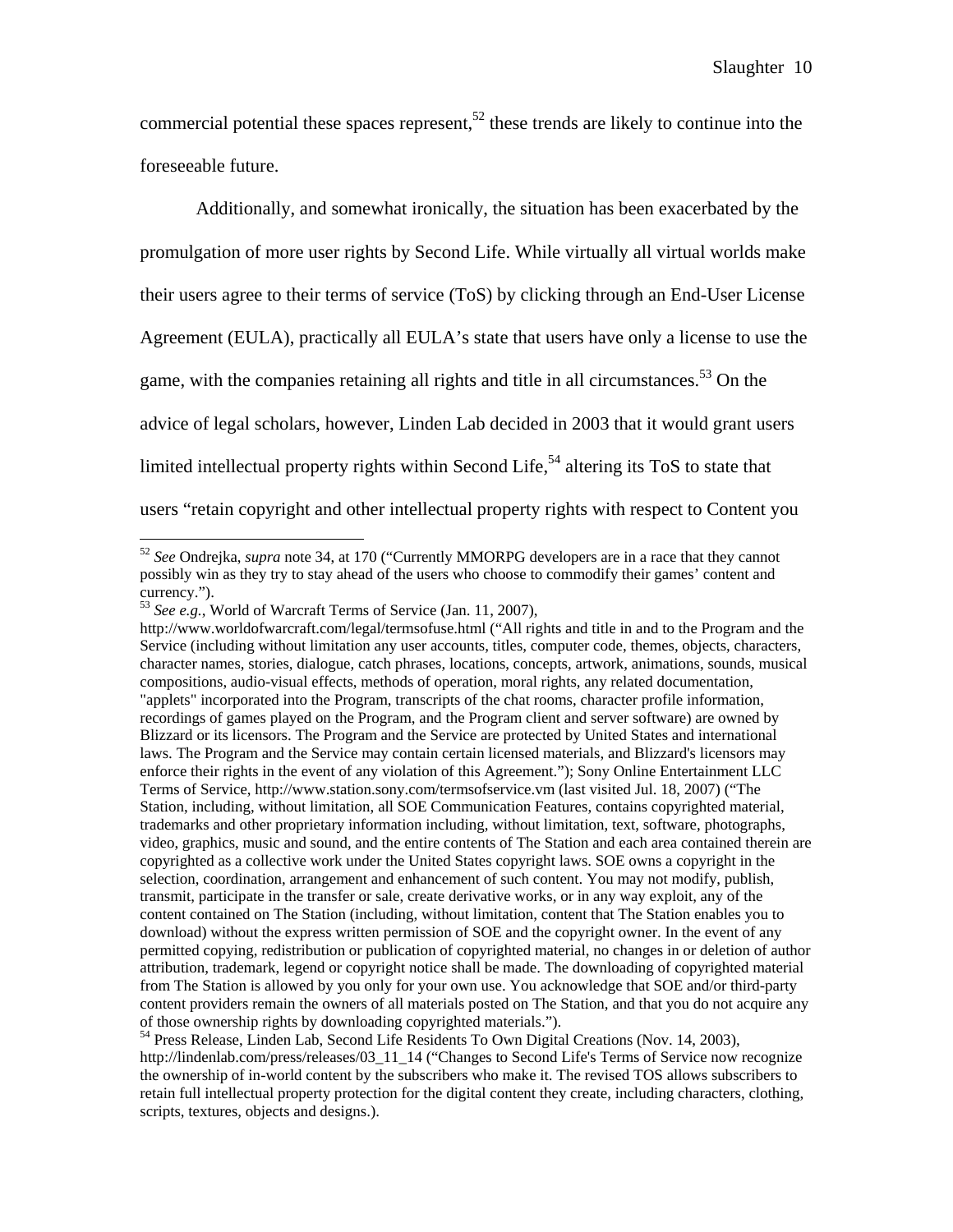commercial potential these spaces represent,[52] these trends are likely to continue into the foreseeable future.

Additionally, and somewhat ironically, the situation has been exacerbated by the promulgation of more user rights by Second Life. While virtually all virtual worlds make their users agree to their terms of service (ToS) by clicking through an End-User License Agreement (EULA), practically all EULA's state that users have only a license to use the game, with the companies retaining all rights and title in all circumstances.[53] On the advice of legal scholars, however, Linden Lab decided in 2003 that it would grant users limited intellectual property rights within Second Life,[54] altering its ToS to state that users "retain copyright and other intellectual property rights with respect to Content you

---

[52] *See* Ondrejka, *supra* note 34, at 170 ("Currently MMORPG developers are in a race that they cannot possibly win as they try to stay ahead of the users who choose to commodify their games' content and currency.").

[53] *See e.g.*, World of Warcraft Terms of Service (Jan. 11, 2007), http://www.worldofwarcraft.com/legal/termsofuse.html ("All rights and title in and to the Program and the Service (including without limitation any user accounts, titles, computer code, themes, objects, characters, character names, stories, dialogue, catch phrases, locations, concepts, artwork, animations, sounds, musical compositions, audio-visual effects, methods of operation, moral rights, any related documentation, "applets" incorporated into the Program, transcripts of the chat rooms, character profile information, recordings of games played on the Program, and the Program client and server software) are owned by Blizzard or its licensors. The Program and the Service are protected by United States and international laws. The Program and the Service may contain certain licensed materials, and Blizzard's licensors may enforce their rights in the event of any violation of this Agreement."); Sony Online Entertainment LLC Terms of Service, http://www.station.sony.com/termsofservice.vm (last visited Jul. 18, 2007) ("The Station, including, without limitation, all SOE Communication Features, contains copyrighted material, trademarks and other proprietary information including, without limitation, text, software, photographs, video, graphics, music and sound, and the entire contents of The Station and each area contained therein are copyrighted as a collective work under the United States copyright laws. SOE owns a copyright in the selection, coordination, arrangement and enhancement of such content. You may not modify, publish, transmit, participate in the transfer or sale, create derivative works, or in any way exploit, any of the content contained on The Station (including, without limitation, content that The Station enables you to download) without the express written permission of SOE and the copyright owner. In the event of any permitted copying, redistribution or publication of copyrighted material, no changes in or deletion of author attribution, trademark, legend or copyright notice shall be made. The downloading of copyrighted material from The Station is allowed by you only for your own use. You acknowledge that SOE and/or third-party content providers remain the owners of all materials posted on The Station, and that you do not acquire any of those ownership rights by downloading copyrighted materials.").

[54] Press Release, Linden Lab, Second Life Residents To Own Digital Creations (Nov. 14, 2003), http://lindenlab.com/press/releases/03_11_14 ("Changes to Second Life's Terms of Service now recognize the ownership of in-world content by the subscribers who make it. The revised TOS allows subscribers to retain full intellectual property protection for the digital content they create, including characters, clothing, scripts, textures, objects and designs.).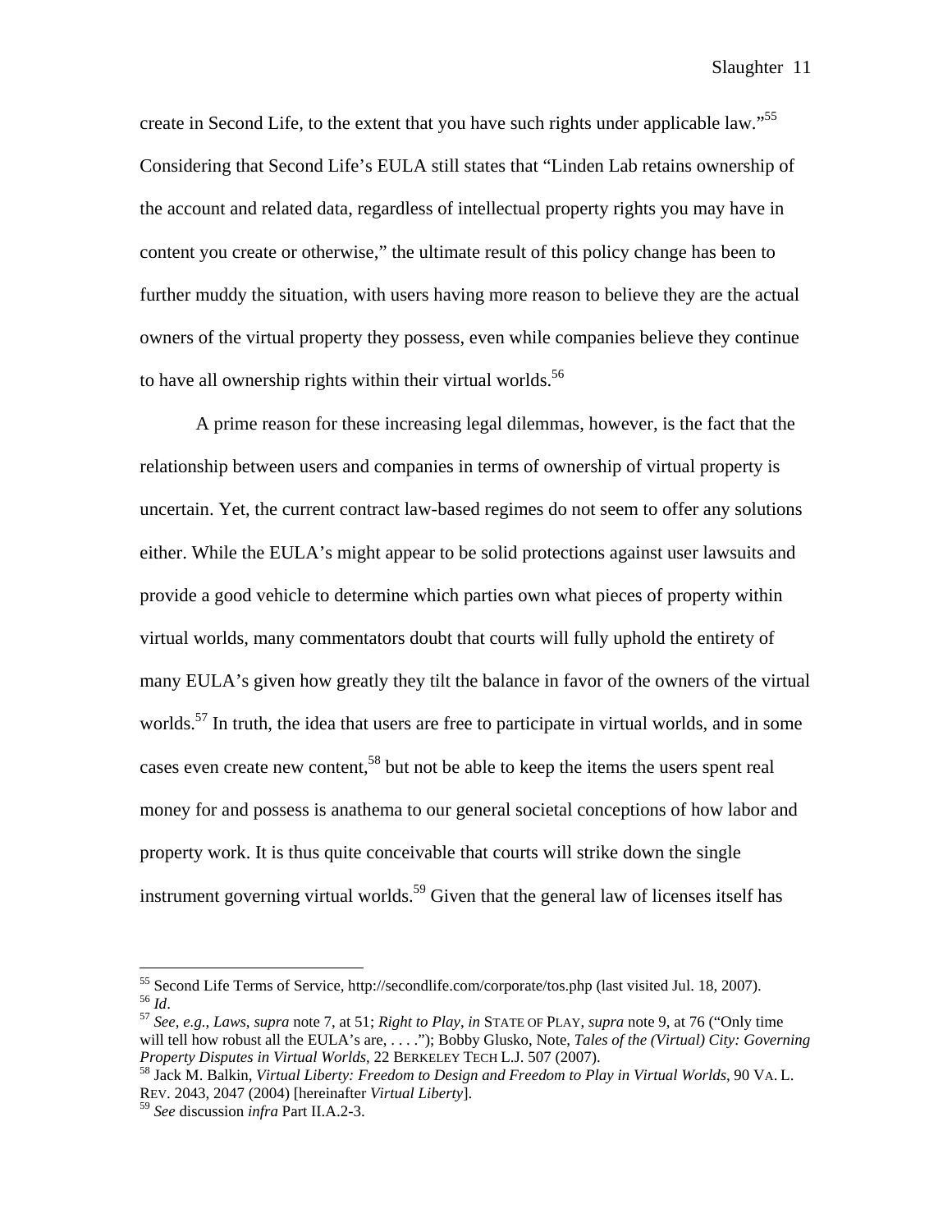create in Second Life, to the extent that you have such rights under applicable law."[55] Considering that Second Life's EULA still states that "Linden Lab retains ownership of the account and related data, regardless of intellectual property rights you may have in content you create or otherwise," the ultimate result of this policy change has been to further muddy the situation, with users having more reason to believe they are the actual owners of the virtual property they possess, even while companies believe they continue to have all ownership rights within their virtual worlds.[56]

A prime reason for these increasing legal dilemmas, however, is the fact that the relationship between users and companies in terms of ownership of virtual property is uncertain. Yet, the current contract law-based regimes do not seem to offer any solutions either. While the EULA's might appear to be solid protections against user lawsuits and provide a good vehicle to determine which parties own what pieces of property within virtual worlds, many commentators doubt that courts will fully uphold the entirety of many EULA's given how greatly they tilt the balance in favor of the owners of the virtual worlds.[57] In truth, the idea that users are free to participate in virtual worlds, and in some cases even create new content,[58] but not be able to keep the items the users spent real money for and possess is anathema to our general societal conceptions of how labor and property work. It is thus quite conceivable that courts will strike down the single instrument governing virtual worlds.[59] Given that the general law of licenses itself has

---

[55] Second Life Terms of Service, http://secondlife.com/corporate/tos.php (last visited Jul. 18, 2007).
[56] *Id*.
[57] *See, e.g.*, *Laws*, *supra* note 7, at 51; *Right to Play*, *in* STATE OF PLAY, *supra* note 9, at 76 ("Only time will tell how robust all the EULA's are, . . . ."); Bobby Glusko, Note, *Tales of the (Virtual) City: Governing Property Disputes in Virtual Worlds*, 22 BERKELEY TECH L.J. 507 (2007).
[58] Jack M. Balkin, *Virtual Liberty: Freedom to Design and Freedom to Play in Virtual Worlds*, 90 VA. L. REV. 2043, 2047 (2004) [hereinafter *Virtual Liberty*].
[59] *See* discussion *infra* Part II.A.2-3.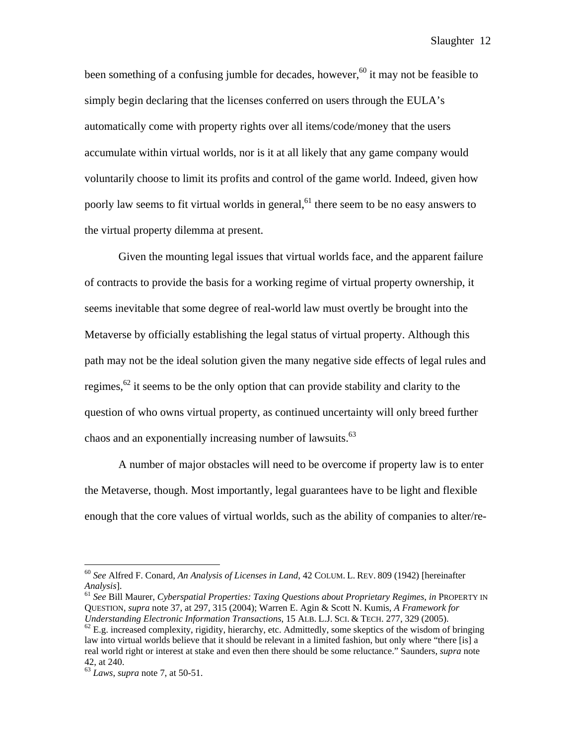been something of a confusing jumble for decades, however,[60] it may not be feasible to simply begin declaring that the licenses conferred on users through the EULA's automatically come with property rights over all items/code/money that the users accumulate within virtual worlds, nor is it at all likely that any game company would voluntarily choose to limit its profits and control of the game world. Indeed, given how poorly law seems to fit virtual worlds in general,[61] there seem to be no easy answers to the virtual property dilemma at present.

Given the mounting legal issues that virtual worlds face, and the apparent failure of contracts to provide the basis for a working regime of virtual property ownership, it seems inevitable that some degree of real-world law must overtly be brought into the Metaverse by officially establishing the legal status of virtual property. Although this path may not be the ideal solution given the many negative side effects of legal rules and regimes,[62] it seems to be the only option that can provide stability and clarity to the question of who owns virtual property, as continued uncertainty will only breed further chaos and an exponentially increasing number of lawsuits.[63]

A number of major obstacles will need to be overcome if property law is to enter the Metaverse, though. Most importantly, legal guarantees have to be light and flexible enough that the core values of virtual worlds, such as the ability of companies to alter/re-

---

[60] *See* Alfred F. Conard, *An Analysis of Licenses in Land*, 42 COLUM. L. REV. 809 (1942) [hereinafter *Analysis*].

[61] *See* Bill Maurer, *Cyberspatial Properties: Taxing Questions about Proprietary Regimes*, *in* PROPERTY IN QUESTION, *supra* note 37, at 297, 315 (2004); Warren E. Agin & Scott N. Kumis, *A Framework for Understanding Electronic Information Transactions*, 15 ALB. L.J. SCI. & TECH. 277, 329 (2005).

[62] E.g. increased complexity, rigidity, hierarchy, etc. Admittedly, some skeptics of the wisdom of bringing law into virtual worlds believe that it should be relevant in a limited fashion, but only where "there [is] a real world right or interest at stake and even then there should be some reluctance." Saunders, *supra* note 42, at 240.

[63] *Laws*, *supra* note 7, at 50-51.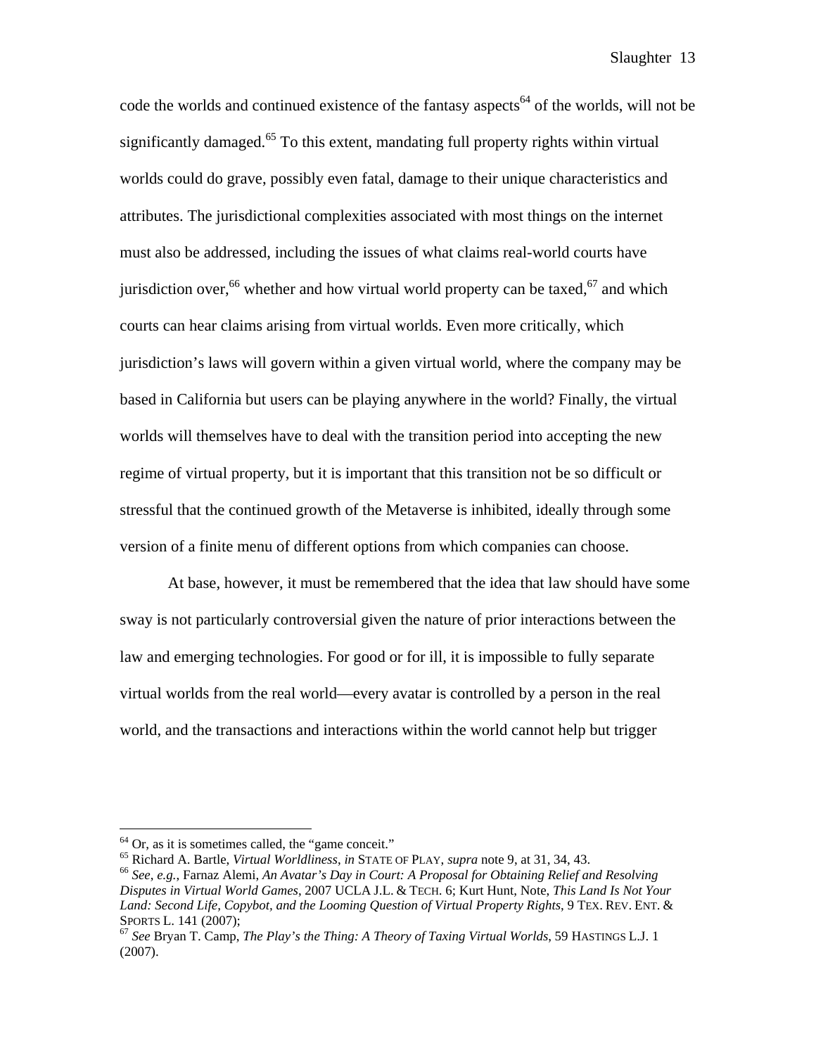code the worlds and continued existence of the fantasy aspects[64] of the worlds, will not be significantly damaged.[65] To this extent, mandating full property rights within virtual worlds could do grave, possibly even fatal, damage to their unique characteristics and attributes. The jurisdictional complexities associated with most things on the internet must also be addressed, including the issues of what claims real-world courts have jurisdiction over,[66] whether and how virtual world property can be taxed,[67] and which courts can hear claims arising from virtual worlds. Even more critically, which jurisdiction's laws will govern within a given virtual world, where the company may be based in California but users can be playing anywhere in the world? Finally, the virtual worlds will themselves have to deal with the transition period into accepting the new regime of virtual property, but it is important that this transition not be so difficult or stressful that the continued growth of the Metaverse is inhibited, ideally through some version of a finite menu of different options from which companies can choose.

At base, however, it must be remembered that the idea that law should have some sway is not particularly controversial given the nature of prior interactions between the law and emerging technologies. For good or for ill, it is impossible to fully separate virtual worlds from the real world—every avatar is controlled by a person in the real world, and the transactions and interactions within the world cannot help but trigger

---

[64] Or, as it is sometimes called, the "game conceit."

[65] Richard A. Bartle, *Virtual Worldliness*, *in* STATE OF PLAY, *supra* note 9, at 31, 34, 43.

[66] *See, e.g.*, Farnaz Alemi, *An Avatar's Day in Court: A Proposal for Obtaining Relief and Resolving Disputes in Virtual World Games*, 2007 UCLA J.L. & TECH. 6; Kurt Hunt, Note, *This Land Is Not Your Land: Second Life, Copybot, and the Looming Question of Virtual Property Rights*, 9 TEX. REV. ENT. & SPORTS L. 141 (2007);

[67] *See* Bryan T. Camp, *The Play's the Thing: A Theory of Taxing Virtual Worlds*, 59 HASTINGS L.J. 1 (2007).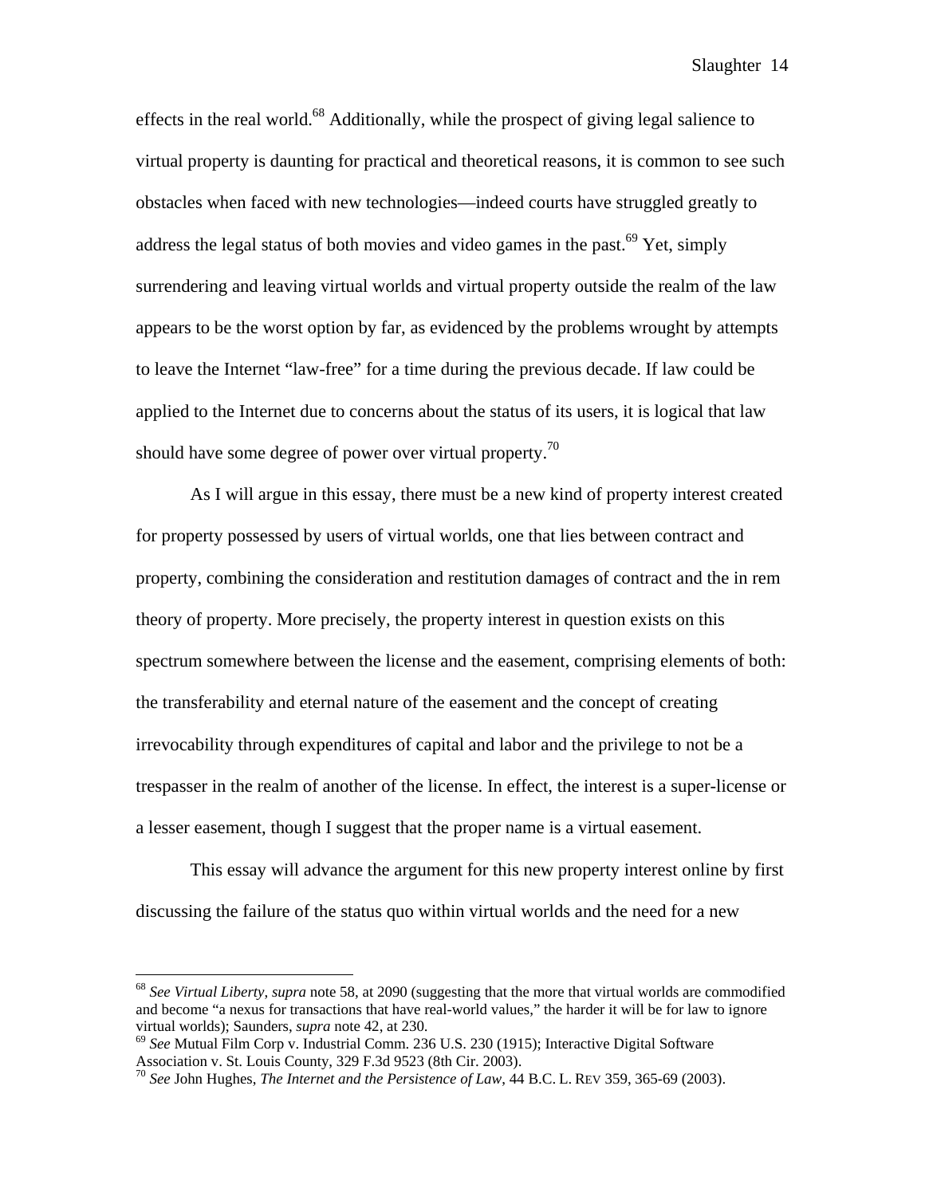effects in the real world.[68] Additionally, while the prospect of giving legal salience to virtual property is daunting for practical and theoretical reasons, it is common to see such obstacles when faced with new technologies—indeed courts have struggled greatly to address the legal status of both movies and video games in the past.[69] Yet, simply surrendering and leaving virtual worlds and virtual property outside the realm of the law appears to be the worst option by far, as evidenced by the problems wrought by attempts to leave the Internet "law-free" for a time during the previous decade. If law could be applied to the Internet due to concerns about the status of its users, it is logical that law should have some degree of power over virtual property.[70]

As I will argue in this essay, there must be a new kind of property interest created for property possessed by users of virtual worlds, one that lies between contract and property, combining the consideration and restitution damages of contract and the in rem theory of property. More precisely, the property interest in question exists on this spectrum somewhere between the license and the easement, comprising elements of both: the transferability and eternal nature of the easement and the concept of creating irrevocability through expenditures of capital and labor and the privilege to not be a trespasser in the realm of another of the license. In effect, the interest is a super-license or a lesser easement, though I suggest that the proper name is a virtual easement.

This essay will advance the argument for this new property interest online by first discussing the failure of the status quo within virtual worlds and the need for a new

---

[68] *See Virtual Liberty*, *supra* note 58, at 2090 (suggesting that the more that virtual worlds are commodified and become "a nexus for transactions that have real-world values," the harder it will be for law to ignore virtual worlds); Saunders, *supra* note 42, at 230.

[69] *See* Mutual Film Corp v. Industrial Comm. 236 U.S. 230 (1915); Interactive Digital Software Association v. St. Louis County, 329 F.3d 9523 (8th Cir. 2003).

[70] *See* John Hughes, *The Internet and the Persistence of Law*, 44 B.C. L. REV 359, 365-69 (2003).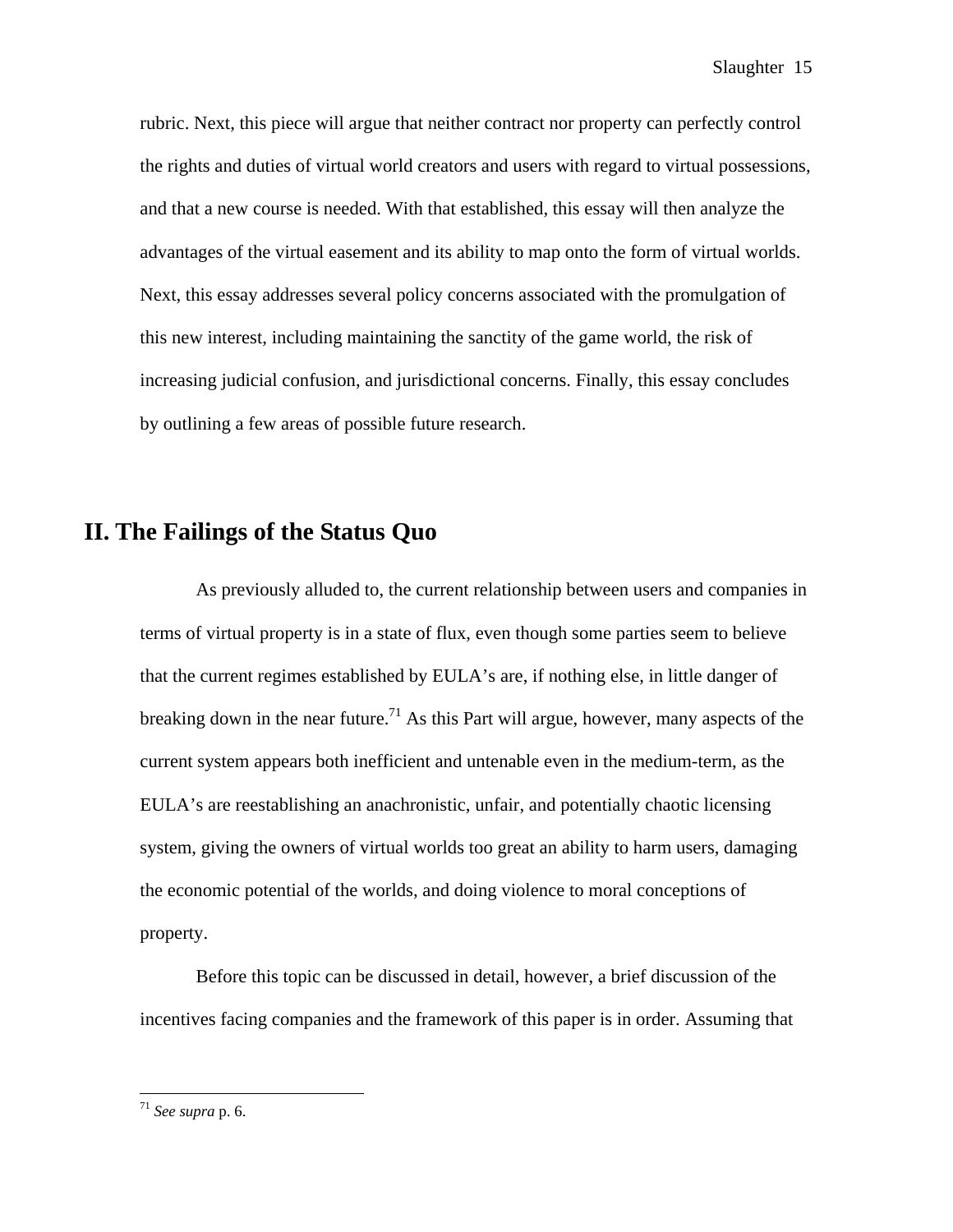rubric. Next, this piece will argue that neither contract nor property can perfectly control the rights and duties of virtual world creators and users with regard to virtual possessions, and that a new course is needed. With that established, this essay will then analyze the advantages of the virtual easement and its ability to map onto the form of virtual worlds. Next, this essay addresses several policy concerns associated with the promulgation of this new interest, including maintaining the sanctity of the game world, the risk of increasing judicial confusion, and jurisdictional concerns. Finally, this essay concludes by outlining a few areas of possible future research.

## II. The Failings of the Status Quo

As previously alluded to, the current relationship between users and companies in terms of virtual property is in a state of flux, even though some parties seem to believe that the current regimes established by EULA's are, if nothing else, in little danger of breaking down in the near future.[71] As this Part will argue, however, many aspects of the current system appears both inefficient and untenable even in the medium-term, as the EULA's are reestablishing an anachronistic, unfair, and potentially chaotic licensing system, giving the owners of virtual worlds too great an ability to harm users, damaging the economic potential of the worlds, and doing violence to moral conceptions of property.

Before this topic can be discussed in detail, however, a brief discussion of the incentives facing companies and the framework of this paper is in order. Assuming that

---

[71] *See supra* p. 6.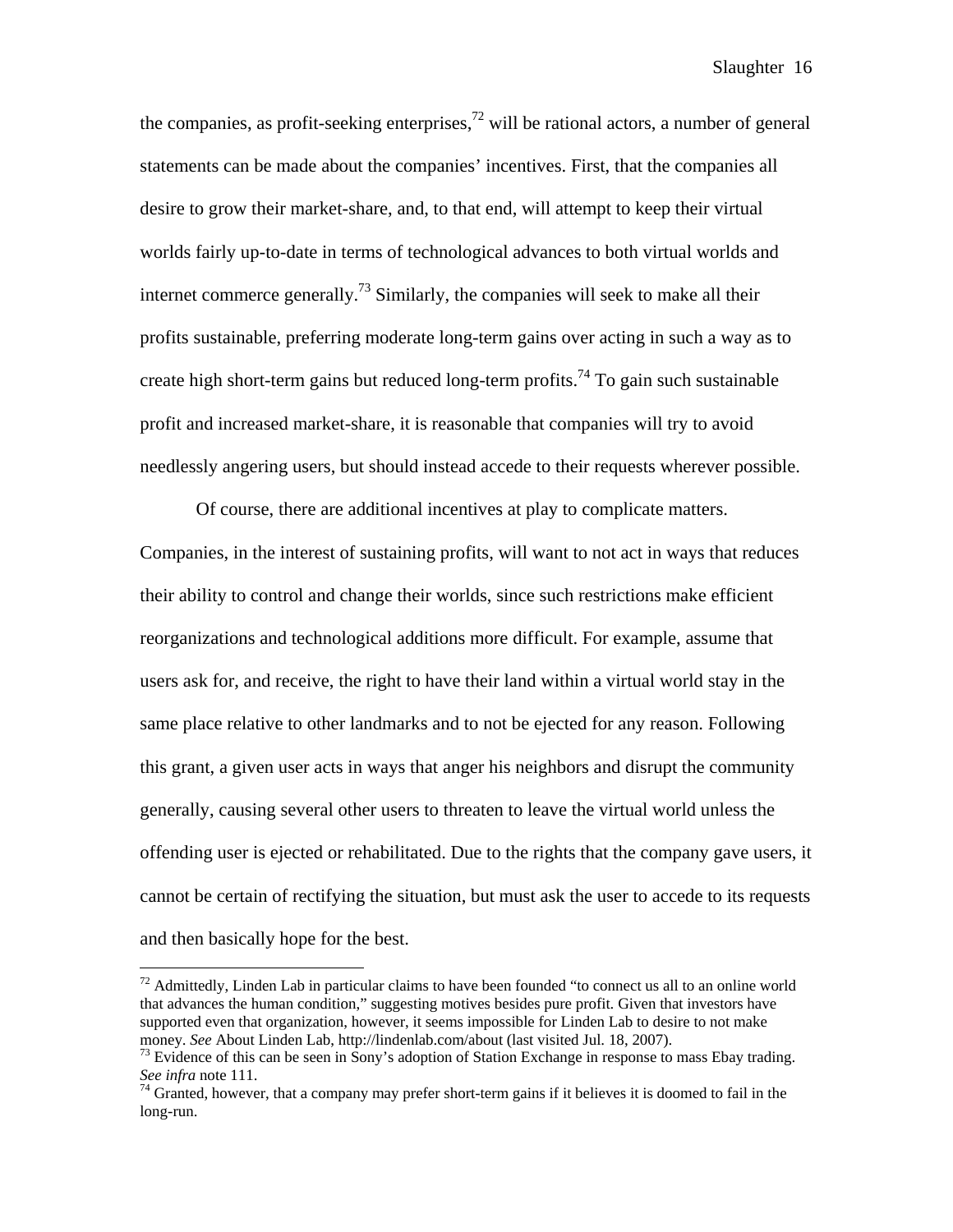the companies, as profit-seeking enterprises,[72] will be rational actors, a number of general statements can be made about the companies' incentives. First, that the companies all desire to grow their market-share, and, to that end, will attempt to keep their virtual worlds fairly up-to-date in terms of technological advances to both virtual worlds and internet commerce generally.[73] Similarly, the companies will seek to make all their profits sustainable, preferring moderate long-term gains over acting in such a way as to create high short-term gains but reduced long-term profits.[74] To gain such sustainable profit and increased market-share, it is reasonable that companies will try to avoid needlessly angering users, but should instead accede to their requests wherever possible.

Of course, there are additional incentives at play to complicate matters. Companies, in the interest of sustaining profits, will want to not act in ways that reduces their ability to control and change their worlds, since such restrictions make efficient reorganizations and technological additions more difficult. For example, assume that users ask for, and receive, the right to have their land within a virtual world stay in the same place relative to other landmarks and to not be ejected for any reason. Following this grant, a given user acts in ways that anger his neighbors and disrupt the community generally, causing several other users to threaten to leave the virtual world unless the offending user is ejected or rehabilitated. Due to the rights that the company gave users, it cannot be certain of rectifying the situation, but must ask the user to accede to its requests and then basically hope for the best.

---

[72] Admittedly, Linden Lab in particular claims to have been founded "to connect us all to an online world that advances the human condition," suggesting motives besides pure profit. Given that investors have supported even that organization, however, it seems impossible for Linden Lab to desire to not make money. *See* About Linden Lab, http://lindenlab.com/about (last visited Jul. 18, 2007).

[73] Evidence of this can be seen in Sony's adoption of Station Exchange in response to mass Ebay trading. *See infra* note 111.

[74] Granted, however, that a company may prefer short-term gains if it believes it is doomed to fail in the long-run.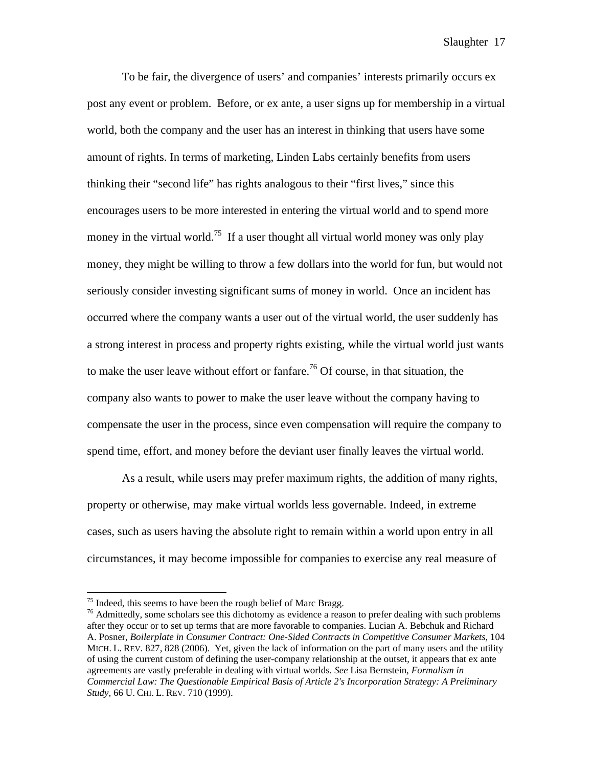To be fair, the divergence of users' and companies' interests primarily occurs ex post any event or problem. Before, or ex ante, a user signs up for membership in a virtual world, both the company and the user has an interest in thinking that users have some amount of rights. In terms of marketing, Linden Labs certainly benefits from users thinking their "second life" has rights analogous to their "first lives," since this encourages users to be more interested in entering the virtual world and to spend more money in the virtual world.[75] If a user thought all virtual world money was only play money, they might be willing to throw a few dollars into the world for fun, but would not seriously consider investing significant sums of money in world. Once an incident has occurred where the company wants a user out of the virtual world, the user suddenly has a strong interest in process and property rights existing, while the virtual world just wants to make the user leave without effort or fanfare.[76] Of course, in that situation, the company also wants to power to make the user leave without the company having to compensate the user in the process, since even compensation will require the company to spend time, effort, and money before the deviant user finally leaves the virtual world.

As a result, while users may prefer maximum rights, the addition of many rights, property or otherwise, may make virtual worlds less governable. Indeed, in extreme cases, such as users having the absolute right to remain within a world upon entry in all circumstances, it may become impossible for companies to exercise any real measure of

---

[75] Indeed, this seems to have been the rough belief of Marc Bragg.

[76] Admittedly, some scholars see this dichotomy as evidence a reason to prefer dealing with such problems after they occur or to set up terms that are more favorable to companies. Lucian A. Bebchuk and Richard A. Posner, *Boilerplate in Consumer Contract: One-Sided Contracts in Competitive Consumer Markets*, 104 MICH. L. REV. 827, 828 (2006). Yet, given the lack of information on the part of many users and the utility of using the current custom of defining the user-company relationship at the outset, it appears that ex ante agreements are vastly preferable in dealing with virtual worlds. *See* Lisa Bernstein, *Formalism in Commercial Law: The Questionable Empirical Basis of Article 2's Incorporation Strategy: A Preliminary Study*, 66 U. CHI. L. REV. 710 (1999).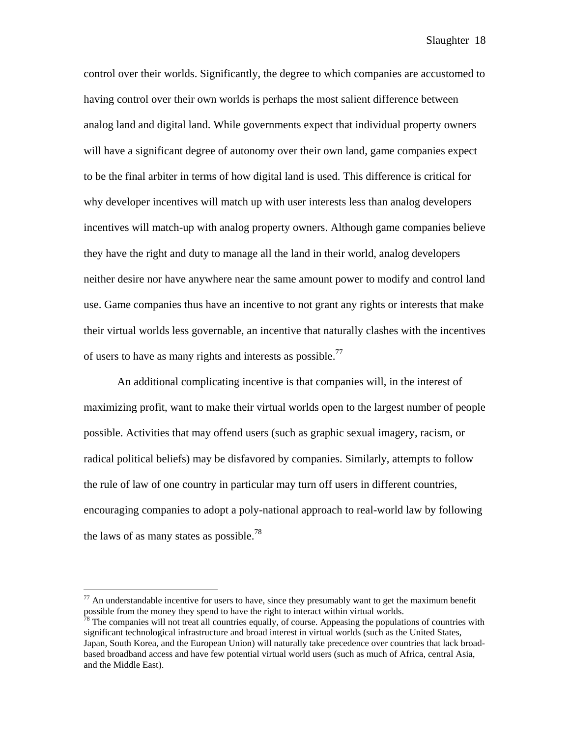control over their worlds. Significantly, the degree to which companies are accustomed to having control over their own worlds is perhaps the most salient difference between analog land and digital land. While governments expect that individual property owners will have a significant degree of autonomy over their own land, game companies expect to be the final arbiter in terms of how digital land is used. This difference is critical for why developer incentives will match up with user interests less than analog developers incentives will match-up with analog property owners. Although game companies believe they have the right and duty to manage all the land in their world, analog developers neither desire nor have anywhere near the same amount power to modify and control land use. Game companies thus have an incentive to not grant any rights or interests that make their virtual worlds less governable, an incentive that naturally clashes with the incentives of users to have as many rights and interests as possible.[77]

An additional complicating incentive is that companies will, in the interest of maximizing profit, want to make their virtual worlds open to the largest number of people possible. Activities that may offend users (such as graphic sexual imagery, racism, or radical political beliefs) may be disfavored by companies. Similarly, attempts to follow the rule of law of one country in particular may turn off users in different countries, encouraging companies to adopt a poly-national approach to real-world law by following the laws of as many states as possible.[78]

---

[77] An understandable incentive for users to have, since they presumably want to get the maximum benefit possible from the money they spend to have the right to interact within virtual worlds.

[78] The companies will not treat all countries equally, of course. Appeasing the populations of countries with significant technological infrastructure and broad interest in virtual worlds (such as the United States, Japan, South Korea, and the European Union) will naturally take precedence over countries that lack broad-based broadband access and have few potential virtual world users (such as much of Africa, central Asia, and the Middle East).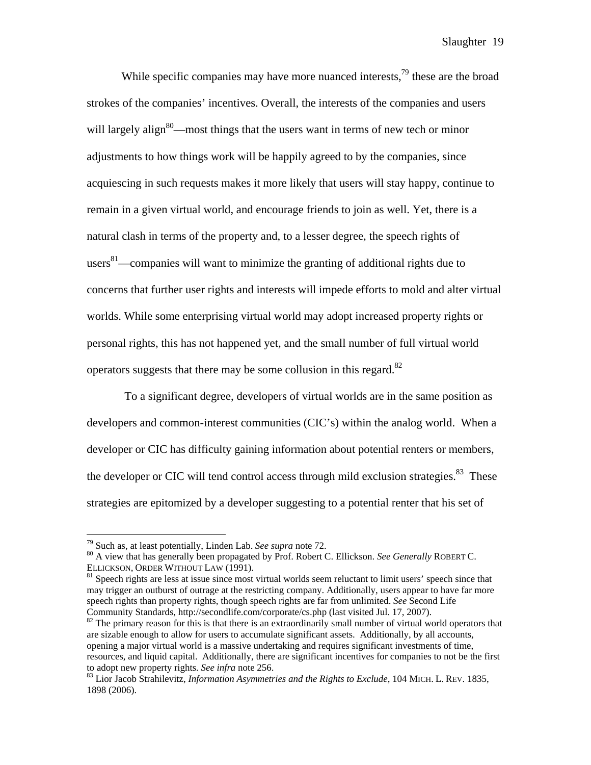While specific companies may have more nuanced interests,[79] these are the broad strokes of the companies' incentives. Overall, the interests of the companies and users will largely align[80]—most things that the users want in terms of new tech or minor adjustments to how things work will be happily agreed to by the companies, since acquiescing in such requests makes it more likely that users will stay happy, continue to remain in a given virtual world, and encourage friends to join as well. Yet, there is a natural clash in terms of the property and, to a lesser degree, the speech rights of users[81]—companies will want to minimize the granting of additional rights due to concerns that further user rights and interests will impede efforts to mold and alter virtual worlds. While some enterprising virtual world may adopt increased property rights or personal rights, this has not happened yet, and the small number of full virtual world operators suggests that there may be some collusion in this regard.[82]

To a significant degree, developers of virtual worlds are in the same position as developers and common-interest communities (CIC's) within the analog world. When a developer or CIC has difficulty gaining information about potential renters or members, the developer or CIC will tend control access through mild exclusion strategies.[83] These strategies are epitomized by a developer suggesting to a potential renter that his set of

---

[79] Such as, at least potentially, Linden Lab. *See supra* note 72.

[80] A view that has generally been propagated by Prof. Robert C. Ellickson. *See Generally* ROBERT C. ELLICKSON, ORDER WITHOUT LAW (1991).

[81] Speech rights are less at issue since most virtual worlds seem reluctant to limit users' speech since that may trigger an outburst of outrage at the restricting company. Additionally, users appear to have far more speech rights than property rights, though speech rights are far from unlimited. *See* Second Life Community Standards, http://secondlife.com/corporate/cs.php (last visited Jul. 17, 2007).

[82] The primary reason for this is that there is an extraordinarily small number of virtual world operators that are sizable enough to allow for users to accumulate significant assets. Additionally, by all accounts, opening a major virtual world is a massive undertaking and requires significant investments of time, resources, and liquid capital. Additionally, there are significant incentives for companies to not be the first to adopt new property rights. *See infra* note 256.

[83] Lior Jacob Strahilevitz, *Information Asymmetries and the Rights to Exclude*, 104 MICH. L. REV. 1835, 1898 (2006).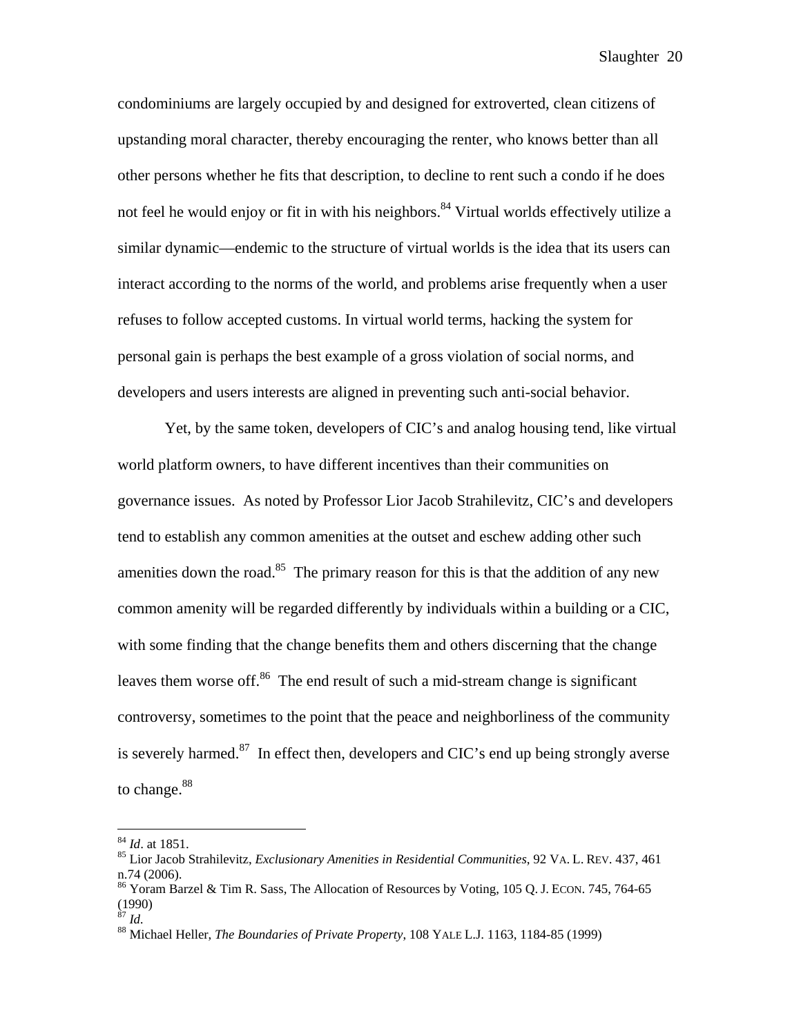condominiums are largely occupied by and designed for extroverted, clean citizens of upstanding moral character, thereby encouraging the renter, who knows better than all other persons whether he fits that description, to decline to rent such a condo if he does not feel he would enjoy or fit in with his neighbors.[84] Virtual worlds effectively utilize a similar dynamic—endemic to the structure of virtual worlds is the idea that its users can interact according to the norms of the world, and problems arise frequently when a user refuses to follow accepted customs. In virtual world terms, hacking the system for personal gain is perhaps the best example of a gross violation of social norms, and developers and users interests are aligned in preventing such anti-social behavior.

Yet, by the same token, developers of CIC's and analog housing tend, like virtual world platform owners, to have different incentives than their communities on governance issues. As noted by Professor Lior Jacob Strahilevitz, CIC's and developers tend to establish any common amenities at the outset and eschew adding other such amenities down the road.[85] The primary reason for this is that the addition of any new common amenity will be regarded differently by individuals within a building or a CIC, with some finding that the change benefits them and others discerning that the change leaves them worse off.[86] The end result of such a mid-stream change is significant controversy, sometimes to the point that the peace and neighborliness of the community is severely harmed.[87] In effect then, developers and CIC's end up being strongly averse to change.[88]

---

[84] *Id*. at 1851.

[85] Lior Jacob Strahilevitz, *Exclusionary Amenities in Residential Communities*, 92 VA. L. REV. 437, 461 n.74 (2006).

[86] Yoram Barzel & Tim R. Sass, The Allocation of Resources by Voting, 105 Q. J. ECON. 745, 764-65 (1990)

[87] *Id.*

[88] Michael Heller, *The Boundaries of Private Property*, 108 YALE L.J. 1163, 1184-85 (1999)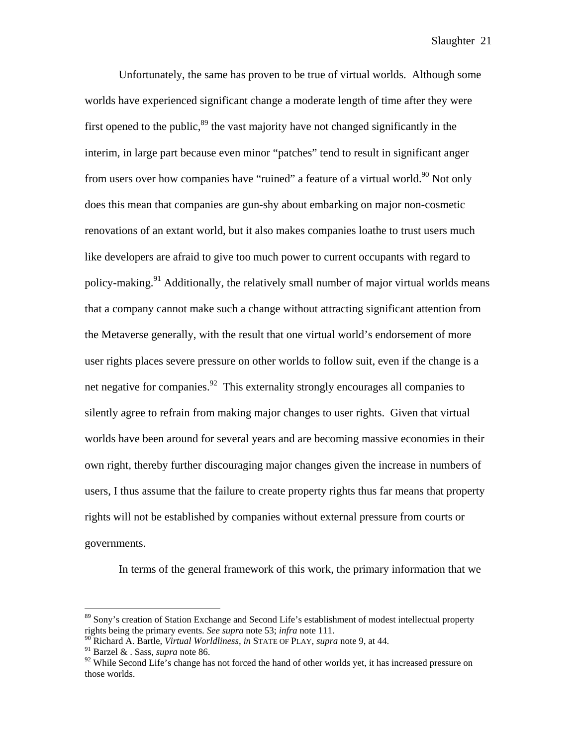Unfortunately, the same has proven to be true of virtual worlds. Although some worlds have experienced significant change a moderate length of time after they were first opened to the public,[89] the vast majority have not changed significantly in the interim, in large part because even minor "patches" tend to result in significant anger from users over how companies have "ruined" a feature of a virtual world.[90] Not only does this mean that companies are gun-shy about embarking on major non-cosmetic renovations of an extant world, but it also makes companies loathe to trust users much like developers are afraid to give too much power to current occupants with regard to policy-making.[91] Additionally, the relatively small number of major virtual worlds means that a company cannot make such a change without attracting significant attention from the Metaverse generally, with the result that one virtual world's endorsement of more user rights places severe pressure on other worlds to follow suit, even if the change is a net negative for companies.[92] This externality strongly encourages all companies to silently agree to refrain from making major changes to user rights. Given that virtual worlds have been around for several years and are becoming massive economies in their own right, thereby further discouraging major changes given the increase in numbers of users, I thus assume that the failure to create property rights thus far means that property rights will not be established by companies without external pressure from courts or governments.

In terms of the general framework of this work, the primary information that we

---

[89] Sony's creation of Station Exchange and Second Life's establishment of modest intellectual property rights being the primary events. *See supra* note 53; *infra* note 111.

[90] Richard A. Bartle, *Virtual Worldliness*, *in* STATE OF PLAY, *supra* note 9, at 44.

[91] Barzel & . Sass, *supra* note 86.

[92] While Second Life's change has not forced the hand of other worlds yet, it has increased pressure on those worlds.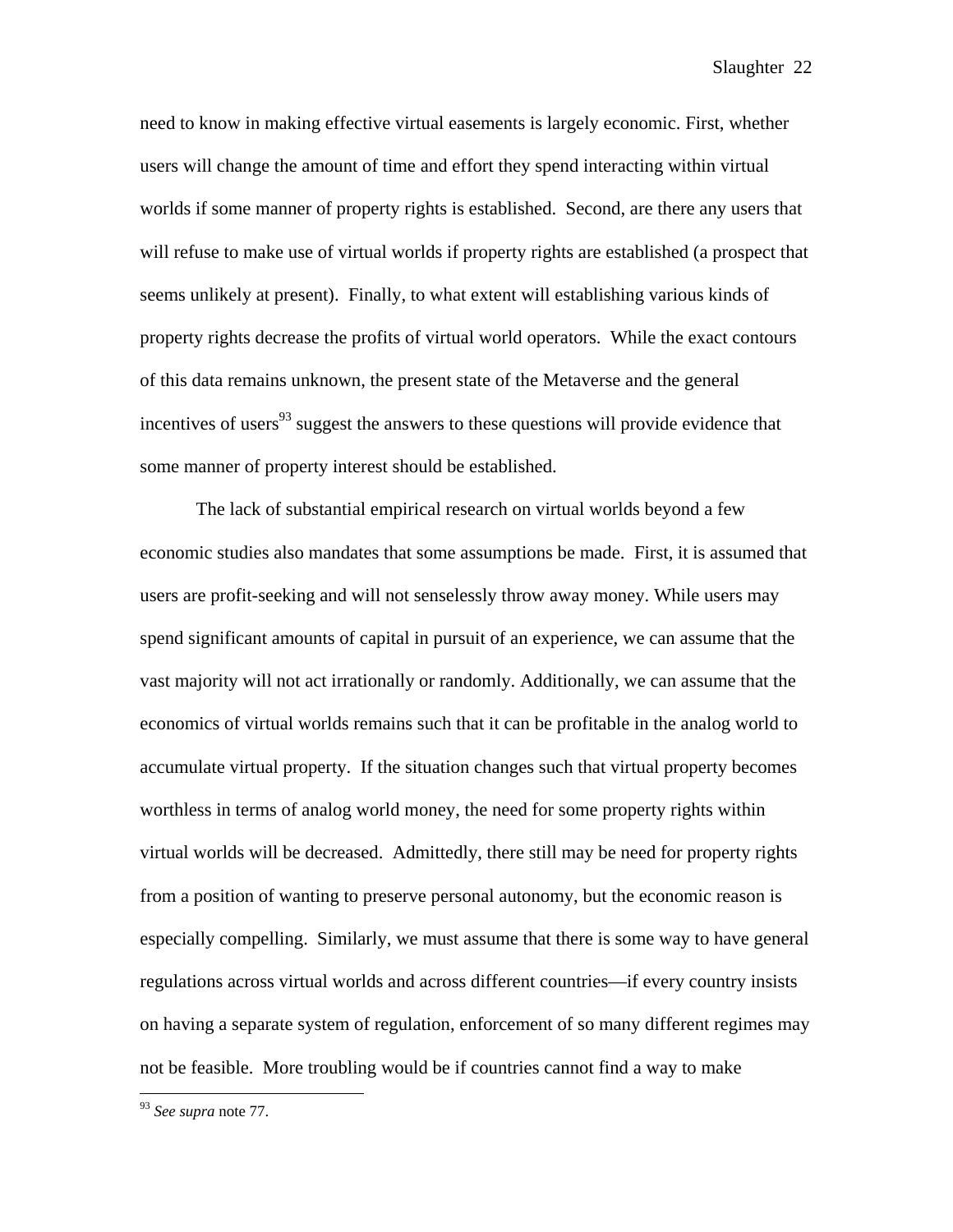need to know in making effective virtual easements is largely economic. First, whether users will change the amount of time and effort they spend interacting within virtual worlds if some manner of property rights is established. Second, are there any users that will refuse to make use of virtual worlds if property rights are established (a prospect that seems unlikely at present). Finally, to what extent will establishing various kinds of property rights decrease the profits of virtual world operators. While the exact contours of this data remains unknown, the present state of the Metaverse and the general incentives of users[93] suggest the answers to these questions will provide evidence that some manner of property interest should be established.

The lack of substantial empirical research on virtual worlds beyond a few economic studies also mandates that some assumptions be made. First, it is assumed that users are profit-seeking and will not senselessly throw away money. While users may spend significant amounts of capital in pursuit of an experience, we can assume that the vast majority will not act irrationally or randomly. Additionally, we can assume that the economics of virtual worlds remains such that it can be profitable in the analog world to accumulate virtual property. If the situation changes such that virtual property becomes worthless in terms of analog world money, the need for some property rights within virtual worlds will be decreased. Admittedly, there still may be need for property rights from a position of wanting to preserve personal autonomy, but the economic reason is especially compelling. Similarly, we must assume that there is some way to have general regulations across virtual worlds and across different countries—if every country insists on having a separate system of regulation, enforcement of so many different regimes may not be feasible. More troubling would be if countries cannot find a way to make

[93] *See supra* note 77.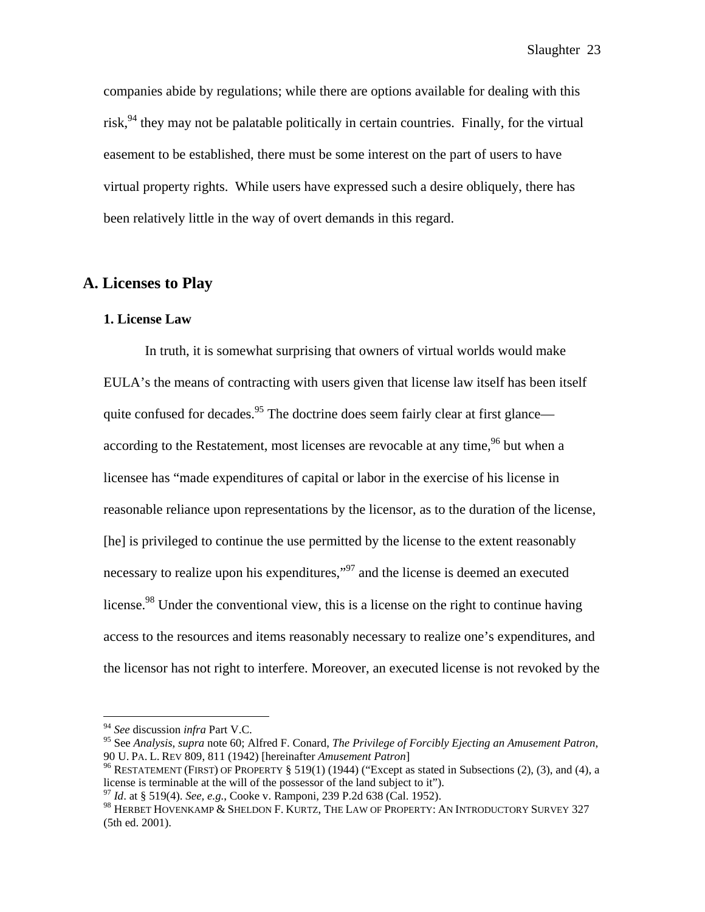companies abide by regulations; while there are options available for dealing with this risk,[94] they may not be palatable politically in certain countries. Finally, for the virtual easement to be established, there must be some interest on the part of users to have virtual property rights. While users have expressed such a desire obliquely, there has been relatively little in the way of overt demands in this regard.

## A. Licenses to Play

### 1. License Law

In truth, it is somewhat surprising that owners of virtual worlds would make EULA's the means of contracting with users given that license law itself has been itself quite confused for decades.[95] The doctrine does seem fairly clear at first glance—according to the Restatement, most licenses are revocable at any time,[96] but when a licensee has "made expenditures of capital or labor in the exercise of his license in reasonable reliance upon representations by the licensor, as to the duration of the license, [he] is privileged to continue the use permitted by the license to the extent reasonably necessary to realize upon his expenditures,"[97] and the license is deemed an executed license.[98] Under the conventional view, this is a license on the right to continue having access to the resources and items reasonably necessary to realize one's expenditures, and the licensor has not right to interfere. Moreover, an executed license is not revoked by the

---

[94] *See* discussion *infra* Part V.C.

[95] See *Analysis*, *supra* note 60; Alfred F. Conard, *The Privilege of Forcibly Ejecting an Amusement Patron*, 90 U. PA. L. REV 809, 811 (1942) [hereinafter *Amusement Patron*]

[96] RESTATEMENT (FIRST) OF PROPERTY § 519(1) (1944) ("Except as stated in Subsections (2), (3), and (4), a license is terminable at the will of the possessor of the land subject to it").

[97] *Id*. at § 519(4). *See, e.g.*, Cooke v. Ramponi, 239 P.2d 638 (Cal. 1952).

[98] HERBET HOVENKAMP & SHELDON F. KURTZ, THE LAW OF PROPERTY: AN INTRODUCTORY SURVEY 327 (5th ed. 2001).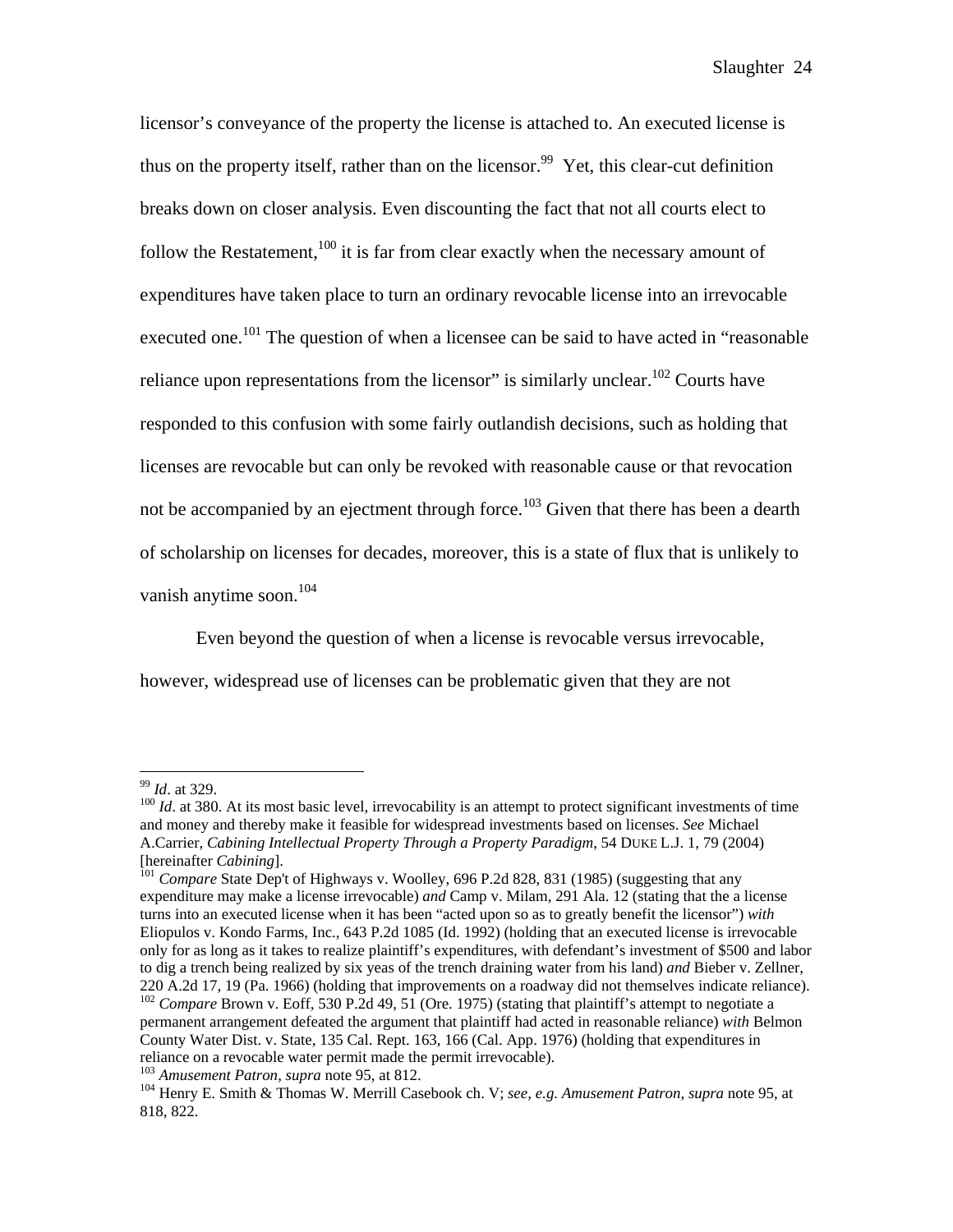licensor's conveyance of the property the license is attached to. An executed license is thus on the property itself, rather than on the licensor.[99] Yet, this clear-cut definition breaks down on closer analysis. Even discounting the fact that not all courts elect to follow the Restatement,[100] it is far from clear exactly when the necessary amount of expenditures have taken place to turn an ordinary revocable license into an irrevocable executed one.[101] The question of when a licensee can be said to have acted in "reasonable reliance upon representations from the licensor" is similarly unclear.[102] Courts have responded to this confusion with some fairly outlandish decisions, such as holding that licenses are revocable but can only be revoked with reasonable cause or that revocation not be accompanied by an ejectment through force.[103] Given that there has been a dearth of scholarship on licenses for decades, moreover, this is a state of flux that is unlikely to vanish anytime soon.[104]

Even beyond the question of when a license is revocable versus irrevocable, however, widespread use of licenses can be problematic given that they are not

---

[99] *Id*. at 329.

[100] *Id*. at 380. At its most basic level, irrevocability is an attempt to protect significant investments of time and money and thereby make it feasible for widespread investments based on licenses. *See* Michael A.Carrier, *Cabining Intellectual Property Through a Property Paradigm*, 54 DUKE L.J. 1, 79 (2004) [hereinafter *Cabining*].

[101] *Compare* State Dep't of Highways v. Woolley, 696 P.2d 828, 831 (1985) (suggesting that any expenditure may make a license irrevocable) *and* Camp v. Milam, 291 Ala. 12 (stating that the a license turns into an executed license when it has been "acted upon so as to greatly benefit the licensor") *with* Eliopulos v. Kondo Farms, Inc., 643 P.2d 1085 (Id. 1992) (holding that an executed license is irrevocable only for as long as it takes to realize plaintiff's expenditures, with defendant's investment of $500 and labor to dig a trench being realized by six yeas of the trench draining water from his land) *and* Bieber v. Zellner, 220 A.2d 17, 19 (Pa. 1966) (holding that improvements on a roadway did not themselves indicate reliance).

[102] *Compare* Brown v. Eoff, 530 P.2d 49, 51 (Ore. 1975) (stating that plaintiff's attempt to negotiate a permanent arrangement defeated the argument that plaintiff had acted in reasonable reliance) *with* Belmon County Water Dist. v. State, 135 Cal. Rept. 163, 166 (Cal. App. 1976) (holding that expenditures in reliance on a revocable water permit made the permit irrevocable).

[103] *Amusement Patron*, *supra* note 95, at 812.

[104] Henry E. Smith & Thomas W. Merrill Casebook ch. V; *see, e.g. Amusement Patron*, *supra* note 95, at 818, 822.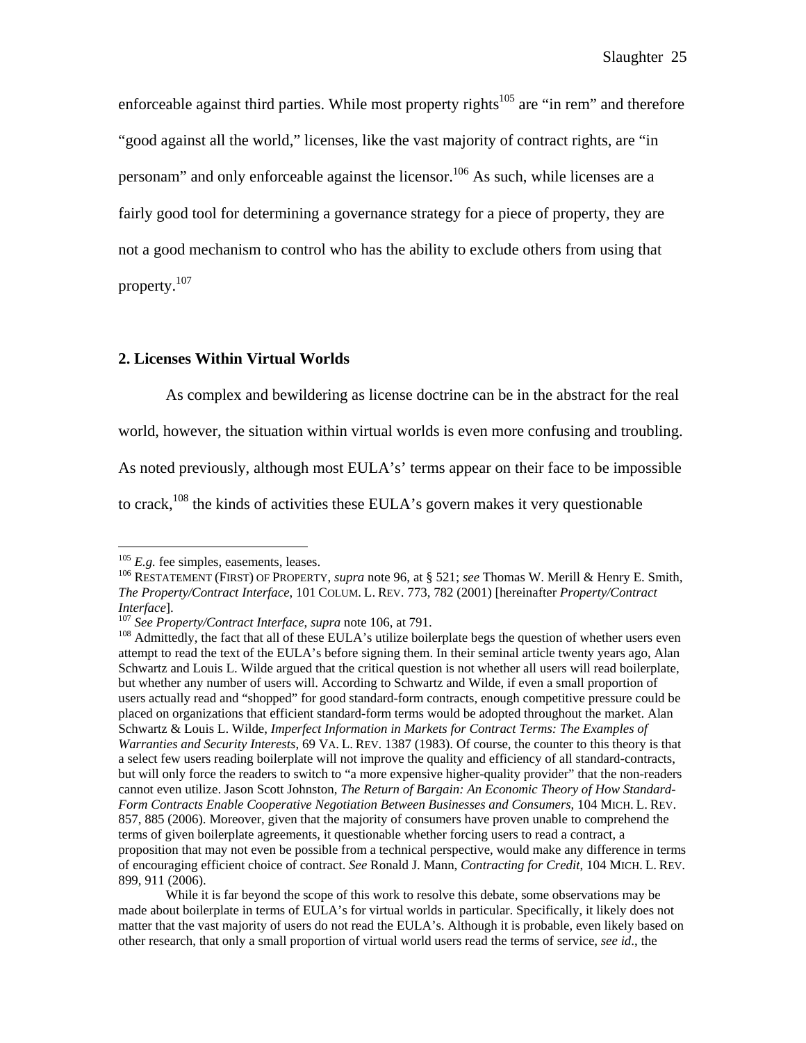enforceable against third parties. While most property rights[105] are "in rem" and therefore "good against all the world," licenses, like the vast majority of contract rights, are "in personam" and only enforceable against the licensor.[106] As such, while licenses are a fairly good tool for determining a governance strategy for a piece of property, they are not a good mechanism to control who has the ability to exclude others from using that property.[107]

### 2. Licenses Within Virtual Worlds

As complex and bewildering as license doctrine can be in the abstract for the real world, however, the situation within virtual worlds is even more confusing and troubling. As noted previously, although most EULA's' terms appear on their face to be impossible to crack,[108] the kinds of activities these EULA's govern makes it very questionable

---

[105] *E.g.* fee simples, easements, leases.

[106] RESTATEMENT (FIRST) OF PROPERTY, *supra* note 96, at § 521; *see* Thomas W. Merill & Henry E. Smith, *The Property/Contract Interface*, 101 COLUM. L. REV. 773, 782 (2001) [hereinafter *Property/Contract Interface*].

[107] *See Property/Contract Interface, supra* note 106, at 791.

[108] Admittedly, the fact that all of these EULA's utilize boilerplate begs the question of whether users even attempt to read the text of the EULA's before signing them. In their seminal article twenty years ago, Alan Schwartz and Louis L. Wilde argued that the critical question is not whether all users will read boilerplate, but whether any number of users will. According to Schwartz and Wilde, if even a small proportion of users actually read and "shopped" for good standard-form contracts, enough competitive pressure could be placed on organizations that efficient standard-form terms would be adopted throughout the market. Alan Schwartz & Louis L. Wilde, *Imperfect Information in Markets for Contract Terms: The Examples of Warranties and Security Interests*, 69 VA. L. REV. 1387 (1983). Of course, the counter to this theory is that a select few users reading boilerplate will not improve the quality and efficiency of all standard-contracts, but will only force the readers to switch to "a more expensive higher-quality provider" that the non-readers cannot even utilize. Jason Scott Johnston, *The Return of Bargain: An Economic Theory of How Standard-Form Contracts Enable Cooperative Negotiation Between Businesses and Consumers*, 104 MICH. L. REV. 857, 885 (2006). Moreover, given that the majority of consumers have proven unable to comprehend the terms of given boilerplate agreements, it questionable whether forcing users to read a contract, a proposition that may not even be possible from a technical perspective, would make any difference in terms of encouraging efficient choice of contract. *See* Ronald J. Mann, *Contracting for Credit*, 104 MICH. L. REV. 899, 911 (2006).

While it is far beyond the scope of this work to resolve this debate, some observations may be made about boilerplate in terms of EULA's for virtual worlds in particular. Specifically, it likely does not matter that the vast majority of users do not read the EULA's. Although it is probable, even likely based on other research, that only a small proportion of virtual world users read the terms of service, *see id*., the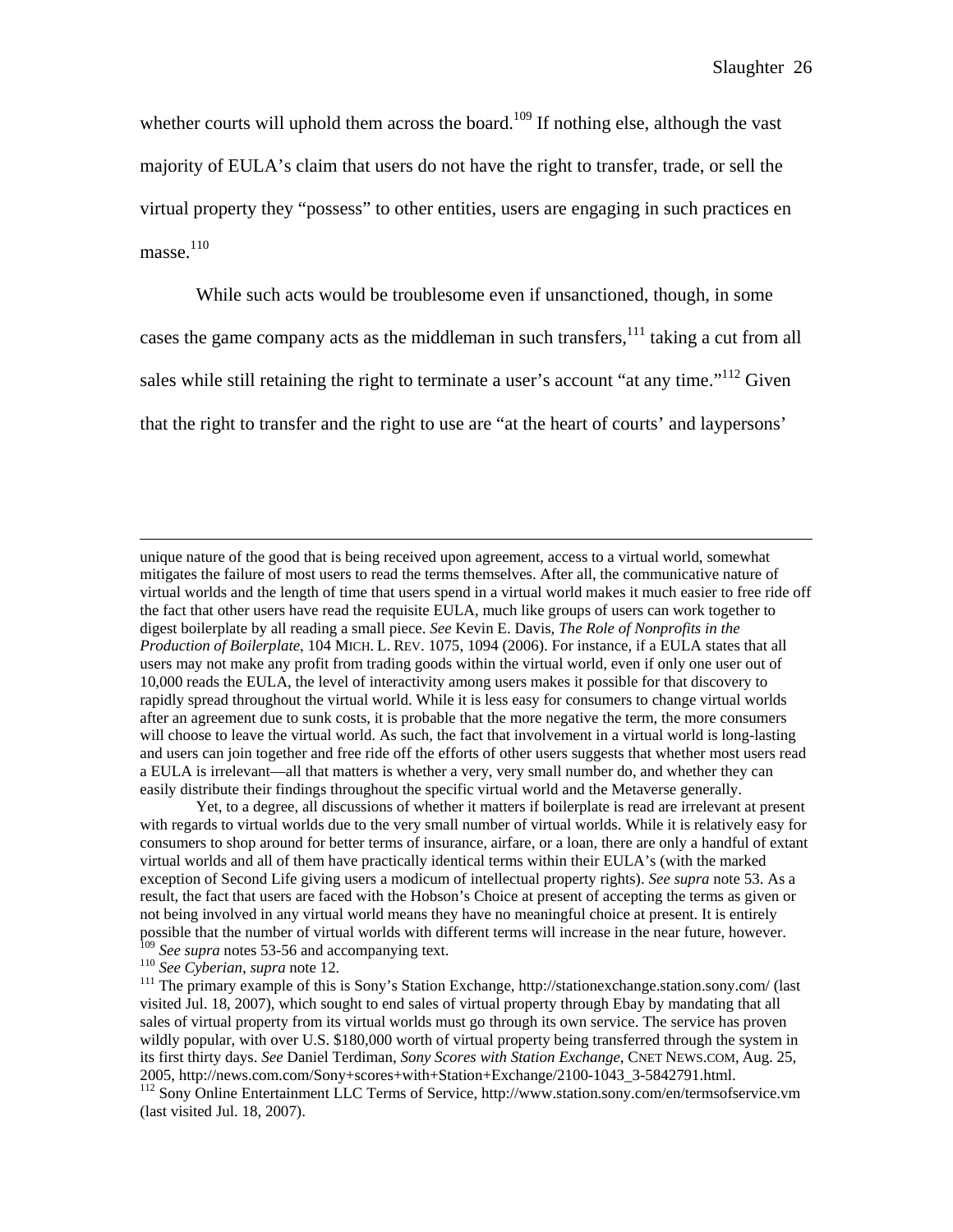whether courts will uphold them across the board.[109] If nothing else, although the vast majority of EULA's claim that users do not have the right to transfer, trade, or sell the virtual property they "possess" to other entities, users are engaging in such practices en masse.[110]

While such acts would be troublesome even if unsanctioned, though, in some cases the game company acts as the middleman in such transfers,[111] taking a cut from all sales while still retaining the right to terminate a user's account "at any time."[112] Given that the right to transfer and the right to use are "at the heart of courts' and laypersons'

---

unique nature of the good that is being received upon agreement, access to a virtual world, somewhat mitigates the failure of most users to read the terms themselves. After all, the communicative nature of virtual worlds and the length of time that users spend in a virtual world makes it much easier to free ride off the fact that other users have read the requisite EULA, much like groups of users can work together to digest boilerplate by all reading a small piece. *See* Kevin E. Davis, *The Role of Nonprofits in the Production of Boilerplate*, 104 MICH. L. REV. 1075, 1094 (2006). For instance, if a EULA states that all users may not make any profit from trading goods within the virtual world, even if only one user out of 10,000 reads the EULA, the level of interactivity among users makes it possible for that discovery to rapidly spread throughout the virtual world. While it is less easy for consumers to change virtual worlds after an agreement due to sunk costs, it is probable that the more negative the term, the more consumers will choose to leave the virtual world. As such, the fact that involvement in a virtual world is long-lasting and users can join together and free ride off the efforts of other users suggests that whether most users read a EULA is irrelevant—all that matters is whether a very, very small number do, and whether they can easily distribute their findings throughout the specific virtual world and the Metaverse generally.

Yet, to a degree, all discussions of whether it matters if boilerplate is read are irrelevant at present with regards to virtual worlds due to the very small number of virtual worlds. While it is relatively easy for consumers to shop around for better terms of insurance, airfare, or a loan, there are only a handful of extant virtual worlds and all of them have practically identical terms within their EULA's (with the marked exception of Second Life giving users a modicum of intellectual property rights). *See supra* note 53. As a result, the fact that users are faced with the Hobson's Choice at present of accepting the terms as given or not being involved in any virtual world means they have no meaningful choice at present. It is entirely possible that the number of virtual worlds with different terms will increase in the near future, however.

[109] *See supra* notes 53-56 and accompanying text.

[110] *See Cyberian*, *supra* note 12.

[111] The primary example of this is Sony's Station Exchange, http://stationexchange.station.sony.com/ (last visited Jul. 18, 2007), which sought to end sales of virtual property through Ebay by mandating that all sales of virtual property from its virtual worlds must go through its own service. The service has proven wildly popular, with over U.S. $180,000 worth of virtual property being transferred through the system in its first thirty days. *See* Daniel Terdiman, *Sony Scores with Station Exchange*, CNET NEWS.COM, Aug. 25, 2005, http://news.com.com/Sony+scores+with+Station+Exchange/2100-1043_3-5842791.html.

[112] Sony Online Entertainment LLC Terms of Service, http://www.station.sony.com/en/termsofservice.vm (last visited Jul. 18, 2007).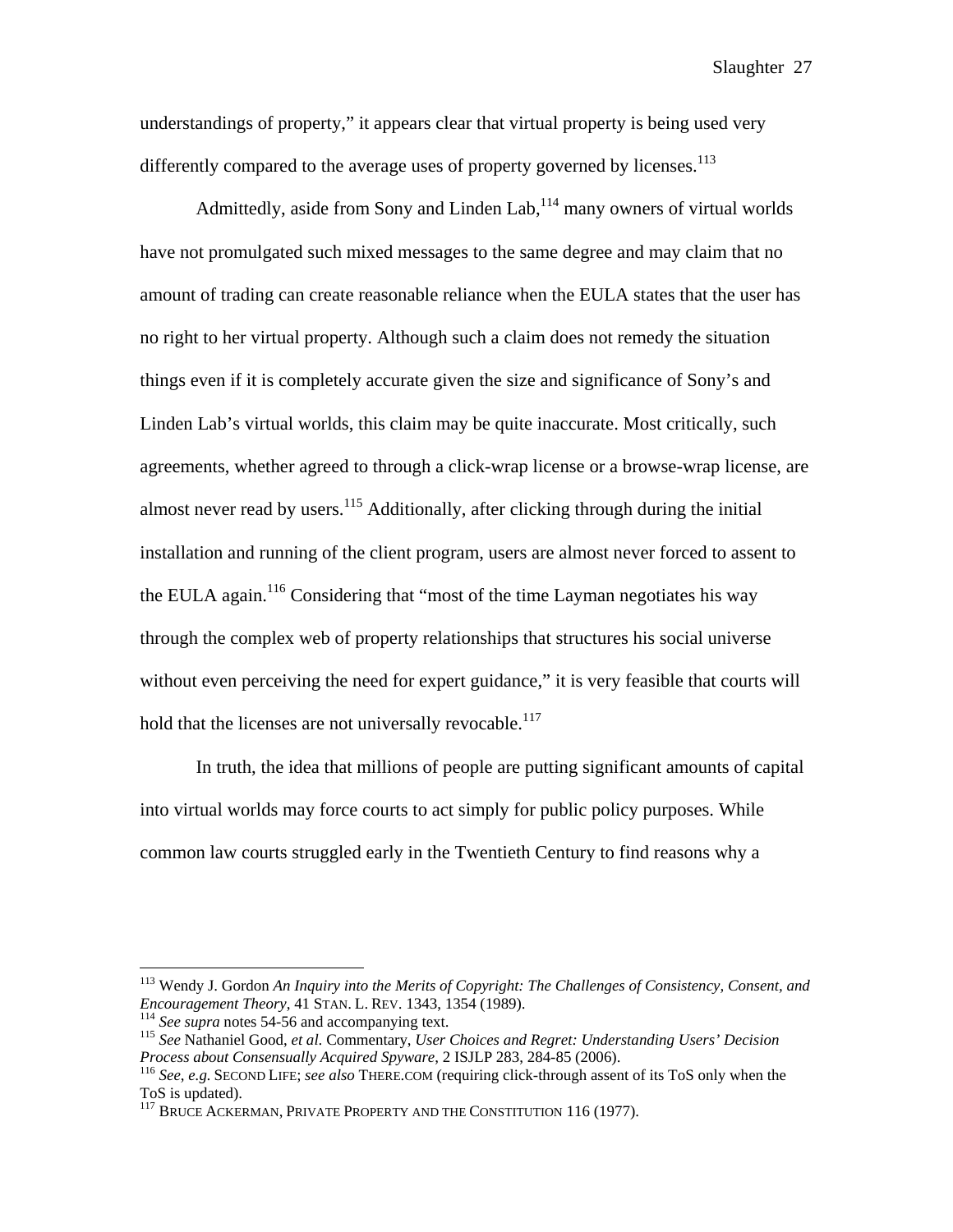understandings of property," it appears clear that virtual property is being used very differently compared to the average uses of property governed by licenses.[113]

Admittedly, aside from Sony and Linden Lab,[114] many owners of virtual worlds have not promulgated such mixed messages to the same degree and may claim that no amount of trading can create reasonable reliance when the EULA states that the user has no right to her virtual property. Although such a claim does not remedy the situation things even if it is completely accurate given the size and significance of Sony's and Linden Lab's virtual worlds, this claim may be quite inaccurate. Most critically, such agreements, whether agreed to through a click-wrap license or a browse-wrap license, are almost never read by users.[115] Additionally, after clicking through during the initial installation and running of the client program, users are almost never forced to assent to the EULA again.[116] Considering that "most of the time Layman negotiates his way through the complex web of property relationships that structures his social universe without even perceiving the need for expert guidance," it is very feasible that courts will hold that the licenses are not universally revocable.[117]

In truth, the idea that millions of people are putting significant amounts of capital into virtual worlds may force courts to act simply for public policy purposes. While common law courts struggled early in the Twentieth Century to find reasons why a

---

[113] Wendy J. Gordon *An Inquiry into the Merits of Copyright: The Challenges of Consistency, Consent, and Encouragement Theory*, 41 STAN. L. REV. 1343, 1354 (1989).

[114] *See supra* notes 54-56 and accompanying text.

[115] *See* Nathaniel Good, *et al.* Commentary, *User Choices and Regret: Understanding Users' Decision Process about Consensually Acquired Spyware*, 2 ISJLP 283, 284-85 (2006).

[116] *See, e.g.* SECOND LIFE; *see also* THERE.COM (requiring click-through assent of its ToS only when the ToS is updated).

[117] BRUCE ACKERMAN, PRIVATE PROPERTY AND THE CONSTITUTION 116 (1977).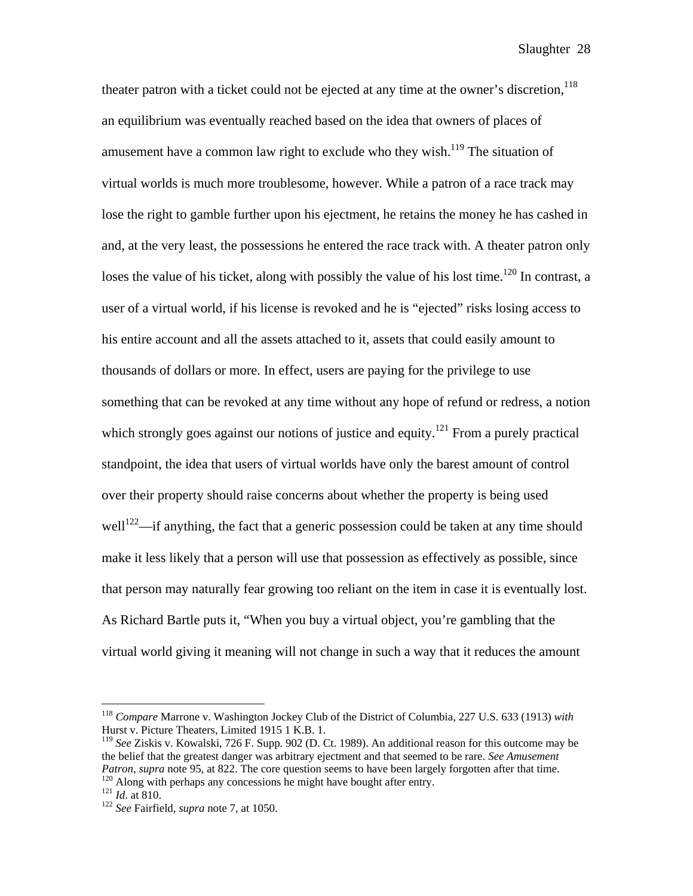theater patron with a ticket could not be ejected at any time at the owner's discretion,[118] an equilibrium was eventually reached based on the idea that owners of places of amusement have a common law right to exclude who they wish.[119] The situation of virtual worlds is much more troublesome, however. While a patron of a race track may lose the right to gamble further upon his ejectment, he retains the money he has cashed in and, at the very least, the possessions he entered the race track with. A theater patron only loses the value of his ticket, along with possibly the value of his lost time.[120] In contrast, a user of a virtual world, if his license is revoked and he is "ejected" risks losing access to his entire account and all the assets attached to it, assets that could easily amount to thousands of dollars or more. In effect, users are paying for the privilege to use something that can be revoked at any time without any hope of refund or redress, a notion which strongly goes against our notions of justice and equity.[121] From a purely practical standpoint, the idea that users of virtual worlds have only the barest amount of control over their property should raise concerns about whether the property is being used well[122]—if anything, the fact that a generic possession could be taken at any time should make it less likely that a person will use that possession as effectively as possible, since that person may naturally fear growing too reliant on the item in case it is eventually lost. As Richard Bartle puts it, "When you buy a virtual object, you're gambling that the virtual world giving it meaning will not change in such a way that it reduces the amount

---

[118] *Compare* Marrone v. Washington Jockey Club of the District of Columbia, 227 U.S. 633 (1913) *with* Hurst v. Picture Theaters, Limited 1915 1 K.B. 1.

[119] *See* Ziskis v. Kowalski, 726 F. Supp. 902 (D. Ct. 1989). An additional reason for this outcome may be the belief that the greatest danger was arbitrary ejectment and that seemed to be rare. *See Amusement Patron*, *supra* note 95, at 822. The core question seems to have been largely forgotten after that time.

[120] Along with perhaps any concessions he might have bought after entry.

[121] *Id*. at 810.

[122] *See* Fairfield, *supra* note 7, at 1050.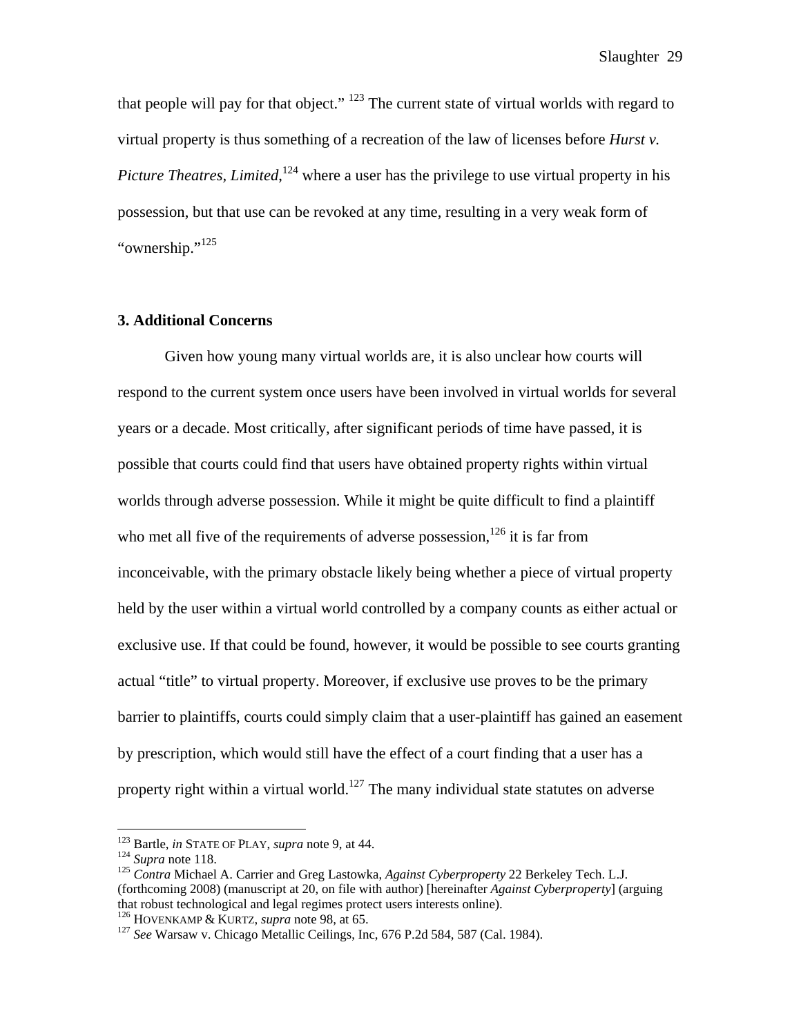that people will pay for that object." [123] The current state of virtual worlds with regard to virtual property is thus something of a recreation of the law of licenses before *Hurst v. Picture Theatres, Limited*,[124] where a user has the privilege to use virtual property in his possession, but that use can be revoked at any time, resulting in a very weak form of "ownership."[125]

### 3. Additional Concerns

Given how young many virtual worlds are, it is also unclear how courts will respond to the current system once users have been involved in virtual worlds for several years or a decade. Most critically, after significant periods of time have passed, it is possible that courts could find that users have obtained property rights within virtual worlds through adverse possession. While it might be quite difficult to find a plaintiff who met all five of the requirements of adverse possession,[126] it is far from inconceivable, with the primary obstacle likely being whether a piece of virtual property held by the user within a virtual world controlled by a company counts as either actual or exclusive use. If that could be found, however, it would be possible to see courts granting actual "title" to virtual property. Moreover, if exclusive use proves to be the primary barrier to plaintiffs, courts could simply claim that a user-plaintiff has gained an easement by prescription, which would still have the effect of a court finding that a user has a property right within a virtual world.[127] The many individual state statutes on adverse

---

[123] Bartle, *in* STATE OF PLAY, *supra* note 9, at 44.

[124] *Supra* note 118.

[125] *Contra* Michael A. Carrier and Greg Lastowka, *Against Cyberproperty* 22 Berkeley Tech. L.J. (forthcoming 2008) (manuscript at 20, on file with author) [hereinafter *Against Cyberproperty*] (arguing that robust technological and legal regimes protect users interests online).

[126] HOVENKAMP & KURTZ, *supra* note 98, at 65.

[127] *See* Warsaw v. Chicago Metallic Ceilings, Inc, 676 P.2d 584, 587 (Cal. 1984).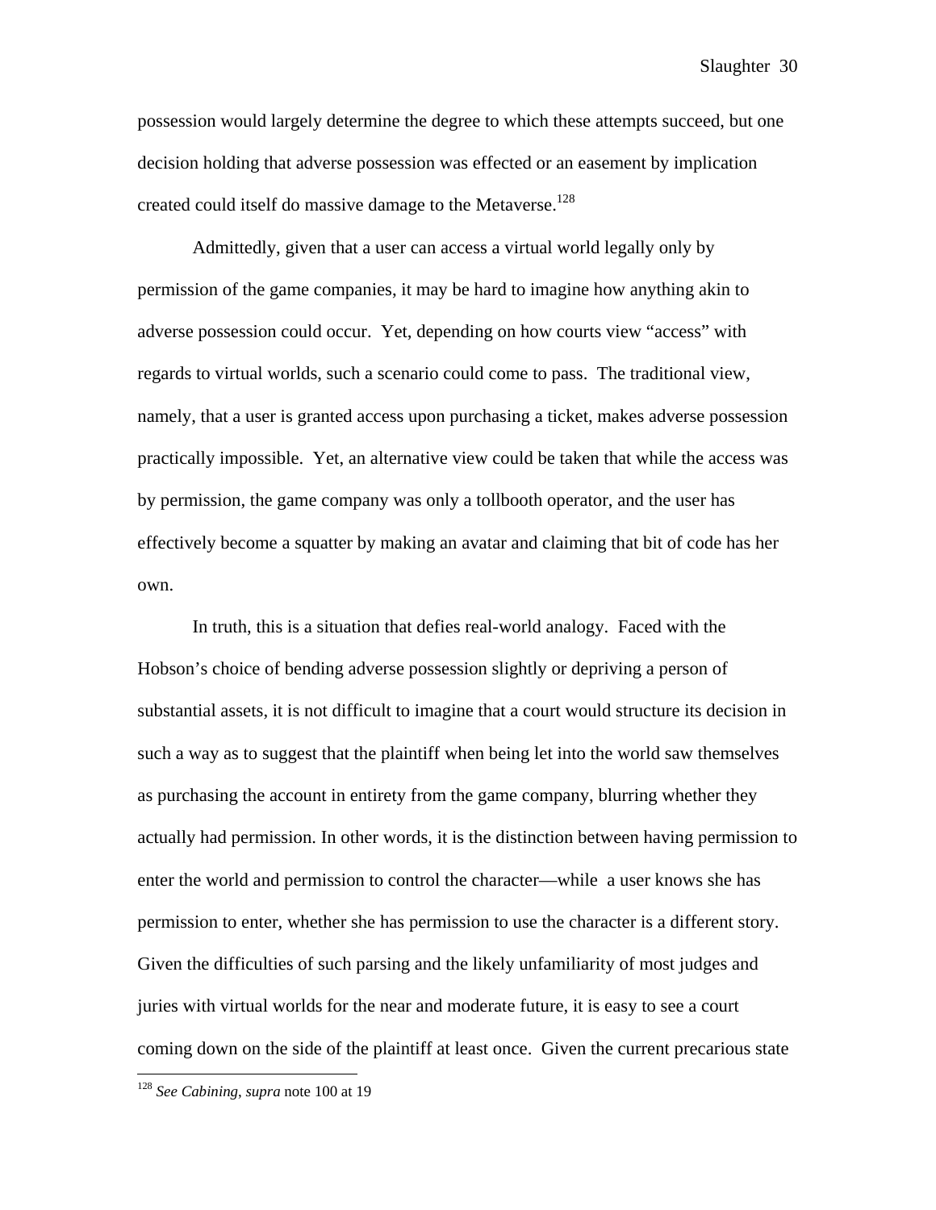possession would largely determine the degree to which these attempts succeed, but one decision holding that adverse possession was effected or an easement by implication created could itself do massive damage to the Metaverse.[128]

Admittedly, given that a user can access a virtual world legally only by permission of the game companies, it may be hard to imagine how anything akin to adverse possession could occur. Yet, depending on how courts view "access" with regards to virtual worlds, such a scenario could come to pass. The traditional view, namely, that a user is granted access upon purchasing a ticket, makes adverse possession practically impossible. Yet, an alternative view could be taken that while the access was by permission, the game company was only a tollbooth operator, and the user has effectively become a squatter by making an avatar and claiming that bit of code has her own.

In truth, this is a situation that defies real-world analogy. Faced with the Hobson's choice of bending adverse possession slightly or depriving a person of substantial assets, it is not difficult to imagine that a court would structure its decision in such a way as to suggest that the plaintiff when being let into the world saw themselves as purchasing the account in entirety from the game company, blurring whether they actually had permission. In other words, it is the distinction between having permission to enter the world and permission to control the character—while a user knows she has permission to enter, whether she has permission to use the character is a different story. Given the difficulties of such parsing and the likely unfamiliarity of most judges and juries with virtual worlds for the near and moderate future, it is easy to see a court coming down on the side of the plaintiff at least once. Given the current precarious state

---

[128] *See Cabining*, *supra* note 100 at 19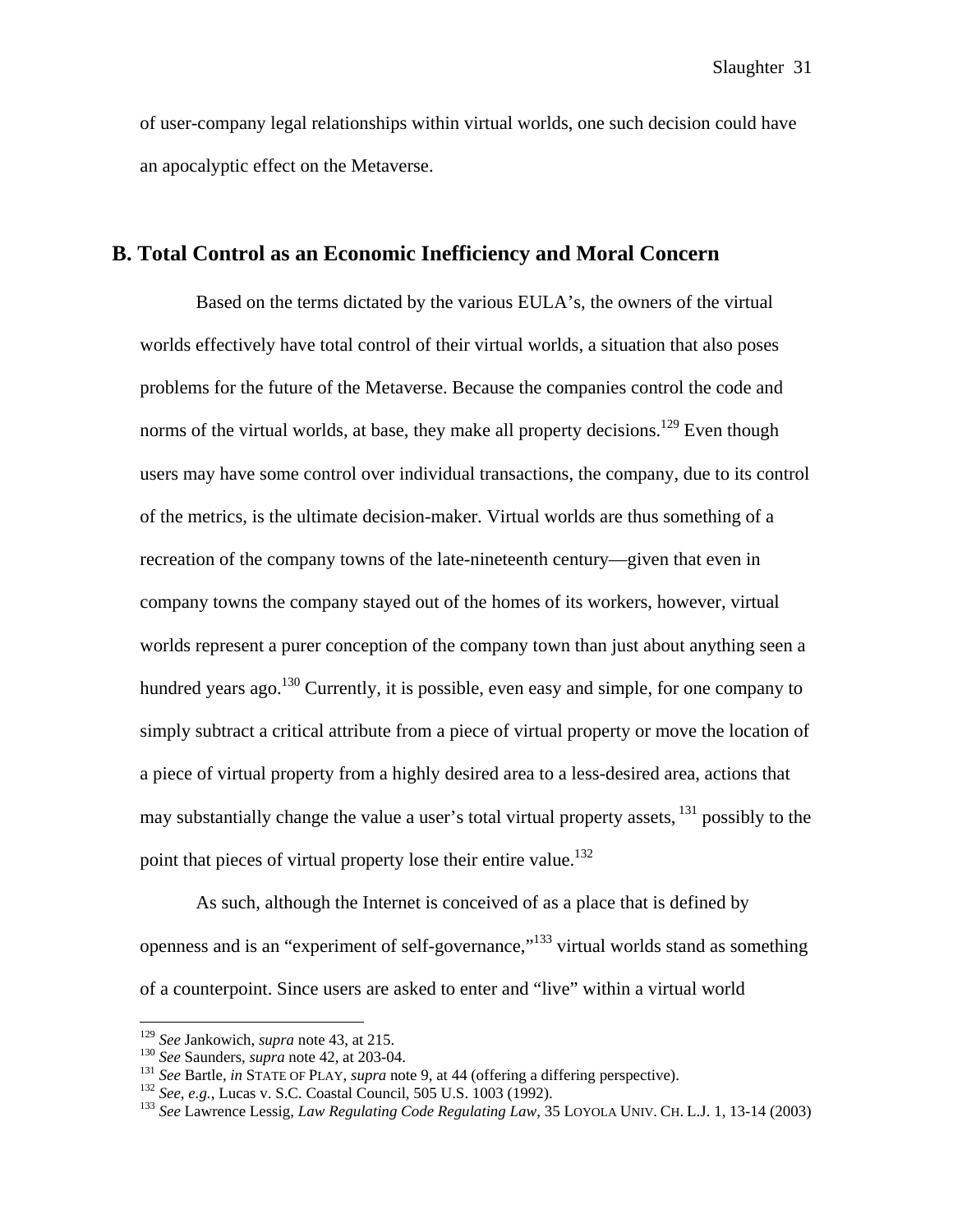of user-company legal relationships within virtual worlds, one such decision could have an apocalyptic effect on the Metaverse.

## B. Total Control as an Economic Inefficiency and Moral Concern

Based on the terms dictated by the various EULA's, the owners of the virtual worlds effectively have total control of their virtual worlds, a situation that also poses problems for the future of the Metaverse. Because the companies control the code and norms of the virtual worlds, at base, they make all property decisions.[129] Even though users may have some control over individual transactions, the company, due to its control of the metrics, is the ultimate decision-maker. Virtual worlds are thus something of a recreation of the company towns of the late-nineteenth century—given that even in company towns the company stayed out of the homes of its workers, however, virtual worlds represent a purer conception of the company town than just about anything seen a hundred years ago.[130] Currently, it is possible, even easy and simple, for one company to simply subtract a critical attribute from a piece of virtual property or move the location of a piece of virtual property from a highly desired area to a less-desired area, actions that may substantially change the value a user's total virtual property assets, [131] possibly to the point that pieces of virtual property lose their entire value.[132]

As such, although the Internet is conceived of as a place that is defined by openness and is an "experiment of self-governance,"[133] virtual worlds stand as something of a counterpoint. Since users are asked to enter and "live" within a virtual world

---

[129] *See* Jankowich, *supra* note 43, at 215.

[130] *See* Saunders, *supra* note 42, at 203-04.

[131] *See* Bartle, *in* STATE OF PLAY, *supra* note 9, at 44 (offering a differing perspective).

[132] *See, e.g.*, Lucas v. S.C. Coastal Council, 505 U.S. 1003 (1992).

[133] *See* Lawrence Lessig, *Law Regulating Code Regulating Law*, 35 LOYOLA UNIV. CH. L.J. 1, 13-14 (2003)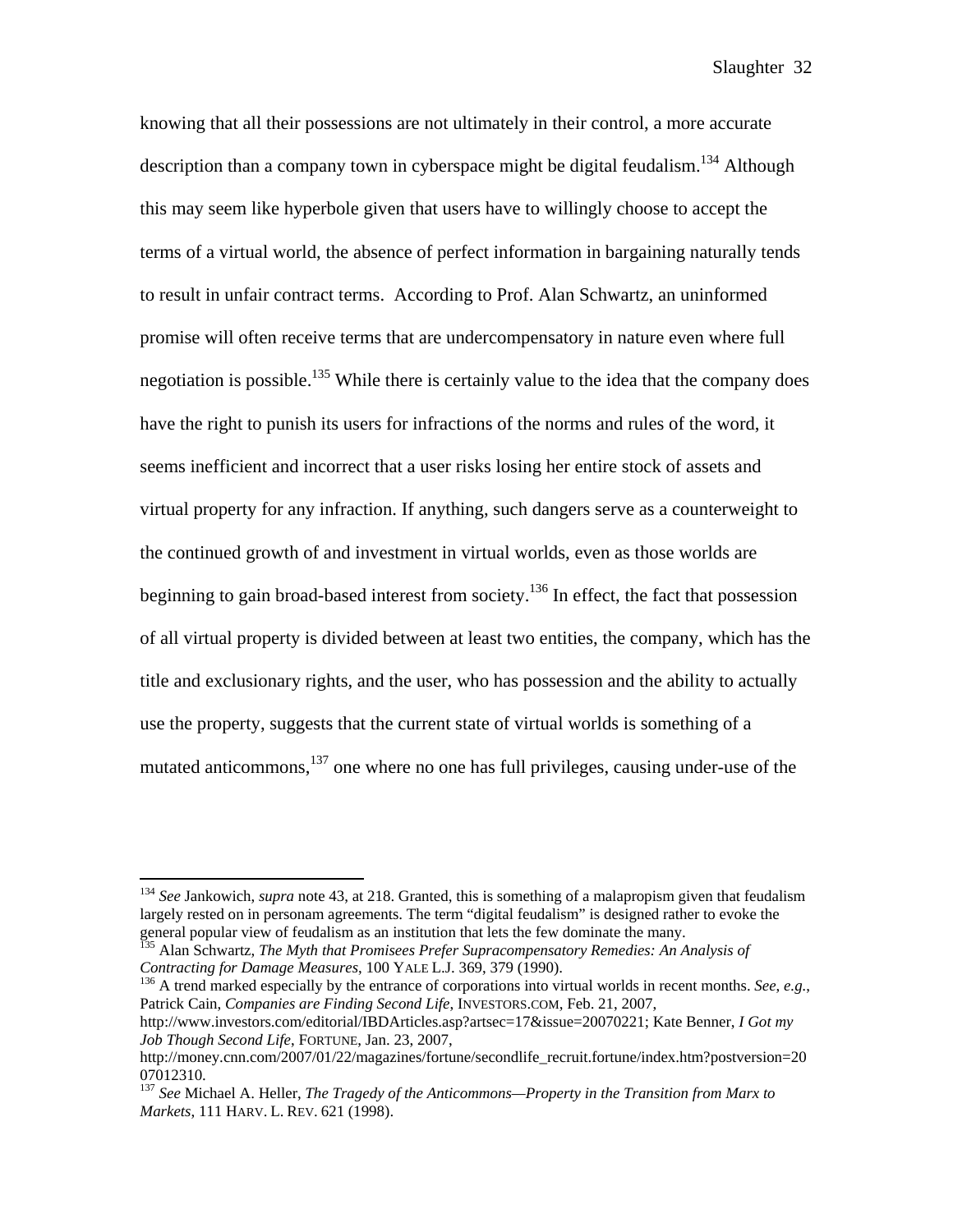knowing that all their possessions are not ultimately in their control, a more accurate description than a company town in cyberspace might be digital feudalism.[134] Although this may seem like hyperbole given that users have to willingly choose to accept the terms of a virtual world, the absence of perfect information in bargaining naturally tends to result in unfair contract terms. According to Prof. Alan Schwartz, an uninformed promise will often receive terms that are undercompensatory in nature even where full negotiation is possible.[135] While there is certainly value to the idea that the company does have the right to punish its users for infractions of the norms and rules of the word, it seems inefficient and incorrect that a user risks losing her entire stock of assets and virtual property for any infraction. If anything, such dangers serve as a counterweight to the continued growth of and investment in virtual worlds, even as those worlds are beginning to gain broad-based interest from society.[136] In effect, the fact that possession of all virtual property is divided between at least two entities, the company, which has the title and exclusionary rights, and the user, who has possession and the ability to actually use the property, suggests that the current state of virtual worlds is something of a mutated anticommons,[137] one where no one has full privileges, causing under-use of the

---

[134] *See* Jankowich, *supra* note 43, at 218. Granted, this is something of a malapropism given that feudalism largely rested on in personam agreements. The term "digital feudalism" is designed rather to evoke the general popular view of feudalism as an institution that lets the few dominate the many.

[135] Alan Schwartz, *The Myth that Promisees Prefer Supracompensatory Remedies: An Analysis of Contracting for Damage Measures*, 100 YALE L.J. 369, 379 (1990).

[136] A trend marked especially by the entrance of corporations into virtual worlds in recent months. *See, e.g.*, Patrick Cain, *Companies are Finding Second Life*, INVESTORS.COM, Feb. 21, 2007, http://www.investors.com/editorial/IBDArticles.asp?artsec=17&issue=20070221; Kate Benner, *I Got my Job Though Second Life*, FORTUNE, Jan. 23, 2007, http://money.cnn.com/2007/01/22/magazines/fortune/secondlife_recruit.fortune/index.htm?postversion=2007012310.

[137] *See* Michael A. Heller, *The Tragedy of the Anticommons—Property in the Transition from Marx to Markets*, 111 HARV. L. REV. 621 (1998).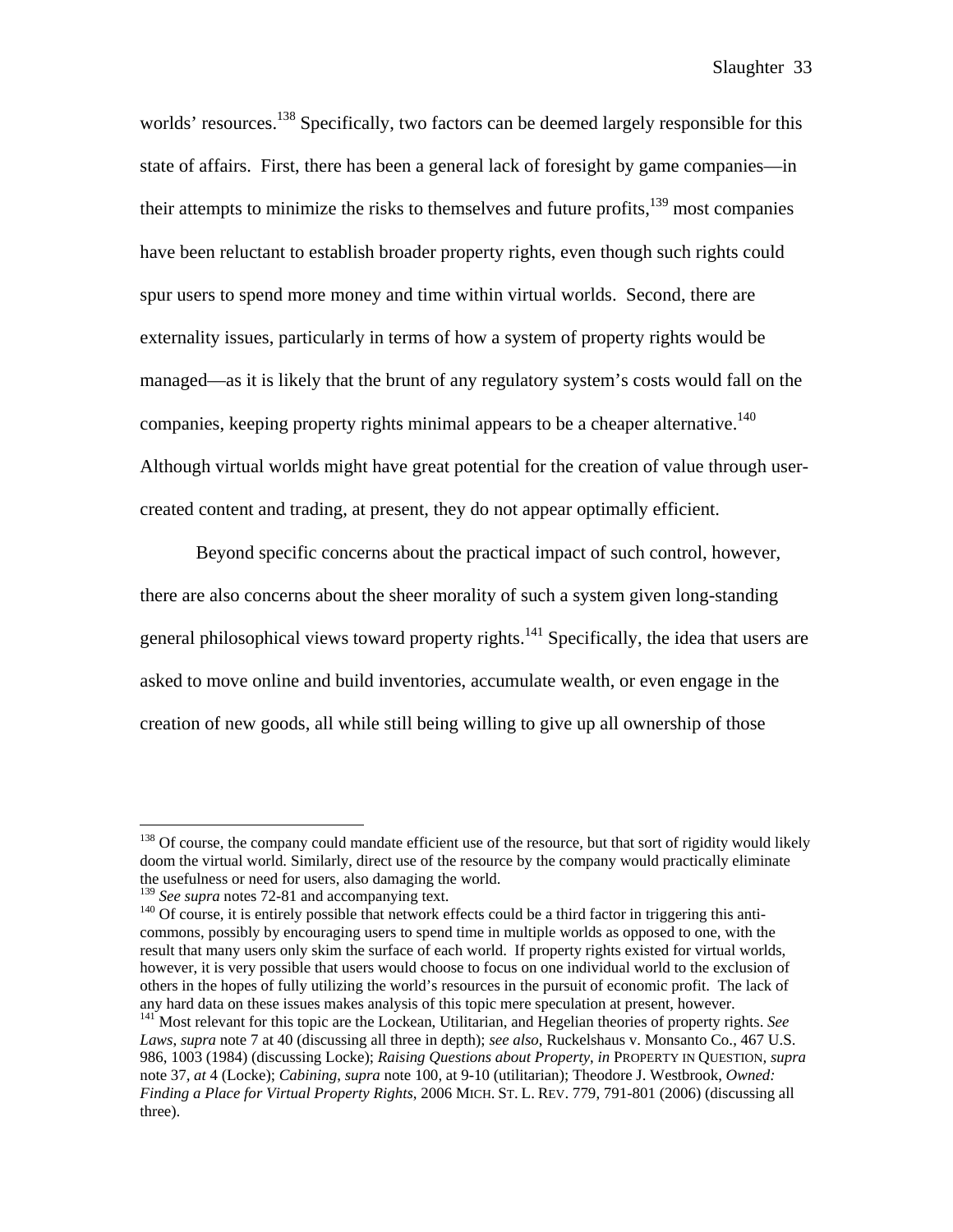worlds' resources.[138] Specifically, two factors can be deemed largely responsible for this state of affairs. First, there has been a general lack of foresight by game companies—in their attempts to minimize the risks to themselves and future profits,[139] most companies have been reluctant to establish broader property rights, even though such rights could spur users to spend more money and time within virtual worlds. Second, there are externality issues, particularly in terms of how a system of property rights would be managed—as it is likely that the brunt of any regulatory system's costs would fall on the companies, keeping property rights minimal appears to be a cheaper alternative.[140] Although virtual worlds might have great potential for the creation of value through user-created content and trading, at present, they do not appear optimally efficient.

Beyond specific concerns about the practical impact of such control, however, there are also concerns about the sheer morality of such a system given long-standing general philosophical views toward property rights.[141] Specifically, the idea that users are asked to move online and build inventories, accumulate wealth, or even engage in the creation of new goods, all while still being willing to give up all ownership of those

---

[138] Of course, the company could mandate efficient use of the resource, but that sort of rigidity would likely doom the virtual world. Similarly, direct use of the resource by the company would practically eliminate the usefulness or need for users, also damaging the world.

[139] *See supra* notes 72-81 and accompanying text.

[140] Of course, it is entirely possible that network effects could be a third factor in triggering this anti-commons, possibly by encouraging users to spend time in multiple worlds as opposed to one, with the result that many users only skim the surface of each world. If property rights existed for virtual worlds, however, it is very possible that users would choose to focus on one individual world to the exclusion of others in the hopes of fully utilizing the world's resources in the pursuit of economic profit. The lack of any hard data on these issues makes analysis of this topic mere speculation at present, however.

[141] Most relevant for this topic are the Lockean, Utilitarian, and Hegelian theories of property rights. *See Laws*, *supra* note 7 at 40 (discussing all three in depth); *see also*, Ruckelshaus v. Monsanto Co., 467 U.S. 986, 1003 (1984) (discussing Locke); *Raising Questions about Property*, *in* PROPERTY IN QUESTION, *supra* note 37, *at* 4 (Locke); *Cabining*, *supra* note 100, at 9-10 (utilitarian); Theodore J. Westbrook, *Owned: Finding a Place for Virtual Property Rights*, 2006 MICH. ST. L. REV. 779, 791-801 (2006) (discussing all three).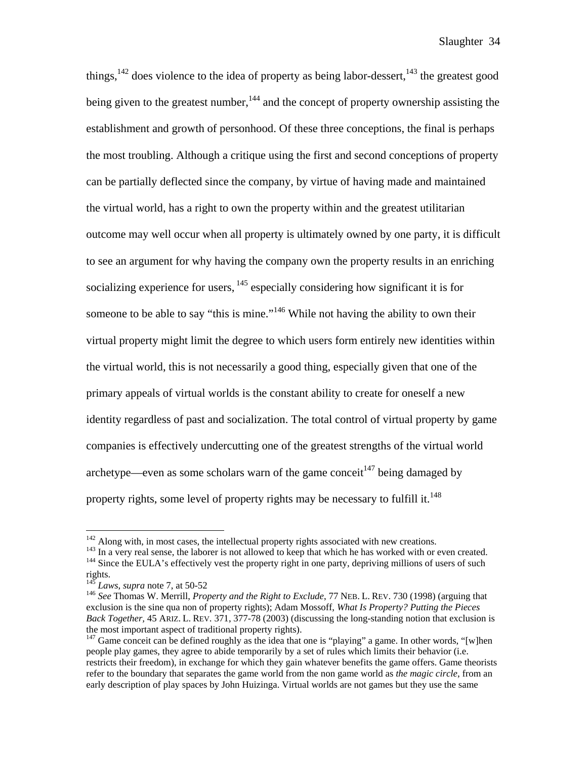things,[142] does violence to the idea of property as being labor-dessert,[143] the greatest good being given to the greatest number,[144] and the concept of property ownership assisting the establishment and growth of personhood. Of these three conceptions, the final is perhaps the most troubling. Although a critique using the first and second conceptions of property can be partially deflected since the company, by virtue of having made and maintained the virtual world, has a right to own the property within and the greatest utilitarian outcome may well occur when all property is ultimately owned by one party, it is difficult to see an argument for why having the company own the property results in an enriching socializing experience for users, [145] especially considering how significant it is for someone to be able to say "this is mine."[146] While not having the ability to own their virtual property might limit the degree to which users form entirely new identities within the virtual world, this is not necessarily a good thing, especially given that one of the primary appeals of virtual worlds is the constant ability to create for oneself a new identity regardless of past and socialization. The total control of virtual property by game companies is effectively undercutting one of the greatest strengths of the virtual world archetype—even as some scholars warn of the game conceit[147] being damaged by property rights, some level of property rights may be necessary to fulfill it.[148]

---

[142] Along with, in most cases, the intellectual property rights associated with new creations.

[143] In a very real sense, the laborer is not allowed to keep that which he has worked with or even created.

[144] Since the EULA's effectively vest the property right in one party, depriving millions of users of such rights.

[145] *Laws*, *supra* note 7, at 50-52

[146] *See* Thomas W. Merrill, *Property and the Right to Exclude*, 77 NEB. L. REV. 730 (1998) (arguing that exclusion is the sine qua non of property rights); Adam Mossoff, *What Is Property? Putting the Pieces Back Together*, 45 ARIZ. L. REV. 371, 377-78 (2003) (discussing the long-standing notion that exclusion is the most important aspect of traditional property rights).

[147] Game conceit can be defined roughly as the idea that one is "playing" a game. In other words, "[w]hen people play games, they agree to abide temporarily by a set of rules which limits their behavior (i.e. restricts their freedom), in exchange for which they gain whatever benefits the game offers. Game theorists refer to the boundary that separates the game world from the non game world as *the magic circle*, from an early description of play spaces by John Huizinga. Virtual worlds are not games but they use the same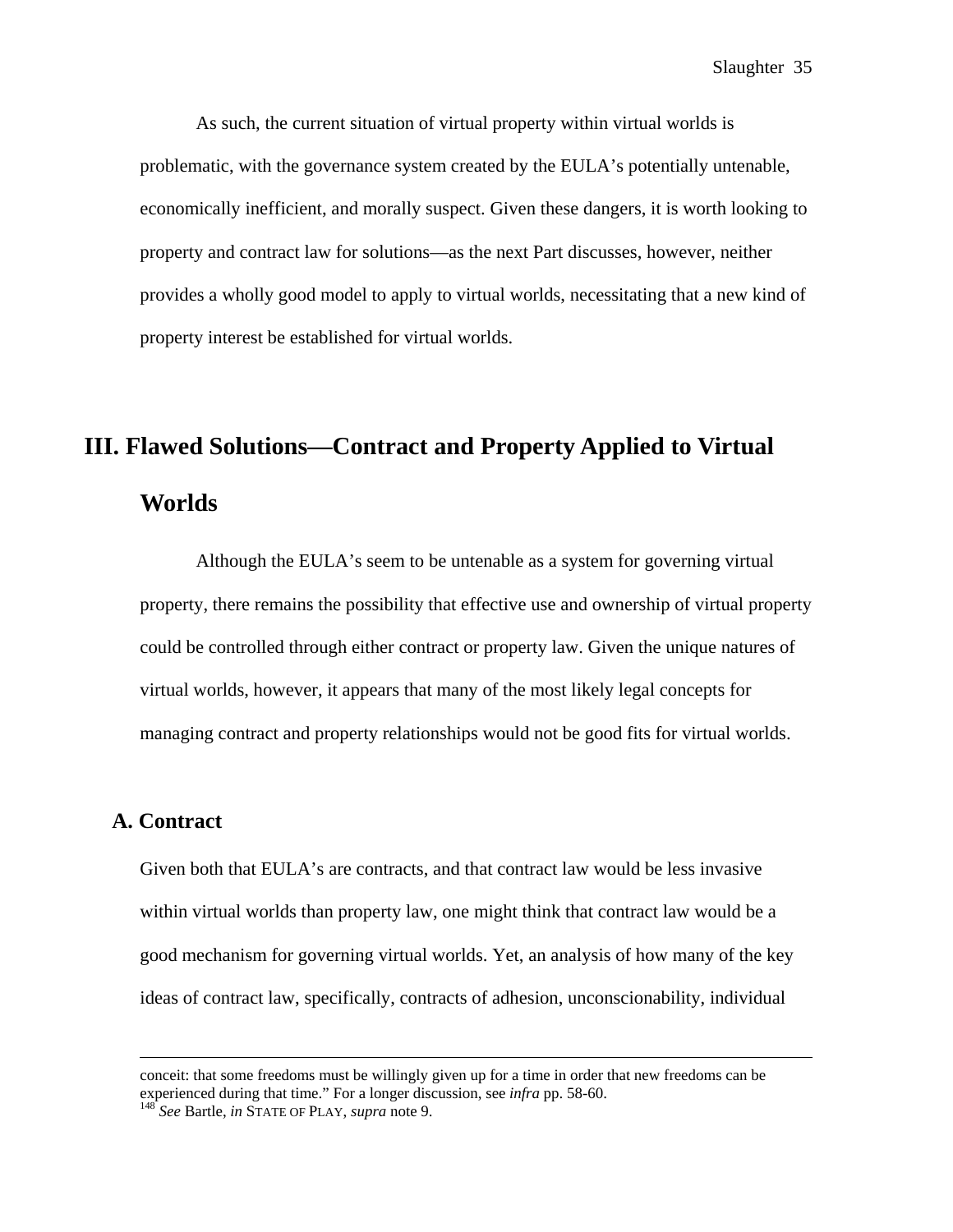As such, the current situation of virtual property within virtual worlds is problematic, with the governance system created by the EULA's potentially untenable, economically inefficient, and morally suspect. Given these dangers, it is worth looking to property and contract law for solutions—as the next Part discusses, however, neither provides a wholly good model to apply to virtual worlds, necessitating that a new kind of property interest be established for virtual worlds.

## III. Flawed Solutions—Contract and Property Applied to Virtual Worlds

Although the EULA's seem to be untenable as a system for governing virtual property, there remains the possibility that effective use and ownership of virtual property could be controlled through either contract or property law. Given the unique natures of virtual worlds, however, it appears that many of the most likely legal concepts for managing contract and property relationships would not be good fits for virtual worlds.

### A. Contract

Given both that EULA's are contracts, and that contract law would be less invasive within virtual worlds than property law, one might think that contract law would be a good mechanism for governing virtual worlds. Yet, an analysis of how many of the key ideas of contract law, specifically, contracts of adhesion, unconscionability, individual

---

conceit: that some freedoms must be willingly given up for a time in order that new freedoms can be experienced during that time." For a longer discussion, see *infra* pp. 58-60.

[148] *See* Bartle, *in* STATE OF PLAY, *supra* note 9.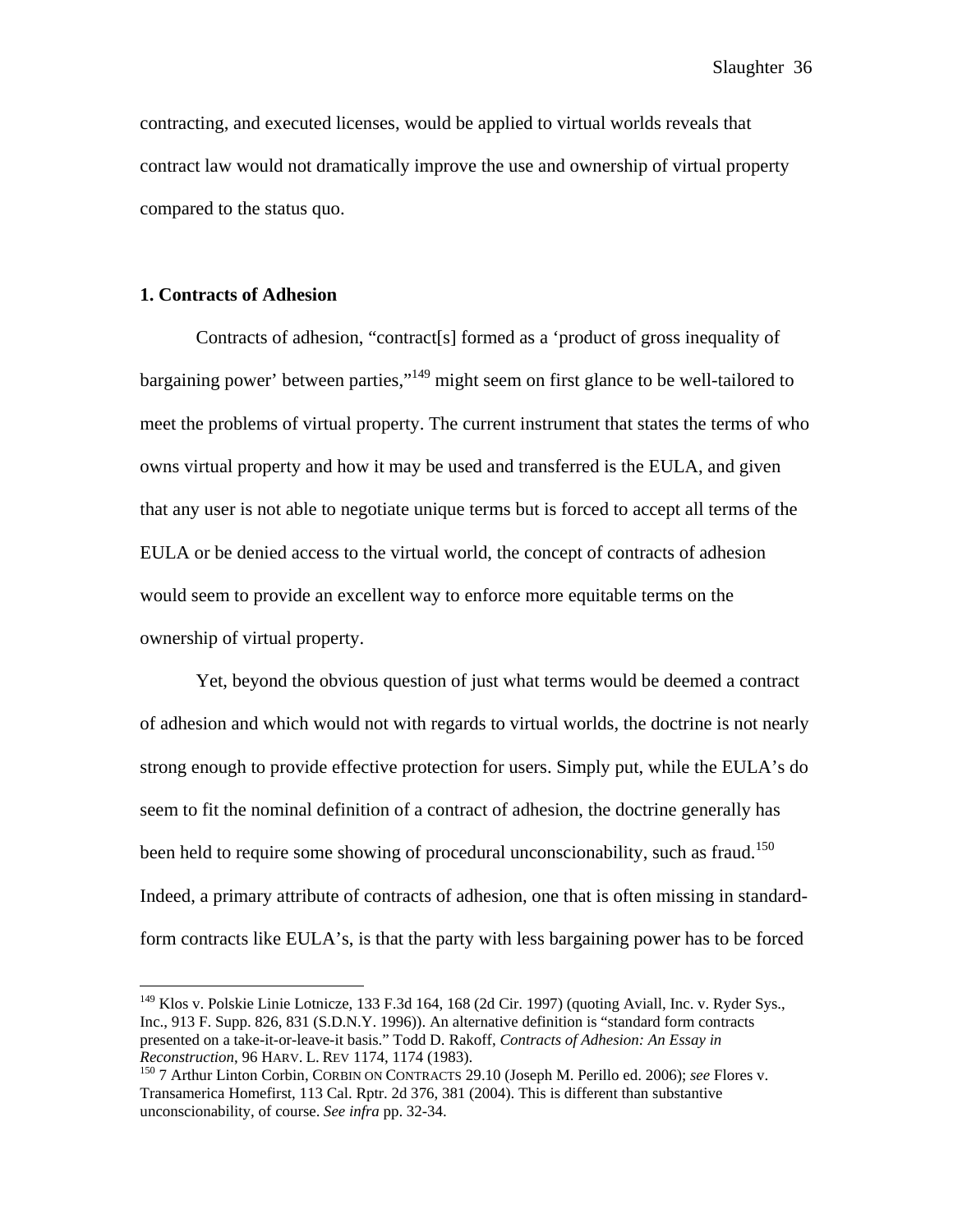contracting, and executed licenses, would be applied to virtual worlds reveals that contract law would not dramatically improve the use and ownership of virtual property compared to the status quo.

### 1. Contracts of Adhesion

Contracts of adhesion, "contract[s] formed as a 'product of gross inequality of bargaining power' between parties,"[149] might seem on first glance to be well-tailored to meet the problems of virtual property. The current instrument that states the terms of who owns virtual property and how it may be used and transferred is the EULA, and given that any user is not able to negotiate unique terms but is forced to accept all terms of the EULA or be denied access to the virtual world, the concept of contracts of adhesion would seem to provide an excellent way to enforce more equitable terms on the ownership of virtual property.

Yet, beyond the obvious question of just what terms would be deemed a contract of adhesion and which would not with regards to virtual worlds, the doctrine is not nearly strong enough to provide effective protection for users. Simply put, while the EULA's do seem to fit the nominal definition of a contract of adhesion, the doctrine generally has been held to require some showing of procedural unconscionability, such as fraud.[150] Indeed, a primary attribute of contracts of adhesion, one that is often missing in standard-form contracts like EULA's, is that the party with less bargaining power has to be forced

---

[149] Klos v. Polskie Linie Lotnicze, 133 F.3d 164, 168 (2d Cir. 1997) (quoting Aviall, Inc. v. Ryder Sys., Inc., 913 F. Supp. 826, 831 (S.D.N.Y. 1996)). An alternative definition is "standard form contracts presented on a take-it-or-leave-it basis." Todd D. Rakoff, *Contracts of Adhesion: An Essay in Reconstruction*, 96 HARV. L. REV 1174, 1174 (1983).

[150] 7 Arthur Linton Corbin, CORBIN ON CONTRACTS 29.10 (Joseph M. Perillo ed. 2006); *see* Flores v. Transamerica Homefirst, 113 Cal. Rptr. 2d 376, 381 (2004). This is different than substantive unconscionability, of course. *See infra* pp. 32-34.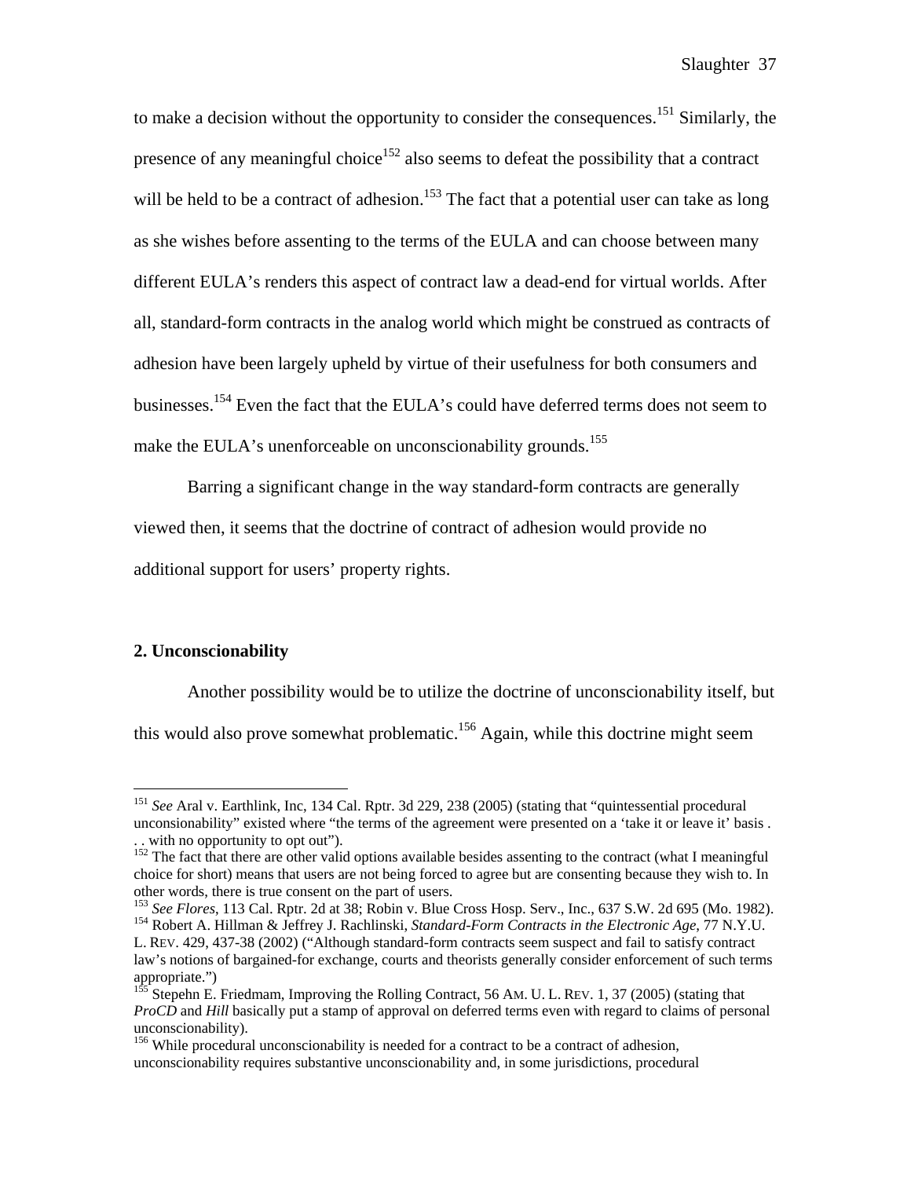to make a decision without the opportunity to consider the consequences.[151] Similarly, the presence of any meaningful choice[152] also seems to defeat the possibility that a contract will be held to be a contract of adhesion.[153] The fact that a potential user can take as long as she wishes before assenting to the terms of the EULA and can choose between many different EULA's renders this aspect of contract law a dead-end for virtual worlds. After all, standard-form contracts in the analog world which might be construed as contracts of adhesion have been largely upheld by virtue of their usefulness for both consumers and businesses.[154] Even the fact that the EULA's could have deferred terms does not seem to make the EULA's unenforceable on unconscionability grounds.[155]

Barring a significant change in the way standard-form contracts are generally viewed then, it seems that the doctrine of contract of adhesion would provide no additional support for users' property rights.

### 2. Unconscionability

Another possibility would be to utilize the doctrine of unconscionability itself, but this would also prove somewhat problematic.[156] Again, while this doctrine might seem

---

[151] *See* Aral v. Earthlink, Inc, 134 Cal. Rptr. 3d 229, 238 (2005) (stating that "quintessential procedural unconscionability" existed where "the terms of the agreement were presented on a 'take it or leave it' basis . . . with no opportunity to opt out").

[152] The fact that there are other valid options available besides assenting to the contract (what I meaningful choice for short) means that users are not being forced to agree but are consenting because they wish to. In other words, there is true consent on the part of users.

[153] *See Flores*, 113 Cal. Rptr. 2d at 38; Robin v. Blue Cross Hosp. Serv., Inc., 637 S.W. 2d 695 (Mo. 1982).

[154] Robert A. Hillman & Jeffrey J. Rachlinski, *Standard-Form Contracts in the Electronic Age*, 77 N.Y.U. L. REV. 429, 437-38 (2002) ("Although standard-form contracts seem suspect and fail to satisfy contract law's notions of bargained-for exchange, courts and theorists generally consider enforcement of such terms appropriate.")

[155] Stepehn E. Friedmam, Improving the Rolling Contract, 56 AM. U. L. REV. 1, 37 (2005) (stating that *ProCD* and *Hill* basically put a stamp of approval on deferred terms even with regard to claims of personal unconscionability).

[156] While procedural unconscionability is needed for a contract to be a contract of adhesion, unconscionability requires substantive unconscionability and, in some jurisdictions, procedural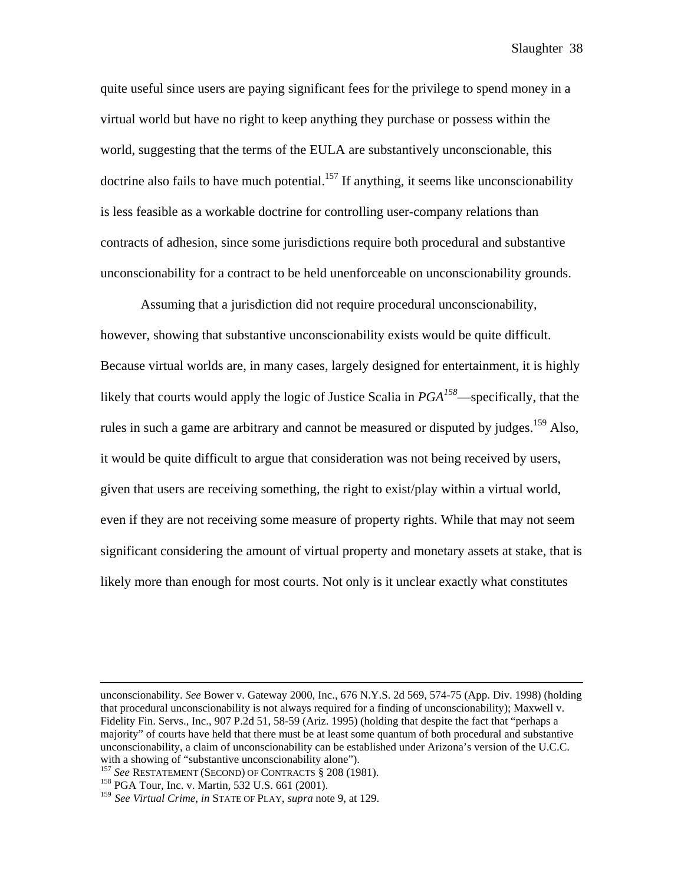quite useful since users are paying significant fees for the privilege to spend money in a virtual world but have no right to keep anything they purchase or possess within the world, suggesting that the terms of the EULA are substantively unconscionable, this doctrine also fails to have much potential.[157] If anything, it seems like unconscionability is less feasible as a workable doctrine for controlling user-company relations than contracts of adhesion, since some jurisdictions require both procedural and substantive unconscionability for a contract to be held unenforceable on unconscionability grounds.

Assuming that a jurisdiction did not require procedural unconscionability, however, showing that substantive unconscionability exists would be quite difficult. Because virtual worlds are, in many cases, largely designed for entertainment, it is highly likely that courts would apply the logic of Justice Scalia in *PGA*[158]—specifically, that the rules in such a game are arbitrary and cannot be measured or disputed by judges.[159] Also, it would be quite difficult to argue that consideration was not being received by users, given that users are receiving something, the right to exist/play within a virtual world, even if they are not receiving some measure of property rights. While that may not seem significant considering the amount of virtual property and monetary assets at stake, that is likely more than enough for most courts. Not only is it unclear exactly what constitutes

---

unconscionability. *See* Bower v. Gateway 2000, Inc., 676 N.Y.S. 2d 569, 574-75 (App. Div. 1998) (holding that procedural unconscionability is not always required for a finding of unconscionability); Maxwell v. Fidelity Fin. Servs., Inc., 907 P.2d 51, 58-59 (Ariz. 1995) (holding that despite the fact that "perhaps a majority" of courts have held that there must be at least some quantum of both procedural and substantive unconscionability, a claim of unconscionability can be established under Arizona's version of the U.C.C. with a showing of "substantive unconscionability alone").

[157] *See* RESTATEMENT (SECOND) OF CONTRACTS § 208 (1981).

[158] PGA Tour, Inc. v. Martin, 532 U.S. 661 (2001).

[159] *See Virtual Crime*, *in* STATE OF PLAY, *supra* note 9, at 129.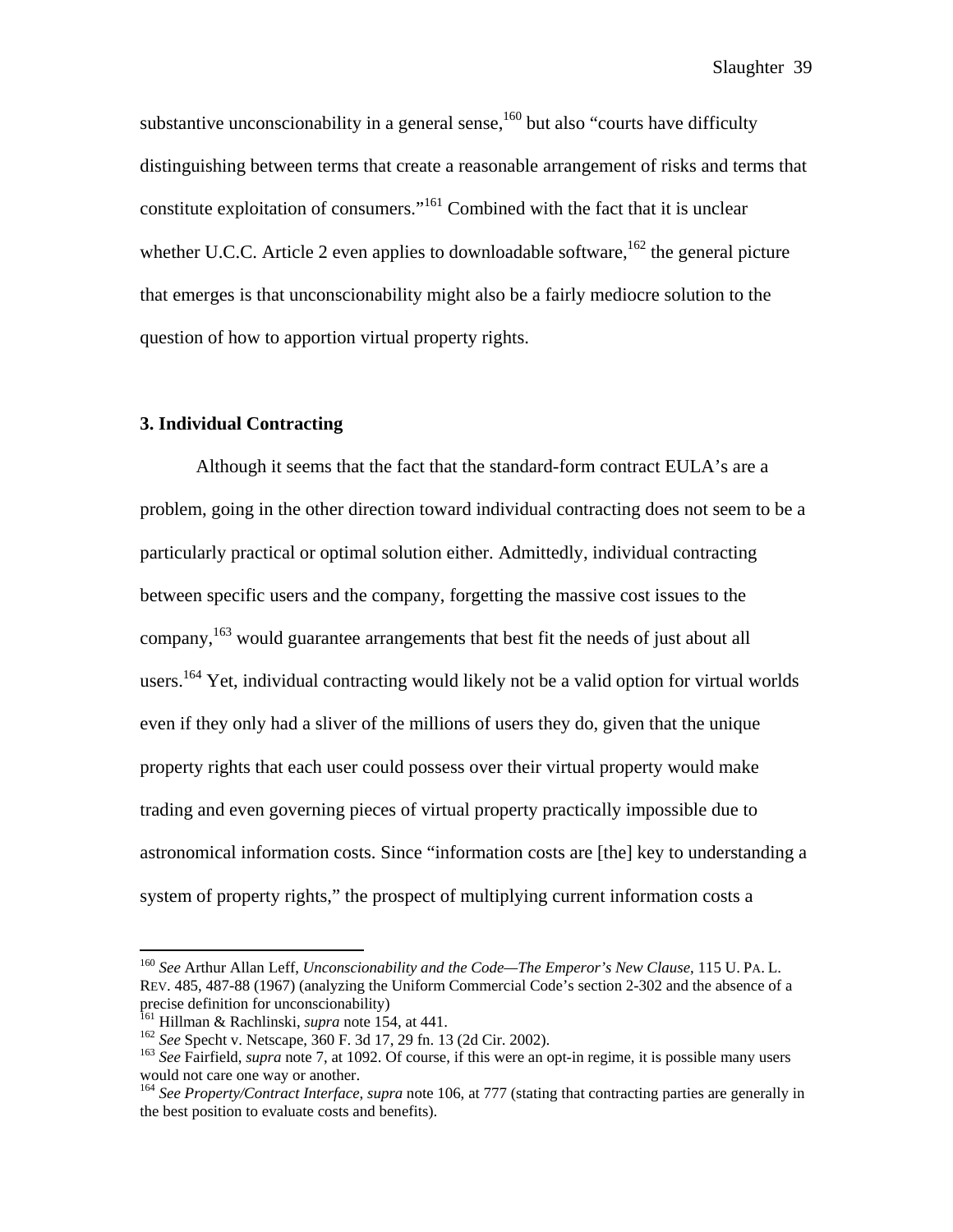substantive unconscionability in a general sense,[160] but also "courts have difficulty distinguishing between terms that create a reasonable arrangement of risks and terms that constitute exploitation of consumers."[161] Combined with the fact that it is unclear whether U.C.C. Article 2 even applies to downloadable software,[162] the general picture that emerges is that unconscionability might also be a fairly mediocre solution to the question of how to apportion virtual property rights.

### 3. Individual Contracting

Although it seems that the fact that the standard-form contract EULA's are a problem, going in the other direction toward individual contracting does not seem to be a particularly practical or optimal solution either. Admittedly, individual contracting between specific users and the company, forgetting the massive cost issues to the company,[163] would guarantee arrangements that best fit the needs of just about all users.[164] Yet, individual contracting would likely not be a valid option for virtual worlds even if they only had a sliver of the millions of users they do, given that the unique property rights that each user could possess over their virtual property would make trading and even governing pieces of virtual property practically impossible due to astronomical information costs. Since "information costs are [the] key to understanding a system of property rights," the prospect of multiplying current information costs a

---

[160] *See* Arthur Allan Leff, *Unconscionability and the Code—The Emperor's New Clause*, 115 U. PA. L. REV. 485, 487-88 (1967) (analyzing the Uniform Commercial Code's section 2-302 and the absence of a precise definition for unconscionability)

[161] Hillman & Rachlinski, *supra* note 154, at 441.

[162] *See* Specht v. Netscape, 360 F. 3d 17, 29 fn. 13 (2d Cir. 2002).

[163] *See* Fairfield, *supra* note 7, at 1092. Of course, if this were an opt-in regime, it is possible many users would not care one way or another.

[164] *See Property/Contract Interface*, *supra* note 106, at 777 (stating that contracting parties are generally in the best position to evaluate costs and benefits).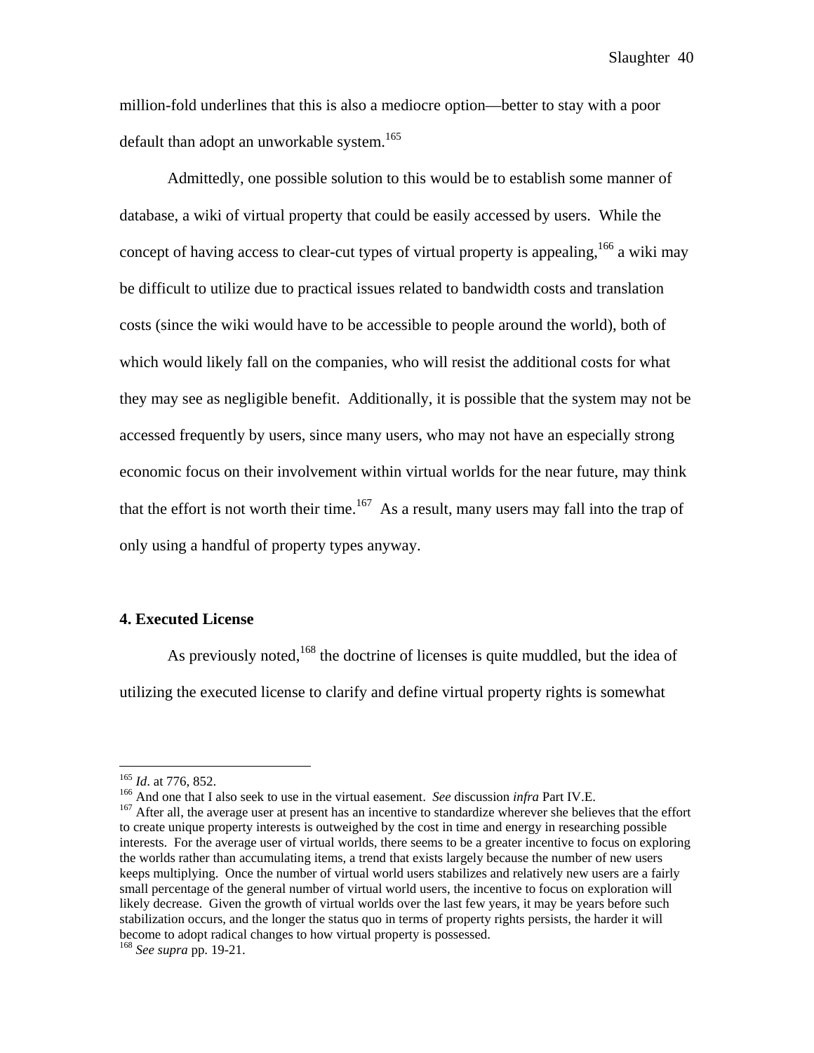million-fold underlines that this is also a mediocre option—better to stay with a poor default than adopt an unworkable system.[165]

Admittedly, one possible solution to this would be to establish some manner of database, a wiki of virtual property that could be easily accessed by users. While the concept of having access to clear-cut types of virtual property is appealing,[166] a wiki may be difficult to utilize due to practical issues related to bandwidth costs and translation costs (since the wiki would have to be accessible to people around the world), both of which would likely fall on the companies, who will resist the additional costs for what they may see as negligible benefit. Additionally, it is possible that the system may not be accessed frequently by users, since many users, who may not have an especially strong economic focus on their involvement within virtual worlds for the near future, may think that the effort is not worth their time.[167] As a result, many users may fall into the trap of only using a handful of property types anyway.

### 4. Executed License

As previously noted,[168] the doctrine of licenses is quite muddled, but the idea of utilizing the executed license to clarify and define virtual property rights is somewhat

---

[165] *Id*. at 776, 852.

[166] And one that I also seek to use in the virtual easement. *See* discussion *infra* Part IV.E.

[167] After all, the average user at present has an incentive to standardize wherever she believes that the effort to create unique property interests is outweighed by the cost in time and energy in researching possible interests. For the average user of virtual worlds, there seems to be a greater incentive to focus on exploring the worlds rather than accumulating items, a trend that exists largely because the number of new users keeps multiplying. Once the number of virtual world users stabilizes and relatively new users are a fairly small percentage of the general number of virtual world users, the incentive to focus on exploration will likely decrease. Given the growth of virtual worlds over the last few years, it may be years before such stabilization occurs, and the longer the status quo in terms of property rights persists, the harder it will become to adopt radical changes to how virtual property is possessed.

[168] *See supra* pp. 19-21.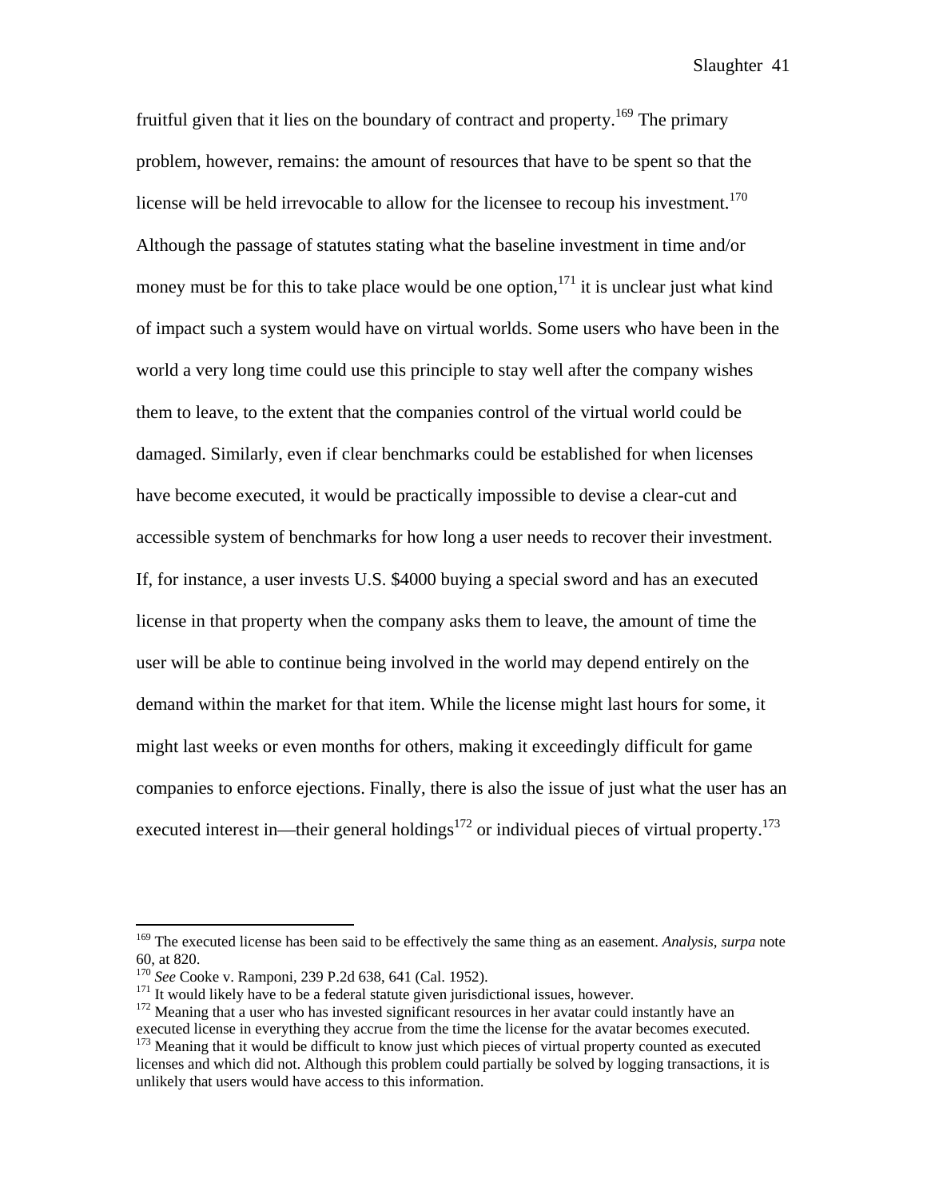fruitful given that it lies on the boundary of contract and property.[169] The primary problem, however, remains: the amount of resources that have to be spent so that the license will be held irrevocable to allow for the licensee to recoup his investment.[170] Although the passage of statutes stating what the baseline investment in time and/or money must be for this to take place would be one option,[171] it is unclear just what kind of impact such a system would have on virtual worlds. Some users who have been in the world a very long time could use this principle to stay well after the company wishes them to leave, to the extent that the companies control of the virtual world could be damaged. Similarly, even if clear benchmarks could be established for when licenses have become executed, it would be practically impossible to devise a clear-cut and accessible system of benchmarks for how long a user needs to recover their investment. If, for instance, a user invests U.S. $4000 buying a special sword and has an executed license in that property when the company asks them to leave, the amount of time the user will be able to continue being involved in the world may depend entirely on the demand within the market for that item. While the license might last hours for some, it might last weeks or even months for others, making it exceedingly difficult for game companies to enforce ejections. Finally, there is also the issue of just what the user has an executed interest in—their general holdings[172] or individual pieces of virtual property.[173]

---

[169] The executed license has been said to be effectively the same thing as an easement. *Analysis*, *surpa* note 60, at 820.

[170] *See* Cooke v. Ramponi, 239 P.2d 638, 641 (Cal. 1952).

[171] It would likely have to be a federal statute given jurisdictional issues, however.

[172] Meaning that a user who has invested significant resources in her avatar could instantly have an executed license in everything they accrue from the time the license for the avatar becomes executed.

[173] Meaning that it would be difficult to know just which pieces of virtual property counted as executed licenses and which did not. Although this problem could partially be solved by logging transactions, it is unlikely that users would have access to this information.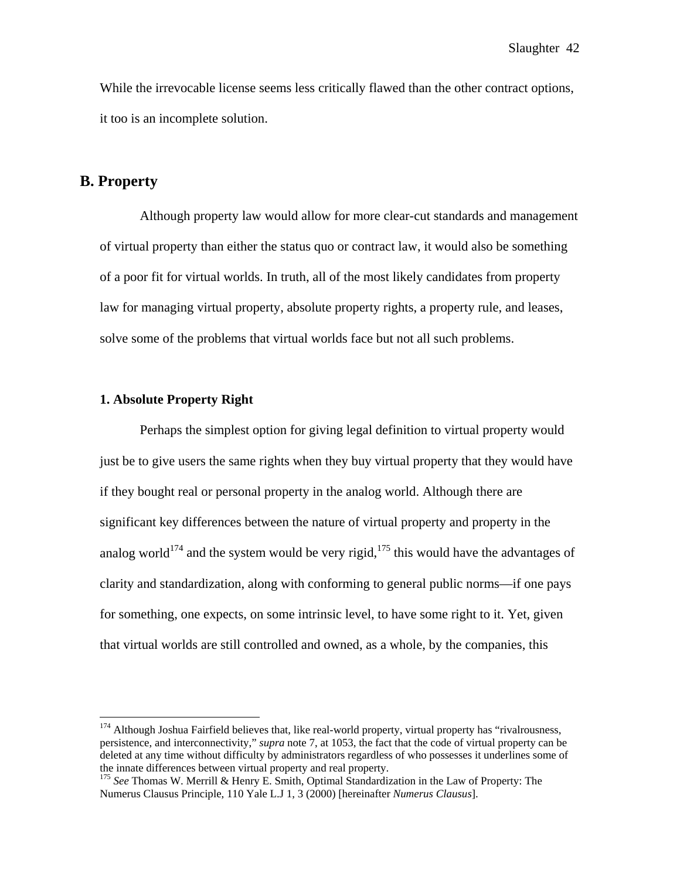While the irrevocable license seems less critically flawed than the other contract options, it too is an incomplete solution.

## B. Property

Although property law would allow for more clear-cut standards and management of virtual property than either the status quo or contract law, it would also be something of a poor fit for virtual worlds. In truth, all of the most likely candidates from property law for managing virtual property, absolute property rights, a property rule, and leases, solve some of the problems that virtual worlds face but not all such problems.

### 1. Absolute Property Right

Perhaps the simplest option for giving legal definition to virtual property would just be to give users the same rights when they buy virtual property that they would have if they bought real or personal property in the analog world. Although there are significant key differences between the nature of virtual property and property in the analog world[174] and the system would be very rigid,[175] this would have the advantages of clarity and standardization, along with conforming to general public norms—if one pays for something, one expects, on some intrinsic level, to have some right to it. Yet, given that virtual worlds are still controlled and owned, as a whole, by the companies, this

---

[174] Although Joshua Fairfield believes that, like real-world property, virtual property has "rivalrousness, persistence, and interconnectivity," *supra* note 7, at 1053, the fact that the code of virtual property can be deleted at any time without difficulty by administrators regardless of who possesses it underlines some of the innate differences between virtual property and real property.

[175] *See* Thomas W. Merrill & Henry E. Smith, Optimal Standardization in the Law of Property: The Numerus Clausus Principle, 110 Yale L.J 1, 3 (2000) [hereinafter *Numerus Clausus*].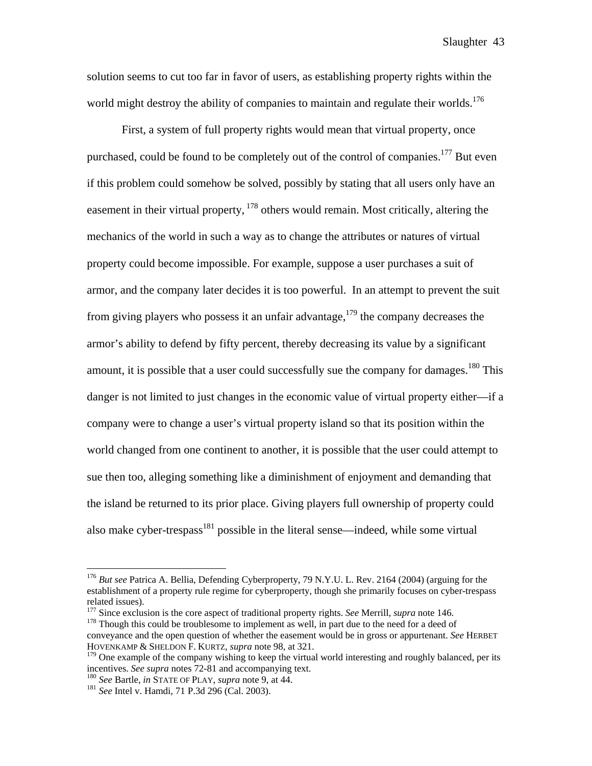solution seems to cut too far in favor of users, as establishing property rights within the world might destroy the ability of companies to maintain and regulate their worlds.[176]

First, a system of full property rights would mean that virtual property, once purchased, could be found to be completely out of the control of companies.[177] But even if this problem could somehow be solved, possibly by stating that all users only have an easement in their virtual property, [178] others would remain. Most critically, altering the mechanics of the world in such a way as to change the attributes or natures of virtual property could become impossible. For example, suppose a user purchases a suit of armor, and the company later decides it is too powerful. In an attempt to prevent the suit from giving players who possess it an unfair advantage,[179] the company decreases the armor's ability to defend by fifty percent, thereby decreasing its value by a significant amount, it is possible that a user could successfully sue the company for damages.[180] This danger is not limited to just changes in the economic value of virtual property either—if a company were to change a user's virtual property island so that its position within the world changed from one continent to another, it is possible that the user could attempt to sue then too, alleging something like a diminishment of enjoyment and demanding that the island be returned to its prior place. Giving players full ownership of property could also make cyber-trespass[181] possible in the literal sense—indeed, while some virtual

---

[176] *But see* Patrica A. Bellia, Defending Cyberproperty, 79 N.Y.U. L. Rev. 2164 (2004) (arguing for the establishment of a property rule regime for cyberproperty, though she primarily focuses on cyber-trespass related issues).

[177] Since exclusion is the core aspect of traditional property rights. *See* Merrill, *supra* note 146.

[178] Though this could be troublesome to implement as well, in part due to the need for a deed of conveyance and the open question of whether the easement would be in gross or appurtenant. *See* HERBET HOVENKAMP & SHELDON F. KURTZ, *supra* note 98, at 321.

[179] One example of the company wishing to keep the virtual world interesting and roughly balanced, per its incentives. *See supra* notes 72-81 and accompanying text.

[180] *See* Bartle, *in* STATE OF PLAY, *supra* note 9, at 44.

[181] *See* Intel v. Hamdi, 71 P.3d 296 (Cal. 2003).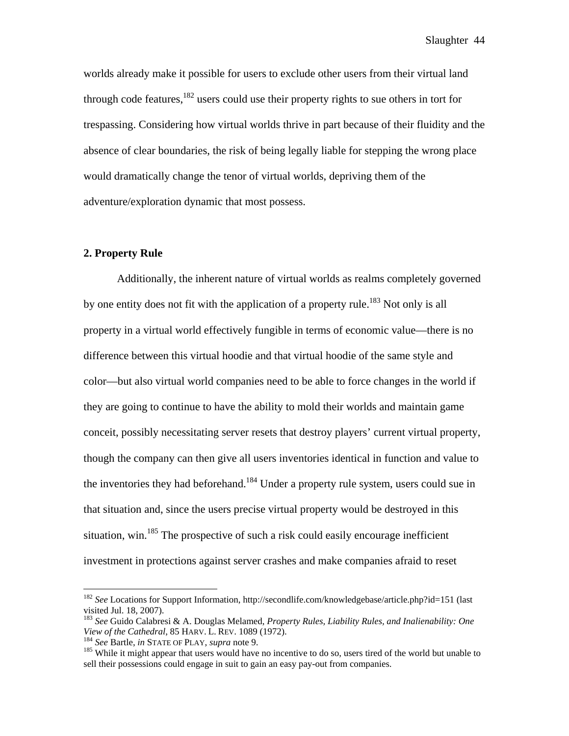worlds already make it possible for users to exclude other users from their virtual land through code features,[182] users could use their property rights to sue others in tort for trespassing. Considering how virtual worlds thrive in part because of their fluidity and the absence of clear boundaries, the risk of being legally liable for stepping the wrong place would dramatically change the tenor of virtual worlds, depriving them of the adventure/exploration dynamic that most possess.

**2. Property Rule**

Additionally, the inherent nature of virtual worlds as realms completely governed by one entity does not fit with the application of a property rule.[183] Not only is all property in a virtual world effectively fungible in terms of economic value—there is no difference between this virtual hoodie and that virtual hoodie of the same style and color—but also virtual world companies need to be able to force changes in the world if they are going to continue to have the ability to mold their worlds and maintain game conceit, possibly necessitating server resets that destroy players' current virtual property, though the company can then give all users inventories identical in function and value to the inventories they had beforehand.[184] Under a property rule system, users could sue in that situation and, since the users precise virtual property would be destroyed in this situation, win.[185] The prospective of such a risk could easily encourage inefficient investment in protections against server crashes and make companies afraid to reset

---

[182] *See* Locations for Support Information, http://secondlife.com/knowledgebase/article.php?id=151 (last visited Jul. 18, 2007).

[183] *See* Guido Calabresi & A. Douglas Melamed, *Property Rules, Liability Rules, and Inalienability: One View of the Cathedral*, 85 HARV. L. REV. 1089 (1972).

[184] *See* Bartle, *in* STATE OF PLAY, *supra* note 9.

[185] While it might appear that users would have no incentive to do so, users tired of the world but unable to sell their possessions could engage in suit to gain an easy pay-out from companies.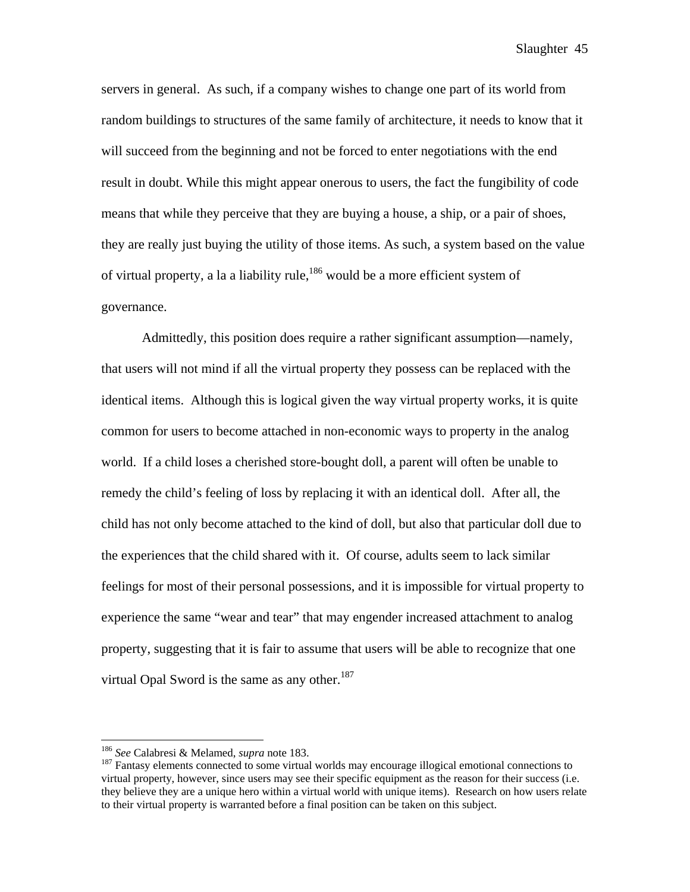servers in general. As such, if a company wishes to change one part of its world from random buildings to structures of the same family of architecture, it needs to know that it will succeed from the beginning and not be forced to enter negotiations with the end result in doubt. While this might appear onerous to users, the fact the fungibility of code means that while they perceive that they are buying a house, a ship, or a pair of shoes, they are really just buying the utility of those items. As such, a system based on the value of virtual property, a la a liability rule,[186] would be a more efficient system of governance.

Admittedly, this position does require a rather significant assumption—namely, that users will not mind if all the virtual property they possess can be replaced with the identical items. Although this is logical given the way virtual property works, it is quite common for users to become attached in non-economic ways to property in the analog world. If a child loses a cherished store-bought doll, a parent will often be unable to remedy the child's feeling of loss by replacing it with an identical doll. After all, the child has not only become attached to the kind of doll, but also that particular doll due to the experiences that the child shared with it. Of course, adults seem to lack similar feelings for most of their personal possessions, and it is impossible for virtual property to experience the same "wear and tear" that may engender increased attachment to analog property, suggesting that it is fair to assume that users will be able to recognize that one virtual Opal Sword is the same as any other.[187]

---

[186] *See* Calabresi & Melamed, *supra* note 183.

[187] Fantasy elements connected to some virtual worlds may encourage illogical emotional connections to virtual property, however, since users may see their specific equipment as the reason for their success (i.e. they believe they are a unique hero within a virtual world with unique items). Research on how users relate to their virtual property is warranted before a final position can be taken on this subject.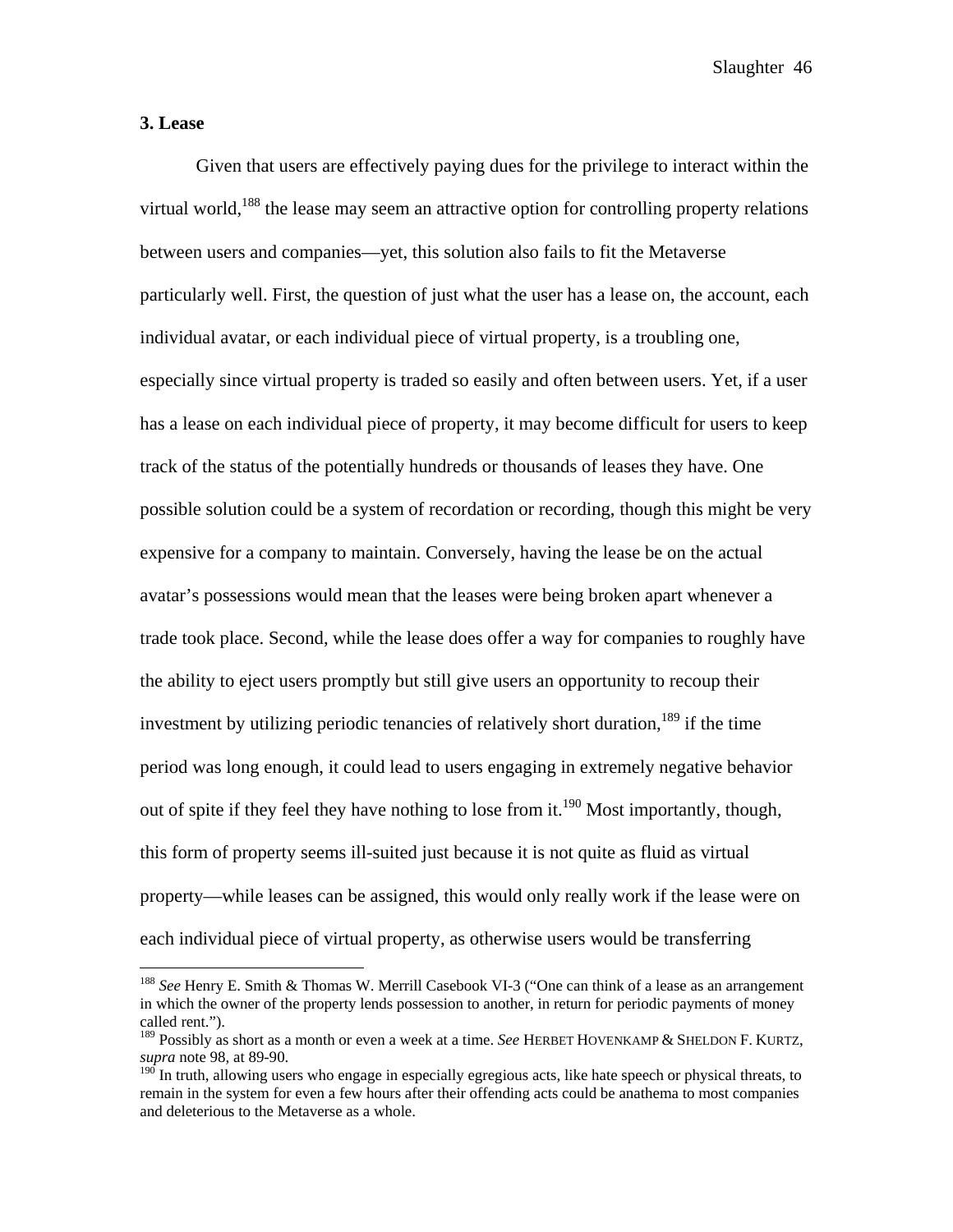### 3. Lease

Given that users are effectively paying dues for the privilege to interact within the virtual world,[188] the lease may seem an attractive option for controlling property relations between users and companies—yet, this solution also fails to fit the Metaverse particularly well. First, the question of just what the user has a lease on, the account, each individual avatar, or each individual piece of virtual property, is a troubling one, especially since virtual property is traded so easily and often between users. Yet, if a user has a lease on each individual piece of property, it may become difficult for users to keep track of the status of the potentially hundreds or thousands of leases they have. One possible solution could be a system of recordation or recording, though this might be very expensive for a company to maintain. Conversely, having the lease be on the actual avatar's possessions would mean that the leases were being broken apart whenever a trade took place. Second, while the lease does offer a way for companies to roughly have the ability to eject users promptly but still give users an opportunity to recoup their investment by utilizing periodic tenancies of relatively short duration,[189] if the time period was long enough, it could lead to users engaging in extremely negative behavior out of spite if they feel they have nothing to lose from it.[190] Most importantly, though, this form of property seems ill-suited just because it is not quite as fluid as virtual property—while leases can be assigned, this would only really work if the lease were on each individual piece of virtual property, as otherwise users would be transferring

---

[188] *See* Henry E. Smith & Thomas W. Merrill Casebook VI-3 ("One can think of a lease as an arrangement in which the owner of the property lends possession to another, in return for periodic payments of money called rent.").

[189] Possibly as short as a month or even a week at a time. *See* HERBET HOVENKAMP & SHELDON F. KURTZ, *supra* note 98, at 89-90.

[190] In truth, allowing users who engage in especially egregious acts, like hate speech or physical threats, to remain in the system for even a few hours after their offending acts could be anathema to most companies and deleterious to the Metaverse as a whole.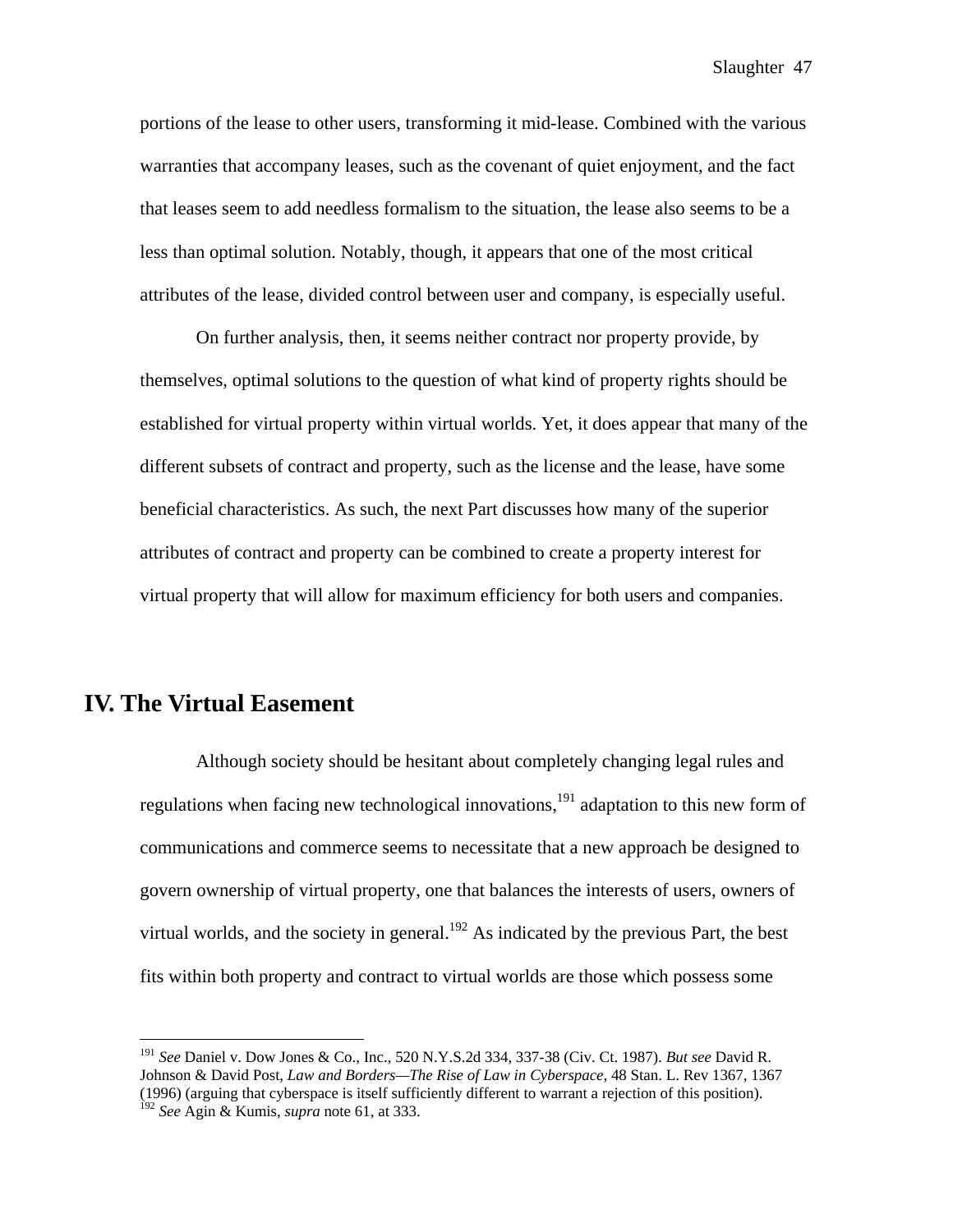portions of the lease to other users, transforming it mid-lease. Combined with the various warranties that accompany leases, such as the covenant of quiet enjoyment, and the fact that leases seem to add needless formalism to the situation, the lease also seems to be a less than optimal solution. Notably, though, it appears that one of the most critical attributes of the lease, divided control between user and company, is especially useful.

On further analysis, then, it seems neither contract nor property provide, by themselves, optimal solutions to the question of what kind of property rights should be established for virtual property within virtual worlds. Yet, it does appear that many of the different subsets of contract and property, such as the license and the lease, have some beneficial characteristics. As such, the next Part discusses how many of the superior attributes of contract and property can be combined to create a property interest for virtual property that will allow for maximum efficiency for both users and companies.

## IV. The Virtual Easement

Although society should be hesitant about completely changing legal rules and regulations when facing new technological innovations,[191] adaptation to this new form of communications and commerce seems to necessitate that a new approach be designed to govern ownership of virtual property, one that balances the interests of users, owners of virtual worlds, and the society in general.[192] As indicated by the previous Part, the best fits within both property and contract to virtual worlds are those which possess some

---

[191] *See* Daniel v. Dow Jones & Co., Inc., 520 N.Y.S.2d 334, 337-38 (Civ. Ct. 1987). *But see* David R. Johnson & David Post, *Law and Borders—The Rise of Law in Cyberspace*, 48 Stan. L. Rev 1367, 1367 (1996) (arguing that cyberspace is itself sufficiently different to warrant a rejection of this position).

[192] *See* Agin & Kumis, *supra* note 61, at 333.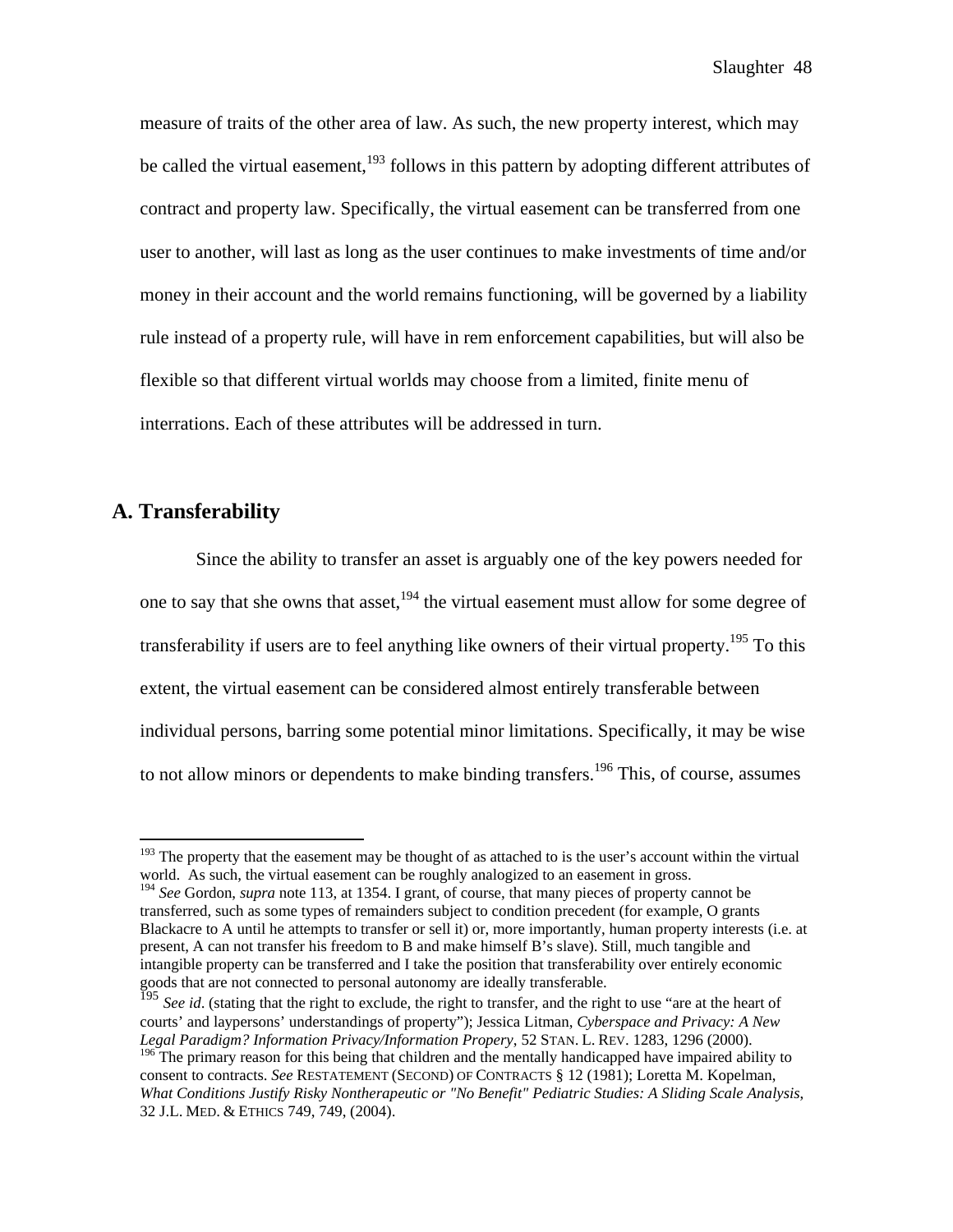measure of traits of the other area of law. As such, the new property interest, which may be called the virtual easement,[193] follows in this pattern by adopting different attributes of contract and property law. Specifically, the virtual easement can be transferred from one user to another, will last as long as the user continues to make investments of time and/or money in their account and the world remains functioning, will be governed by a liability rule instead of a property rule, will have in rem enforcement capabilities, but will also be flexible so that different virtual worlds may choose from a limited, finite menu of interrations. Each of these attributes will be addressed in turn.

## A. Transferability

Since the ability to transfer an asset is arguably one of the key powers needed for one to say that she owns that asset,[194] the virtual easement must allow for some degree of transferability if users are to feel anything like owners of their virtual property.[195] To this extent, the virtual easement can be considered almost entirely transferable between individual persons, barring some potential minor limitations. Specifically, it may be wise to not allow minors or dependents to make binding transfers.[196] This, of course, assumes

---

[193] The property that the easement may be thought of as attached to is the user's account within the virtual world. As such, the virtual easement can be roughly analogized to an easement in gross.

[194] *See* Gordon, *supra* note 113, at 1354. I grant, of course, that many pieces of property cannot be transferred, such as some types of remainders subject to condition precedent (for example, O grants Blackacre to A until he attempts to transfer or sell it) or, more importantly, human property interests (i.e. at present, A can not transfer his freedom to B and make himself B's slave). Still, much tangible and intangible property can be transferred and I take the position that transferability over entirely economic goods that are not connected to personal autonomy are ideally transferable.

[195] *See id*. (stating that the right to exclude, the right to transfer, and the right to use "are at the heart of courts' and laypersons' understandings of property"); Jessica Litman, *Cyberspace and Privacy: A New Legal Paradigm? Information Privacy/Information Propery*, 52 STAN. L. REV. 1283, 1296 (2000).

[196] The primary reason for this being that children and the mentally handicapped have impaired ability to consent to contracts. *See* RESTATEMENT (SECOND) OF CONTRACTS § 12 (1981); Loretta M. Kopelman, *What Conditions Justify Risky Nontherapeutic or "No Benefit" Pediatric Studies: A Sliding Scale Analysis*, 32 J.L. MED. & ETHICS 749, 749, (2004).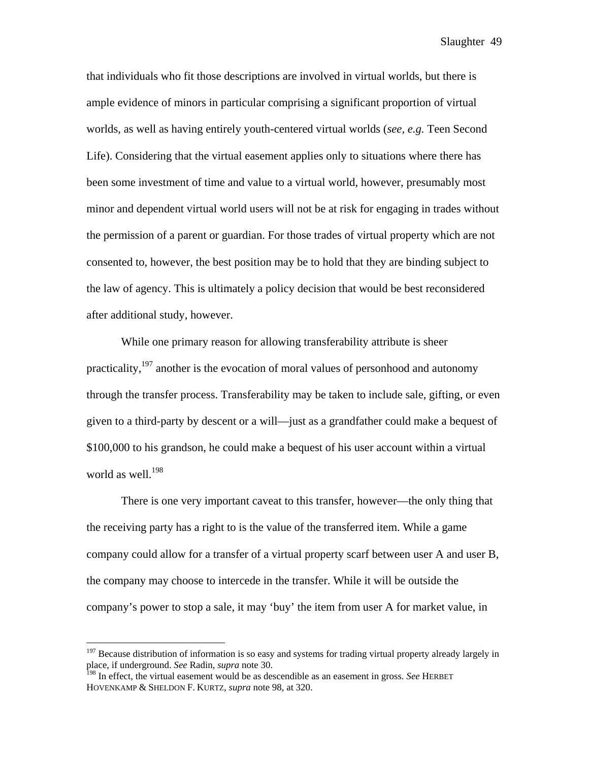that individuals who fit those descriptions are involved in virtual worlds, but there is ample evidence of minors in particular comprising a significant proportion of virtual worlds, as well as having entirely youth-centered virtual worlds (*see, e.g.* Teen Second Life). Considering that the virtual easement applies only to situations where there has been some investment of time and value to a virtual world, however, presumably most minor and dependent virtual world users will not be at risk for engaging in trades without the permission of a parent or guardian. For those trades of virtual property which are not consented to, however, the best position may be to hold that they are binding subject to the law of agency. This is ultimately a policy decision that would be best reconsidered after additional study, however.

While one primary reason for allowing transferability attribute is sheer practicality,[197] another is the evocation of moral values of personhood and autonomy through the transfer process. Transferability may be taken to include sale, gifting, or even given to a third-party by descent or a will—just as a grandfather could make a bequest of $100,000 to his grandson, he could make a bequest of his user account within a virtual world as well.[198]

There is one very important caveat to this transfer, however—the only thing that the receiving party has a right to is the value of the transferred item. While a game company could allow for a transfer of a virtual property scarf between user A and user B, the company may choose to intercede in the transfer. While it will be outside the company's power to stop a sale, it may 'buy' the item from user A for market value, in

---

[197] Because distribution of information is so easy and systems for trading virtual property already largely in place, if underground. *See* Radin, *supra* note 30.

[198] In effect, the virtual easement would be as descendible as an easement in gross. *See* HERBET HOVENKAMP & SHELDON F. KURTZ, *supra* note 98, at 320.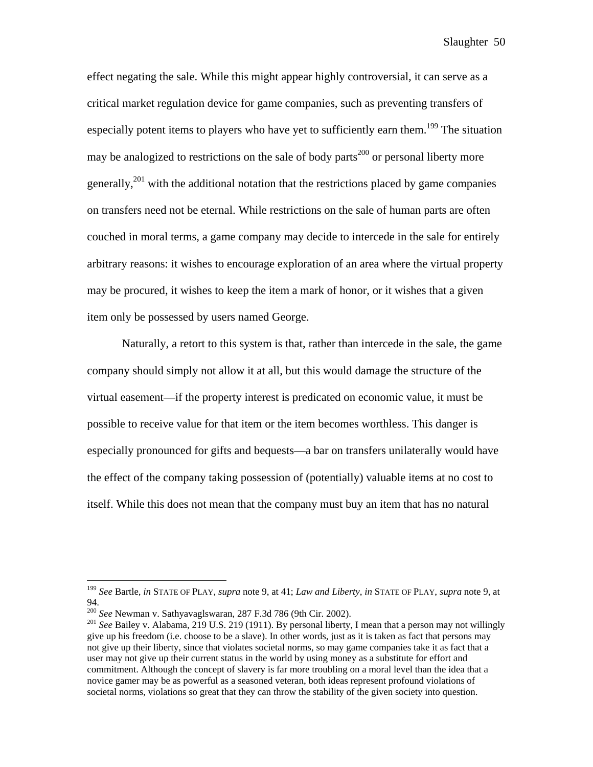effect negating the sale. While this might appear highly controversial, it can serve as a critical market regulation device for game companies, such as preventing transfers of especially potent items to players who have yet to sufficiently earn them.[199] The situation may be analogized to restrictions on the sale of body parts[200] or personal liberty more generally,[201] with the additional notation that the restrictions placed by game companies on transfers need not be eternal. While restrictions on the sale of human parts are often couched in moral terms, a game company may decide to intercede in the sale for entirely arbitrary reasons: it wishes to encourage exploration of an area where the virtual property may be procured, it wishes to keep the item a mark of honor, or it wishes that a given item only be possessed by users named George.

Naturally, a retort to this system is that, rather than intercede in the sale, the game company should simply not allow it at all, but this would damage the structure of the virtual easement—if the property interest is predicated on economic value, it must be possible to receive value for that item or the item becomes worthless. This danger is especially pronounced for gifts and bequests—a bar on transfers unilaterally would have the effect of the company taking possession of (potentially) valuable items at no cost to itself. While this does not mean that the company must buy an item that has no natural

---

[199] *See* Bartle, *in* STATE OF PLAY, *supra* note 9, at 41; *Law and Liberty*, *in* STATE OF PLAY, *supra* note 9, at 94.

[200] *See* Newman v. Sathyavaglswaran, 287 F.3d 786 (9th Cir. 2002).

[201] *See* Bailey v. Alabama, 219 U.S. 219 (1911). By personal liberty, I mean that a person may not willingly give up his freedom (i.e. choose to be a slave). In other words, just as it is taken as fact that persons may not give up their liberty, since that violates societal norms, so may game companies take it as fact that a user may not give up their current status in the world by using money as a substitute for effort and commitment. Although the concept of slavery is far more troubling on a moral level than the idea that a novice gamer may be as powerful as a seasoned veteran, both ideas represent profound violations of societal norms, violations so great that they can throw the stability of the given society into question.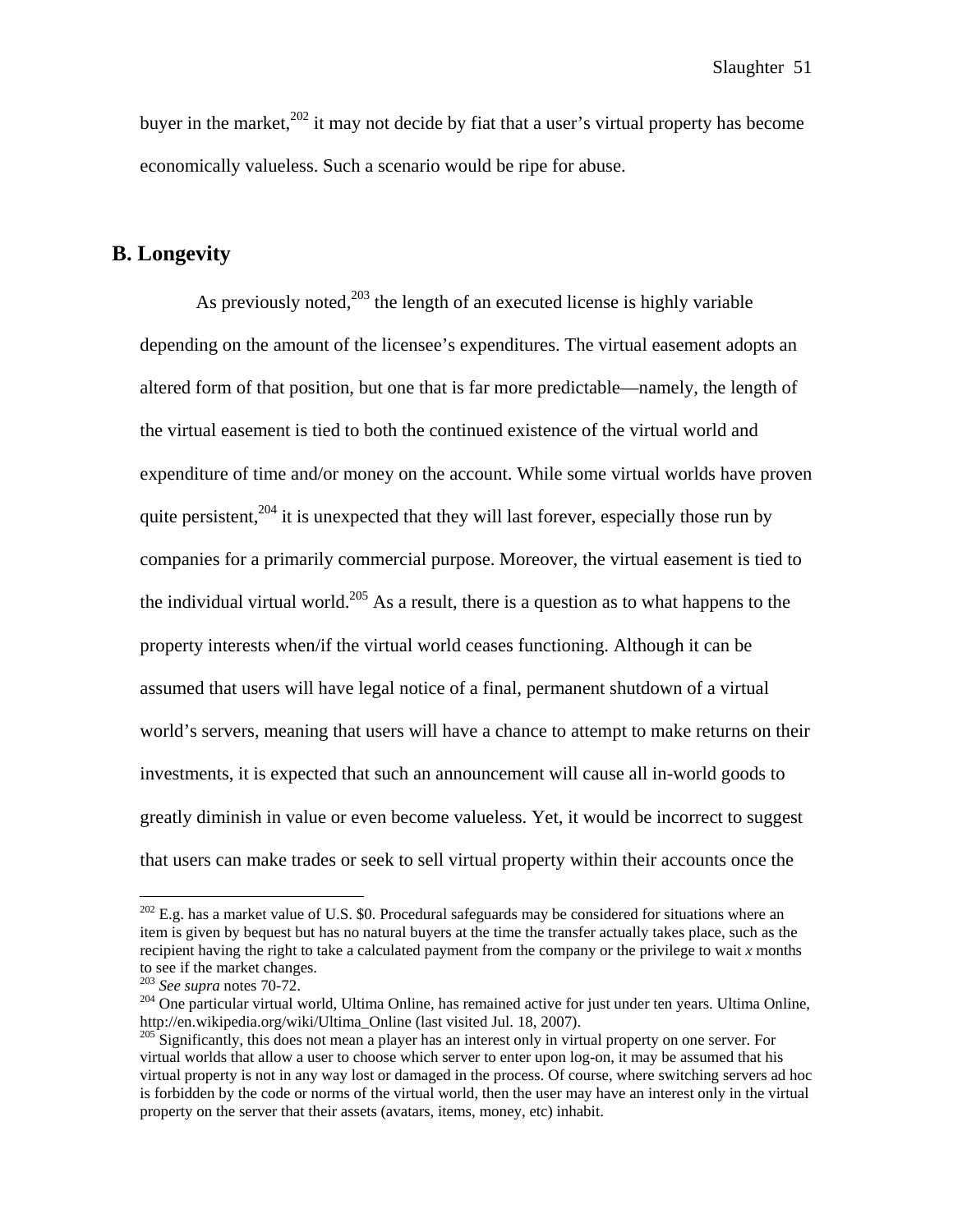buyer in the market,[202] it may not decide by fiat that a user's virtual property has become economically valueless. Such a scenario would be ripe for abuse.

## B. Longevity

As previously noted,[203] the length of an executed license is highly variable depending on the amount of the licensee's expenditures. The virtual easement adopts an altered form of that position, but one that is far more predictable—namely, the length of the virtual easement is tied to both the continued existence of the virtual world and expenditure of time and/or money on the account. While some virtual worlds have proven quite persistent,[204] it is unexpected that they will last forever, especially those run by companies for a primarily commercial purpose. Moreover, the virtual easement is tied to the individual virtual world.[205] As a result, there is a question as to what happens to the property interests when/if the virtual world ceases functioning. Although it can be assumed that users will have legal notice of a final, permanent shutdown of a virtual world's servers, meaning that users will have a chance to attempt to make returns on their investments, it is expected that such an announcement will cause all in-world goods to greatly diminish in value or even become valueless. Yet, it would be incorrect to suggest that users can make trades or seek to sell virtual property within their accounts once the

---

[202] E.g. has a market value of U.S. $0. Procedural safeguards may be considered for situations where an item is given by bequest but has no natural buyers at the time the transfer actually takes place, such as the recipient having the right to take a calculated payment from the company or the privilege to wait *x* months to see if the market changes.

[203] *See supra* notes 70-72.

[204] One particular virtual world, Ultima Online, has remained active for just under ten years. Ultima Online, http://en.wikipedia.org/wiki/Ultima_Online (last visited Jul. 18, 2007).

[205] Significantly, this does not mean a player has an interest only in virtual property on one server. For virtual worlds that allow a user to choose which server to enter upon log-on, it may be assumed that his virtual property is not in any way lost or damaged in the process. Of course, where switching servers ad hoc is forbidden by the code or norms of the virtual world, then the user may have an interest only in the virtual property on the server that their assets (avatars, items, money, etc) inhabit.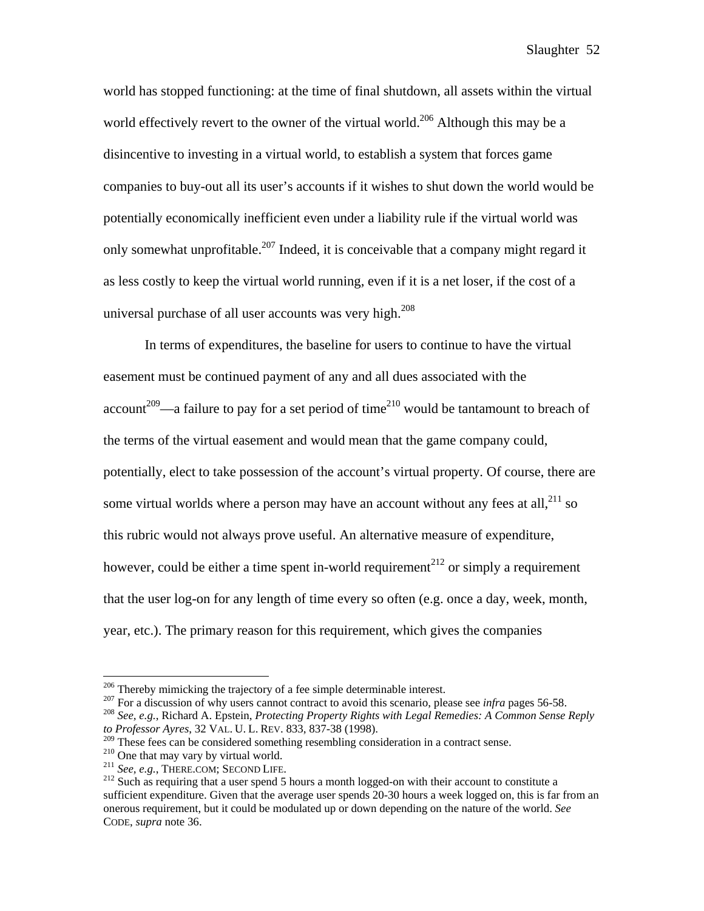world has stopped functioning: at the time of final shutdown, all assets within the virtual world effectively revert to the owner of the virtual world.[206] Although this may be a disincentive to investing in a virtual world, to establish a system that forces game companies to buy-out all its user's accounts if it wishes to shut down the world would be potentially economically inefficient even under a liability rule if the virtual world was only somewhat unprofitable.[207] Indeed, it is conceivable that a company might regard it as less costly to keep the virtual world running, even if it is a net loser, if the cost of a universal purchase of all user accounts was very high.[208]

In terms of expenditures, the baseline for users to continue to have the virtual easement must be continued payment of any and all dues associated with the account[209]—a failure to pay for a set period of time[210] would be tantamount to breach of the terms of the virtual easement and would mean that the game company could, potentially, elect to take possession of the account's virtual property. Of course, there are some virtual worlds where a person may have an account without any fees at all,[211] so this rubric would not always prove useful. An alternative measure of expenditure, however, could be either a time spent in-world requirement[212] or simply a requirement that the user log-on for any length of time every so often (e.g. once a day, week, month, year, etc.). The primary reason for this requirement, which gives the companies

---

[206] Thereby mimicking the trajectory of a fee simple determinable interest.

[207] For a discussion of why users cannot contract to avoid this scenario, please see *infra* pages 56-58.

[208] *See, e.g.,* Richard A. Epstein, *Protecting Property Rights with Legal Remedies: A Common Sense Reply to Professor Ayres*, 32 VAL. U. L. REV. 833, 837-38 (1998).

[209] These fees can be considered something resembling consideration in a contract sense.

[210] One that may vary by virtual world.

[211] *See, e.g.,* THERE.COM; SECOND LIFE.

[212] Such as requiring that a user spend 5 hours a month logged-on with their account to constitute a sufficient expenditure. Given that the average user spends 20-30 hours a week logged on, this is far from an onerous requirement, but it could be modulated up or down depending on the nature of the world. *See* CODE, *supra* note 36.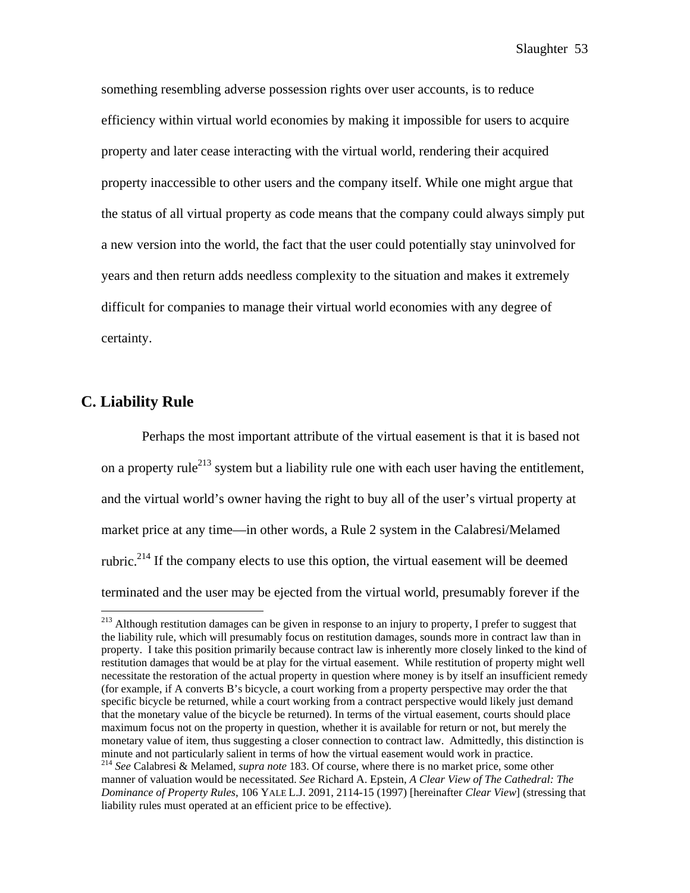something resembling adverse possession rights over user accounts, is to reduce efficiency within virtual world economies by making it impossible for users to acquire property and later cease interacting with the virtual world, rendering their acquired property inaccessible to other users and the company itself. While one might argue that the status of all virtual property as code means that the company could always simply put a new version into the world, the fact that the user could potentially stay uninvolved for years and then return adds needless complexity to the situation and makes it extremely difficult for companies to manage their virtual world economies with any degree of certainty.

## C. Liability Rule

Perhaps the most important attribute of the virtual easement is that it is based not on a property rule[213] system but a liability rule one with each user having the entitlement, and the virtual world's owner having the right to buy all of the user's virtual property at market price at any time—in other words, a Rule 2 system in the Calabresi/Melamed rubric.[214] If the company elects to use this option, the virtual easement will be deemed terminated and the user may be ejected from the virtual world, presumably forever if the

---

[213] Although restitution damages can be given in response to an injury to property, I prefer to suggest that the liability rule, which will presumably focus on restitution damages, sounds more in contract law than in property. I take this position primarily because contract law is inherently more closely linked to the kind of restitution damages that would be at play for the virtual easement. While restitution of property might well necessitate the restoration of the actual property in question where money is by itself an insufficient remedy (for example, if A converts B's bicycle, a court working from a property perspective may order the that specific bicycle be returned, while a court working from a contract perspective would likely just demand that the monetary value of the bicycle be returned). In terms of the virtual easement, courts should place maximum focus not on the property in question, whether it is available for return or not, but merely the monetary value of item, thus suggesting a closer connection to contract law. Admittedly, this distinction is minute and not particularly salient in terms of how the virtual easement would work in practice.

[214] *See* Calabresi & Melamed, *supra note* 183. Of course, where there is no market price, some other manner of valuation would be necessitated. *See* Richard A. Epstein, *A Clear View of The Cathedral: The Dominance of Property Rules*, 106 YALE L.J. 2091, 2114-15 (1997) [hereinafter *Clear View*] (stressing that liability rules must operated at an efficient price to be effective).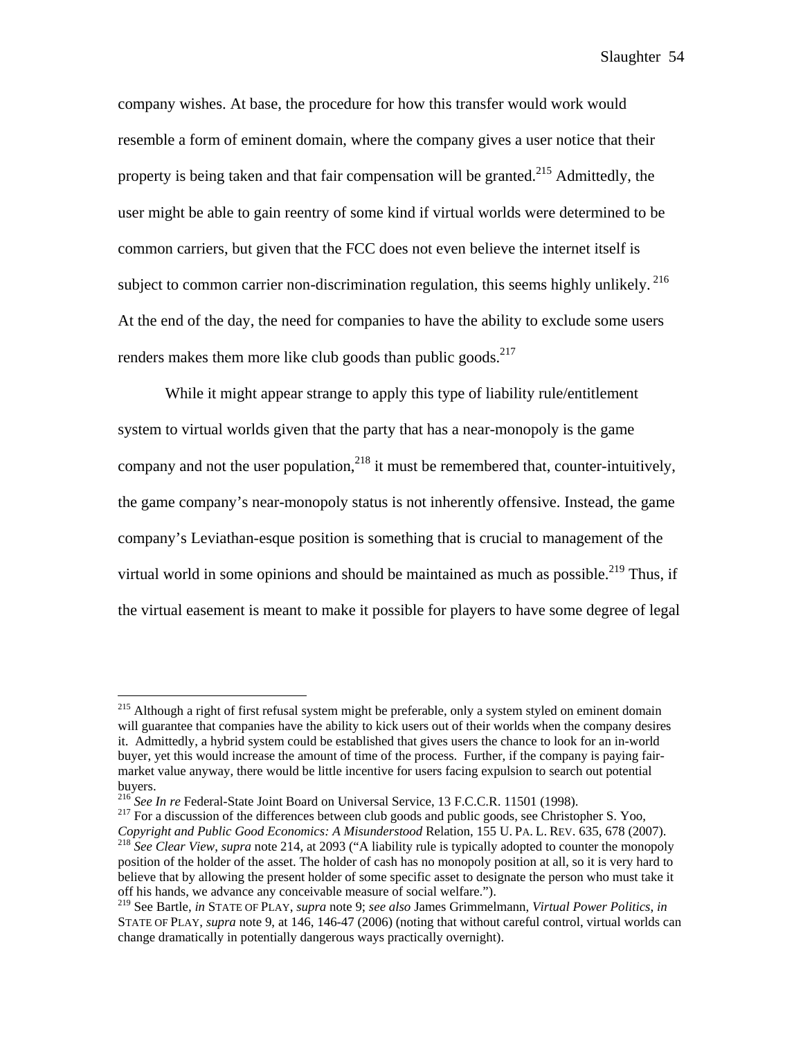company wishes. At base, the procedure for how this transfer would work would resemble a form of eminent domain, where the company gives a user notice that their property is being taken and that fair compensation will be granted.[215] Admittedly, the user might be able to gain reentry of some kind if virtual worlds were determined to be common carriers, but given that the FCC does not even believe the internet itself is subject to common carrier non-discrimination regulation, this seems highly unlikely.[216] At the end of the day, the need for companies to have the ability to exclude some users renders makes them more like club goods than public goods.[217]

While it might appear strange to apply this type of liability rule/entitlement system to virtual worlds given that the party that has a near-monopoly is the game company and not the user population,[218] it must be remembered that, counter-intuitively, the game company's near-monopoly status is not inherently offensive. Instead, the game company's Leviathan-esque position is something that is crucial to management of the virtual world in some opinions and should be maintained as much as possible.[219] Thus, if the virtual easement is meant to make it possible for players to have some degree of legal

---

[215] Although a right of first refusal system might be preferable, only a system styled on eminent domain will guarantee that companies have the ability to kick users out of their worlds when the company desires it. Admittedly, a hybrid system could be established that gives users the chance to look for an in-world buyer, yet this would increase the amount of time of the process. Further, if the company is paying fair-market value anyway, there would be little incentive for users facing expulsion to search out potential buyers.

[216] *See In re* Federal-State Joint Board on Universal Service, 13 F.C.C.R. 11501 (1998).

[217] For a discussion of the differences between club goods and public goods, see Christopher S. Yoo, *Copyright and Public Good Economics: A Misunderstood* Relation, 155 U. PA. L. REV. 635, 678 (2007).

[218] *See Clear View*, *supra* note 214, at 2093 ("A liability rule is typically adopted to counter the monopoly position of the holder of the asset. The holder of cash has no monopoly position at all, so it is very hard to believe that by allowing the present holder of some specific asset to designate the person who must take it off his hands, we advance any conceivable measure of social welfare.").

[219] See Bartle, *in* STATE OF PLAY, *supra* note 9; *see also* James Grimmelmann, *Virtual Power Politics*, *in* STATE OF PLAY, *supra* note 9, at 146, 146-47 (2006) (noting that without careful control, virtual worlds can change dramatically in potentially dangerous ways practically overnight).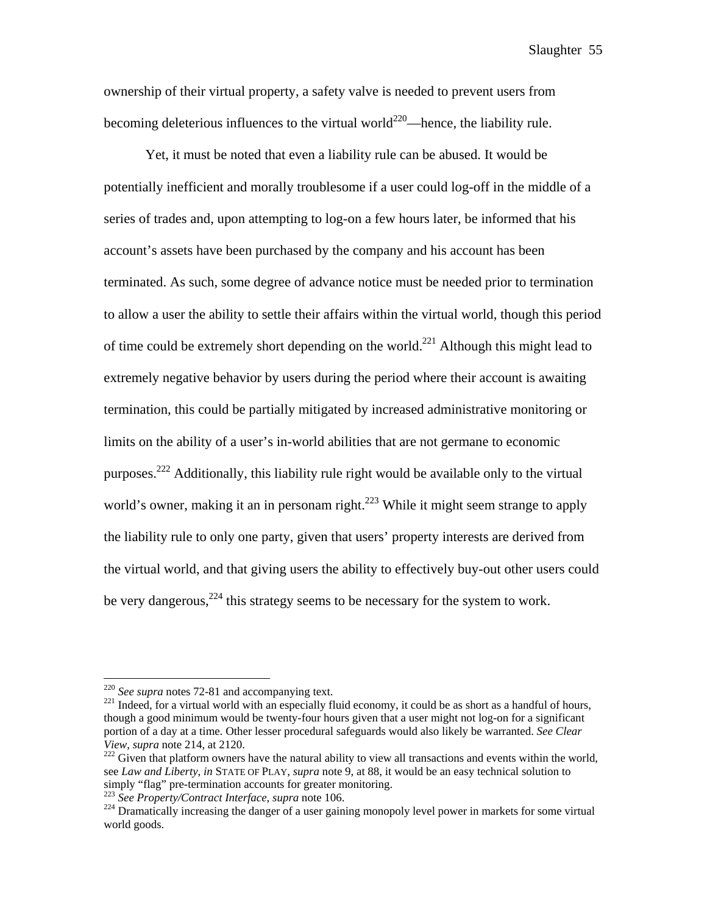ownership of their virtual property, a safety valve is needed to prevent users from becoming deleterious influences to the virtual world[220]—hence, the liability rule.

Yet, it must be noted that even a liability rule can be abused. It would be potentially inefficient and morally troublesome if a user could log-off in the middle of a series of trades and, upon attempting to log-on a few hours later, be informed that his account's assets have been purchased by the company and his account has been terminated. As such, some degree of advance notice must be needed prior to termination to allow a user the ability to settle their affairs within the virtual world, though this period of time could be extremely short depending on the world.[221] Although this might lead to extremely negative behavior by users during the period where their account is awaiting termination, this could be partially mitigated by increased administrative monitoring or limits on the ability of a user's in-world abilities that are not germane to economic purposes.[222] Additionally, this liability rule right would be available only to the virtual world's owner, making it an in personam right.[223] While it might seem strange to apply the liability rule to only one party, given that users' property interests are derived from the virtual world, and that giving users the ability to effectively buy-out other users could be very dangerous,[224] this strategy seems to be necessary for the system to work.

---

[220] *See supra* notes 72-81 and accompanying text.

[221] Indeed, for a virtual world with an especially fluid economy, it could be as short as a handful of hours, though a good minimum would be twenty-four hours given that a user might not log-on for a significant portion of a day at a time. Other lesser procedural safeguards would also likely be warranted. *See Clear View*, *supra* note 214, at 2120.

[222] Given that platform owners have the natural ability to view all transactions and events within the world, see *Law and Liberty*, *in* STATE OF PLAY, *supra* note 9, at 88, it would be an easy technical solution to simply "flag" pre-termination accounts for greater monitoring.

[223] *See Property/Contract Interface*, *supra* note 106.

[224] Dramatically increasing the danger of a user gaining monopoly level power in markets for some virtual world goods.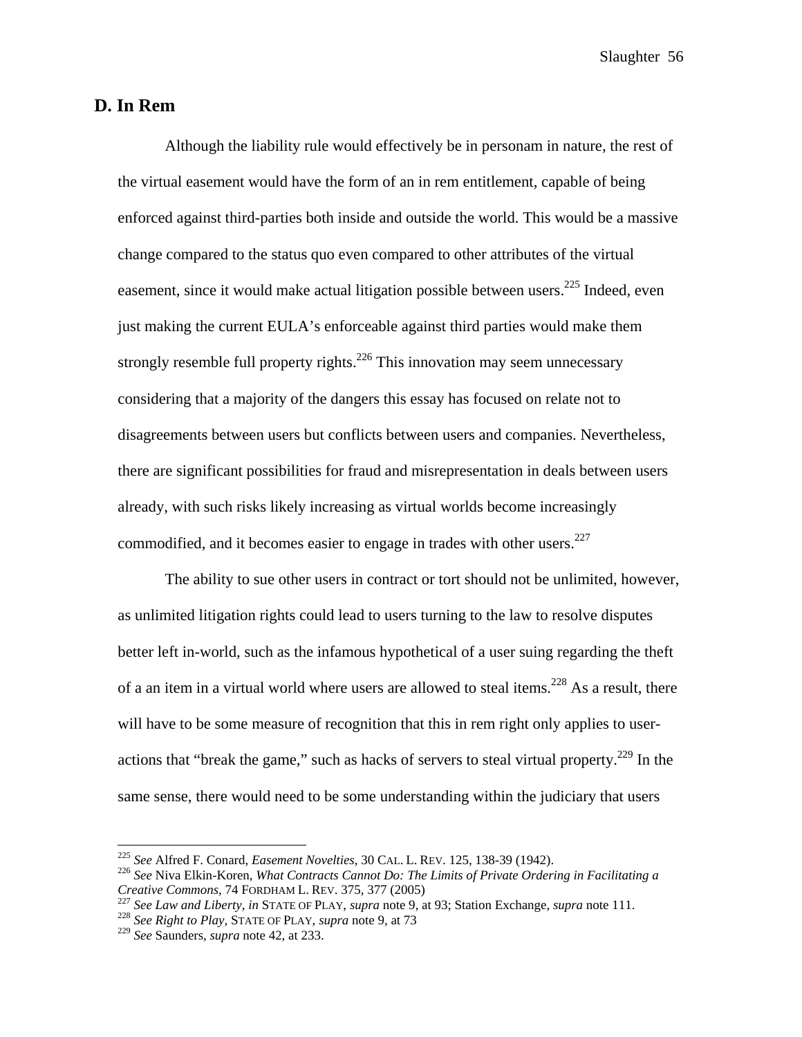## D. In Rem

Although the liability rule would effectively be in personam in nature, the rest of the virtual easement would have the form of an in rem entitlement, capable of being enforced against third-parties both inside and outside the world. This would be a massive change compared to the status quo even compared to other attributes of the virtual easement, since it would make actual litigation possible between users.[225] Indeed, even just making the current EULA's enforceable against third parties would make them strongly resemble full property rights.[226] This innovation may seem unnecessary considering that a majority of the dangers this essay has focused on relate not to disagreements between users but conflicts between users and companies. Nevertheless, there are significant possibilities for fraud and misrepresentation in deals between users already, with such risks likely increasing as virtual worlds become increasingly commodified, and it becomes easier to engage in trades with other users.[227]

The ability to sue other users in contract or tort should not be unlimited, however, as unlimited litigation rights could lead to users turning to the law to resolve disputes better left in-world, such as the infamous hypothetical of a user suing regarding the theft of a an item in a virtual world where users are allowed to steal items.[228] As a result, there will have to be some measure of recognition that this in rem right only applies to user-actions that "break the game," such as hacks of servers to steal virtual property.[229] In the same sense, there would need to be some understanding within the judiciary that users

---

[225] *See* Alfred F. Conard, *Easement Novelties*, 30 CAL. L. REV. 125, 138-39 (1942).
[226] *See* Niva Elkin-Koren, *What Contracts Cannot Do: The Limits of Private Ordering in Facilitating a Creative Commons*, 74 FORDHAM L. REV. 375, 377 (2005)
[227] *See Law and Liberty*, *in* STATE OF PLAY, *supra* note 9, at 93; Station Exchange, *supra* note 111.
[228] *See Right to Play,* STATE OF PLAY, *supra* note 9, at 73
[229] *See* Saunders, *supra* note 42, at 233.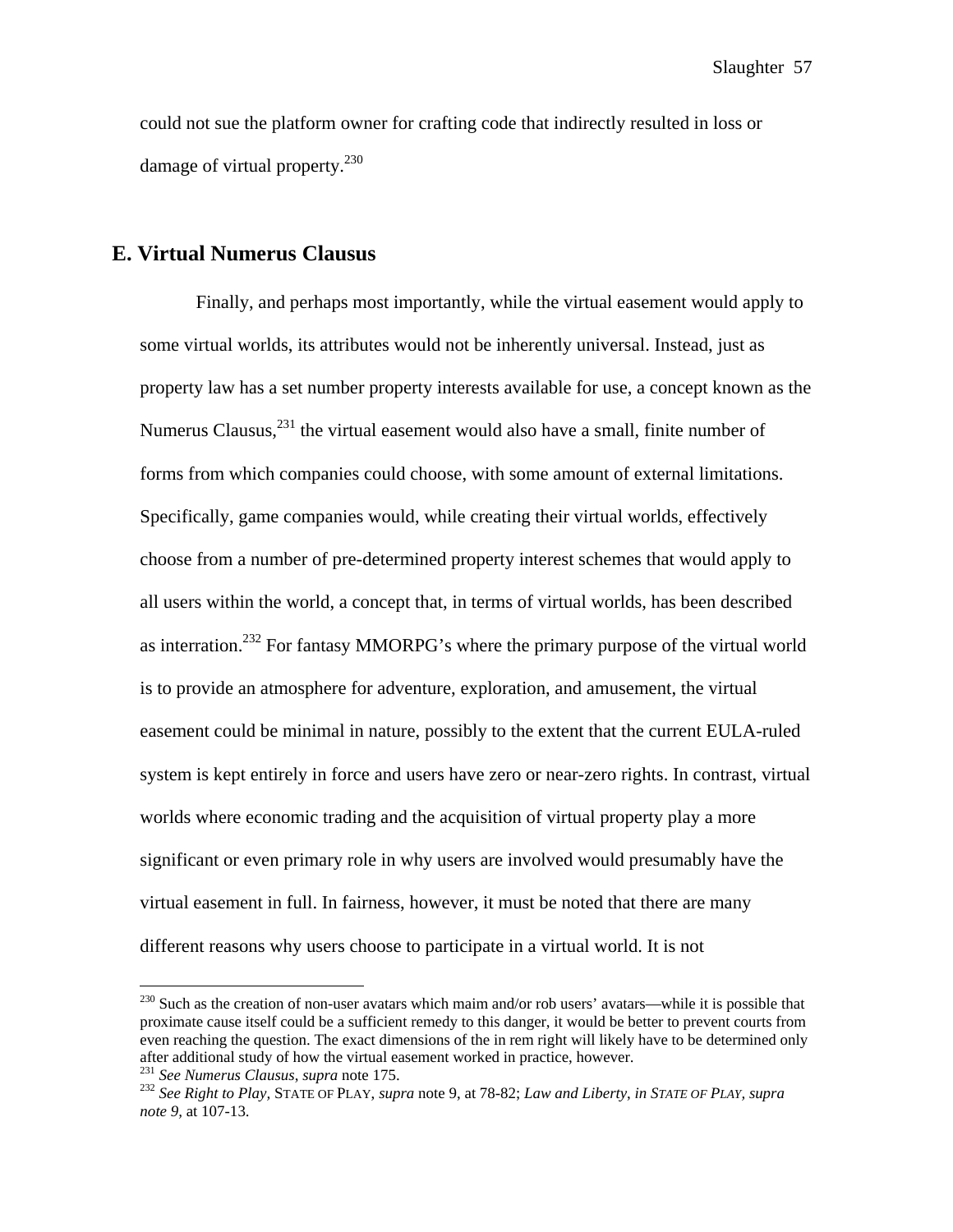could not sue the platform owner for crafting code that indirectly resulted in loss or damage of virtual property.[230]

## E. Virtual Numerus Clausus

Finally, and perhaps most importantly, while the virtual easement would apply to some virtual worlds, its attributes would not be inherently universal. Instead, just as property law has a set number property interests available for use, a concept known as the Numerus Clausus,[231] the virtual easement would also have a small, finite number of forms from which companies could choose, with some amount of external limitations. Specifically, game companies would, while creating their virtual worlds, effectively choose from a number of pre-determined property interest schemes that would apply to all users within the world, a concept that, in terms of virtual worlds, has been described as interration.[232] For fantasy MMORPG's where the primary purpose of the virtual world is to provide an atmosphere for adventure, exploration, and amusement, the virtual easement could be minimal in nature, possibly to the extent that the current EULA-ruled system is kept entirely in force and users have zero or near-zero rights. In contrast, virtual worlds where economic trading and the acquisition of virtual property play a more significant or even primary role in why users are involved would presumably have the virtual easement in full. In fairness, however, it must be noted that there are many different reasons why users choose to participate in a virtual world. It is not

---

[230] Such as the creation of non-user avatars which maim and/or rob users' avatars—while it is possible that proximate cause itself could be a sufficient remedy to this danger, it would be better to prevent courts from even reaching the question. The exact dimensions of the in rem right will likely have to be determined only after additional study of how the virtual easement worked in practice, however.

[231] *See Numerus Clausus*, *supra* note 175.

[232] *See Right to Play,* STATE OF PLAY, *supra* note 9, at 78-82; *Law and Liberty*, *in STATE OF PLAY*, *supra note 9*, at 107-13.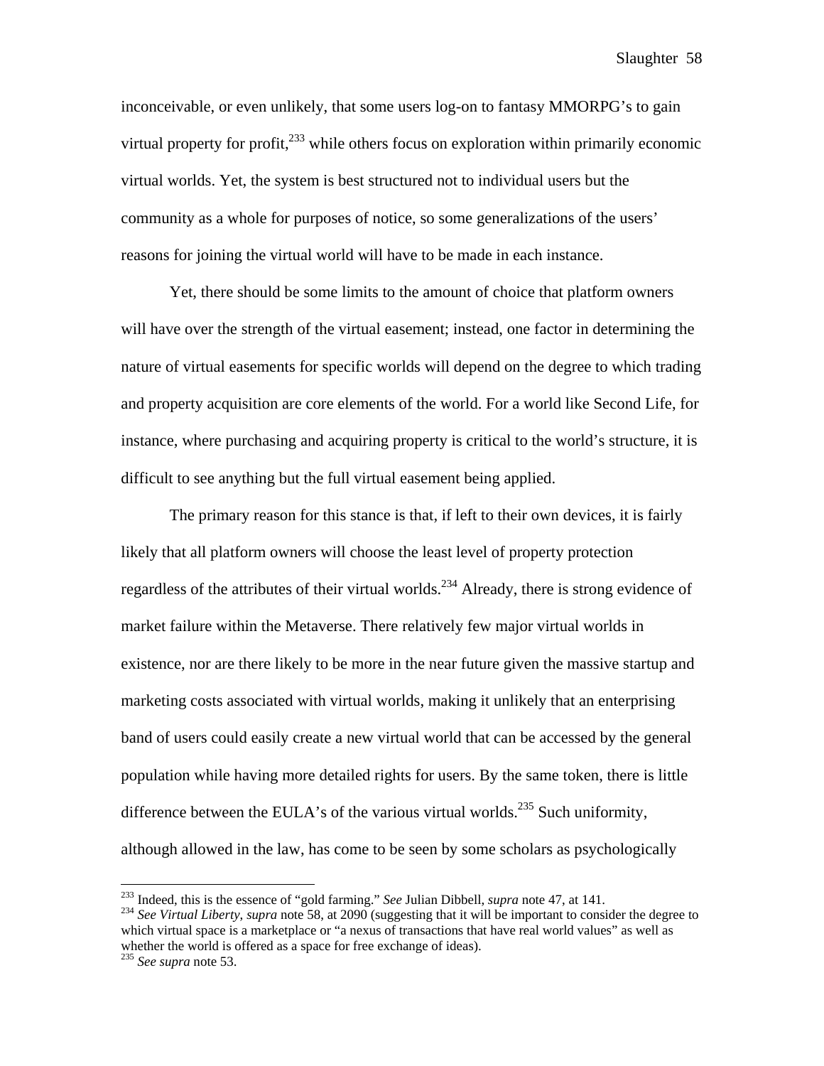inconceivable, or even unlikely, that some users log-on to fantasy MMORPG's to gain virtual property for profit,[233] while others focus on exploration within primarily economic virtual worlds. Yet, the system is best structured not to individual users but the community as a whole for purposes of notice, so some generalizations of the users' reasons for joining the virtual world will have to be made in each instance.

Yet, there should be some limits to the amount of choice that platform owners will have over the strength of the virtual easement; instead, one factor in determining the nature of virtual easements for specific worlds will depend on the degree to which trading and property acquisition are core elements of the world. For a world like Second Life, for instance, where purchasing and acquiring property is critical to the world's structure, it is difficult to see anything but the full virtual easement being applied.

The primary reason for this stance is that, if left to their own devices, it is fairly likely that all platform owners will choose the least level of property protection regardless of the attributes of their virtual worlds.[234] Already, there is strong evidence of market failure within the Metaverse. There relatively few major virtual worlds in existence, nor are there likely to be more in the near future given the massive startup and marketing costs associated with virtual worlds, making it unlikely that an enterprising band of users could easily create a new virtual world that can be accessed by the general population while having more detailed rights for users. By the same token, there is little difference between the EULA's of the various virtual worlds.[235] Such uniformity, although allowed in the law, has come to be seen by some scholars as psychologically

---

[233] Indeed, this is the essence of "gold farming." *See* Julian Dibbell, *supra* note 47, at 141.

[234] *See Virtual Liberty*, *supra* note 58, at 2090 (suggesting that it will be important to consider the degree to which virtual space is a marketplace or "a nexus of transactions that have real world values" as well as whether the world is offered as a space for free exchange of ideas).

[235] *See supra* note 53.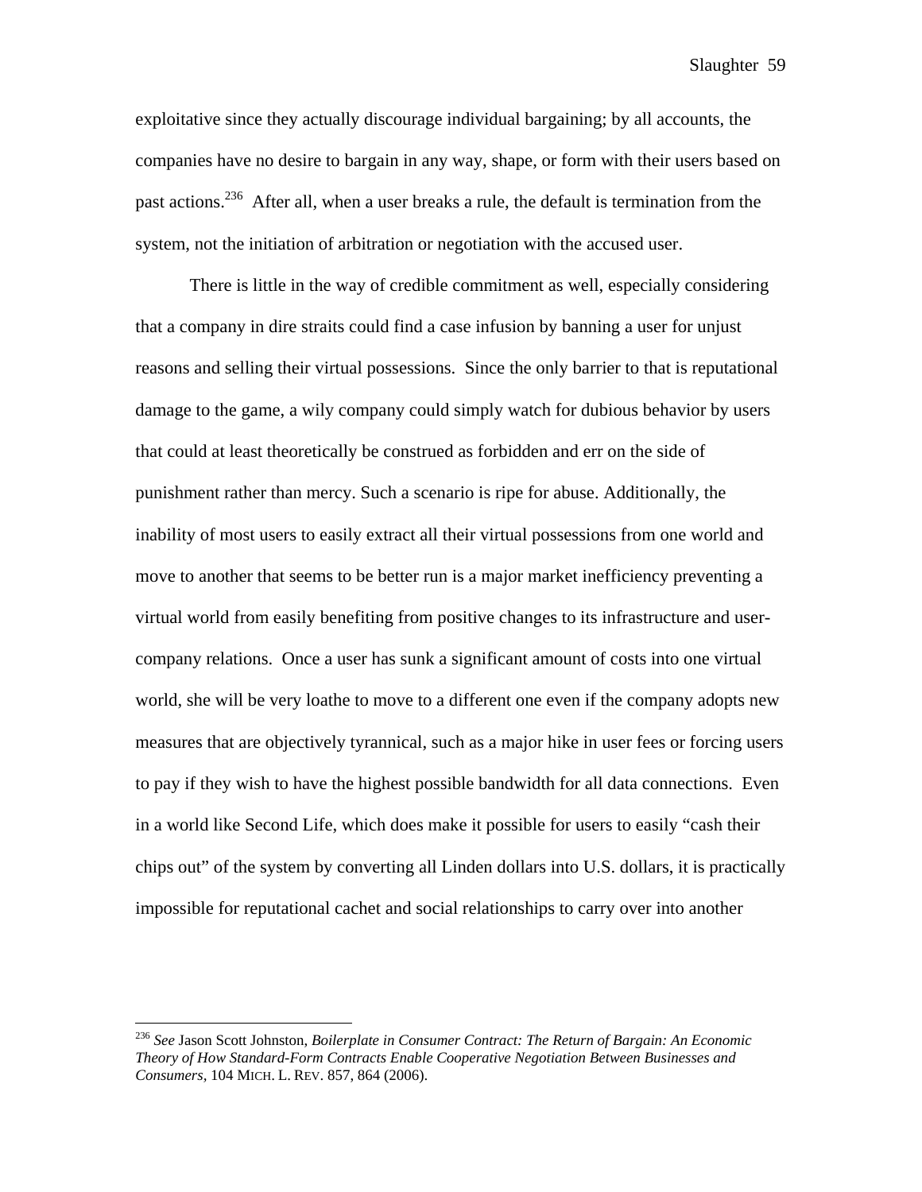exploitative since they actually discourage individual bargaining; by all accounts, the companies have no desire to bargain in any way, shape, or form with their users based on past actions.[236] After all, when a user breaks a rule, the default is termination from the system, not the initiation of arbitration or negotiation with the accused user.

There is little in the way of credible commitment as well, especially considering that a company in dire straits could find a case infusion by banning a user for unjust reasons and selling their virtual possessions. Since the only barrier to that is reputational damage to the game, a wily company could simply watch for dubious behavior by users that could at least theoretically be construed as forbidden and err on the side of punishment rather than mercy. Such a scenario is ripe for abuse. Additionally, the inability of most users to easily extract all their virtual possessions from one world and move to another that seems to be better run is a major market inefficiency preventing a virtual world from easily benefiting from positive changes to its infrastructure and user-company relations. Once a user has sunk a significant amount of costs into one virtual world, she will be very loathe to move to a different one even if the company adopts new measures that are objectively tyrannical, such as a major hike in user fees or forcing users to pay if they wish to have the highest possible bandwidth for all data connections. Even in a world like Second Life, which does make it possible for users to easily "cash their chips out" of the system by converting all Linden dollars into U.S. dollars, it is practically impossible for reputational cachet and social relationships to carry over into another

---

[236] *See* Jason Scott Johnston, *Boilerplate in Consumer Contract: The Return of Bargain: An Economic Theory of How Standard-Form Contracts Enable Cooperative Negotiation Between Businesses and Consumers*, 104 MICH. L. REV. 857, 864 (2006).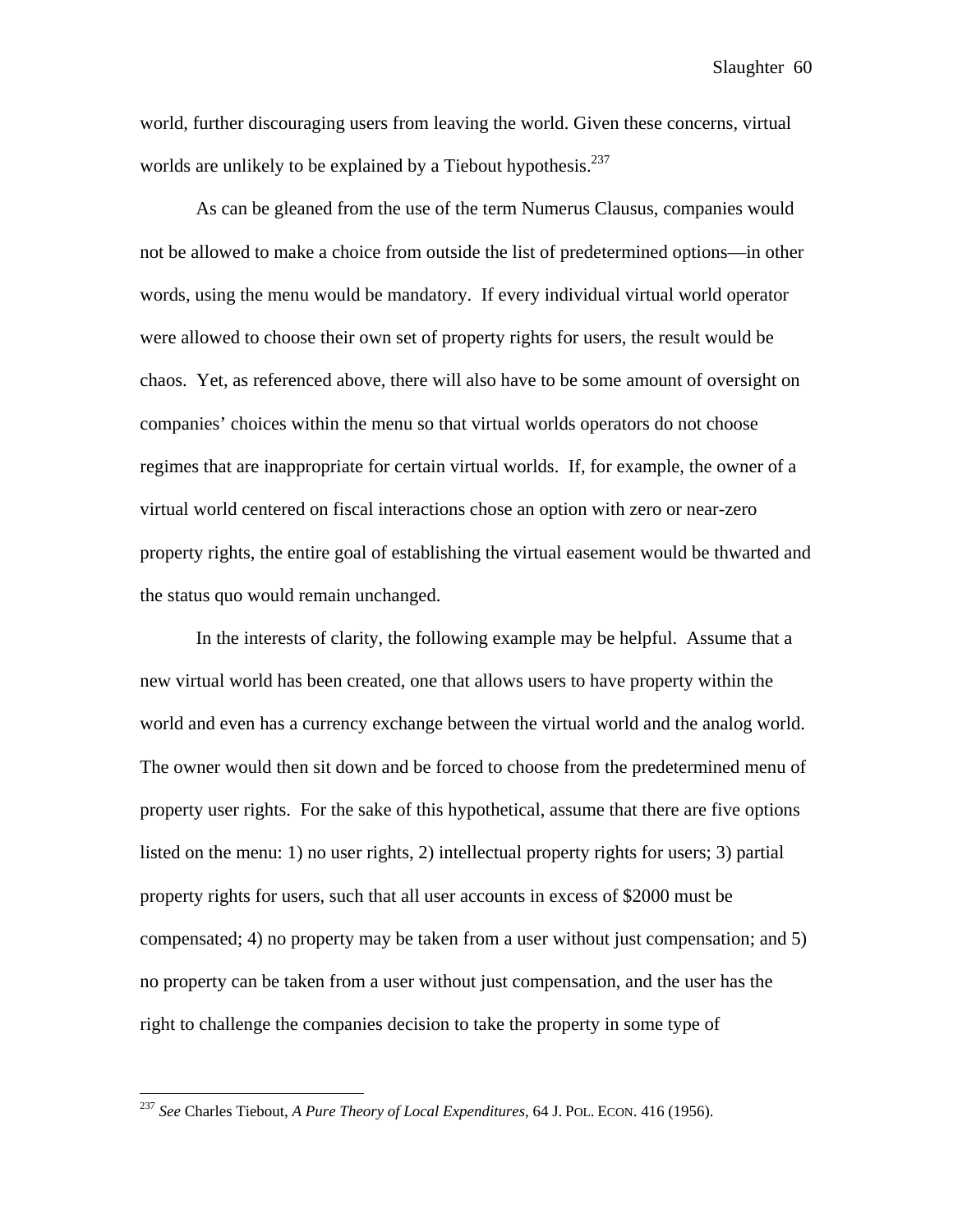world, further discouraging users from leaving the world. Given these concerns, virtual worlds are unlikely to be explained by a Tiebout hypothesis.[237]

As can be gleaned from the use of the term Numerus Clausus, companies would not be allowed to make a choice from outside the list of predetermined options—in other words, using the menu would be mandatory. If every individual virtual world operator were allowed to choose their own set of property rights for users, the result would be chaos. Yet, as referenced above, there will also have to be some amount of oversight on companies' choices within the menu so that virtual worlds operators do not choose regimes that are inappropriate for certain virtual worlds. If, for example, the owner of a virtual world centered on fiscal interactions chose an option with zero or near-zero property rights, the entire goal of establishing the virtual easement would be thwarted and the status quo would remain unchanged.

In the interests of clarity, the following example may be helpful. Assume that a new virtual world has been created, one that allows users to have property within the world and even has a currency exchange between the virtual world and the analog world. The owner would then sit down and be forced to choose from the predetermined menu of property user rights. For the sake of this hypothetical, assume that there are five options listed on the menu: 1) no user rights, 2) intellectual property rights for users; 3) partial property rights for users, such that all user accounts in excess of $2000 must be compensated; 4) no property may be taken from a user without just compensation; and 5) no property can be taken from a user without just compensation, and the user has the right to challenge the companies decision to take the property in some type of

---

[237] *See* Charles Tiebout, *A Pure Theory of Local Expenditures*, 64 J. POL. ECON. 416 (1956).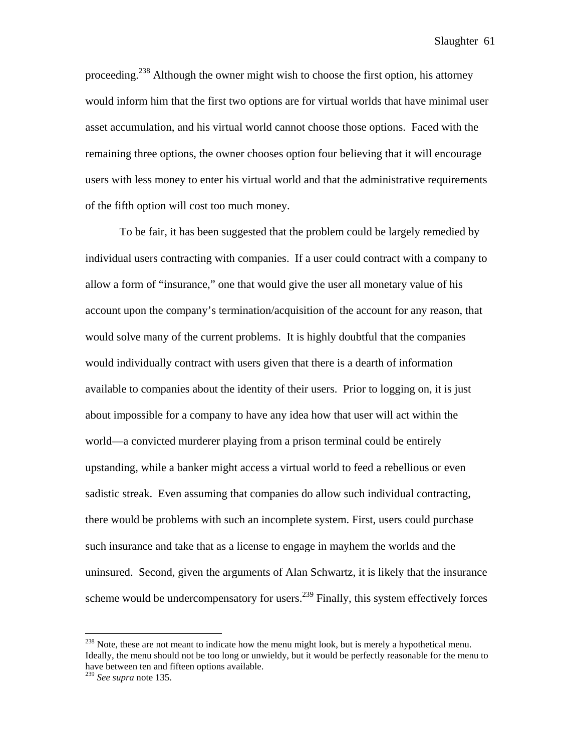proceeding.[238] Although the owner might wish to choose the first option, his attorney would inform him that the first two options are for virtual worlds that have minimal user asset accumulation, and his virtual world cannot choose those options. Faced with the remaining three options, the owner chooses option four believing that it will encourage users with less money to enter his virtual world and that the administrative requirements of the fifth option will cost too much money.

To be fair, it has been suggested that the problem could be largely remedied by individual users contracting with companies. If a user could contract with a company to allow a form of "insurance," one that would give the user all monetary value of his account upon the company's termination/acquisition of the account for any reason, that would solve many of the current problems. It is highly doubtful that the companies would individually contract with users given that there is a dearth of information available to companies about the identity of their users. Prior to logging on, it is just about impossible for a company to have any idea how that user will act within the world—a convicted murderer playing from a prison terminal could be entirely upstanding, while a banker might access a virtual world to feed a rebellious or even sadistic streak. Even assuming that companies do allow such individual contracting, there would be problems with such an incomplete system. First, users could purchase such insurance and take that as a license to engage in mayhem the worlds and the uninsured. Second, given the arguments of Alan Schwartz, it is likely that the insurance scheme would be undercompensatory for users.[239] Finally, this system effectively forces

[238] Note, these are not meant to indicate how the menu might look, but is merely a hypothetical menu. Ideally, the menu should not be too long or unwieldy, but it would be perfectly reasonable for the menu to have between ten and fifteen options available.

[239] *See supra* note 135.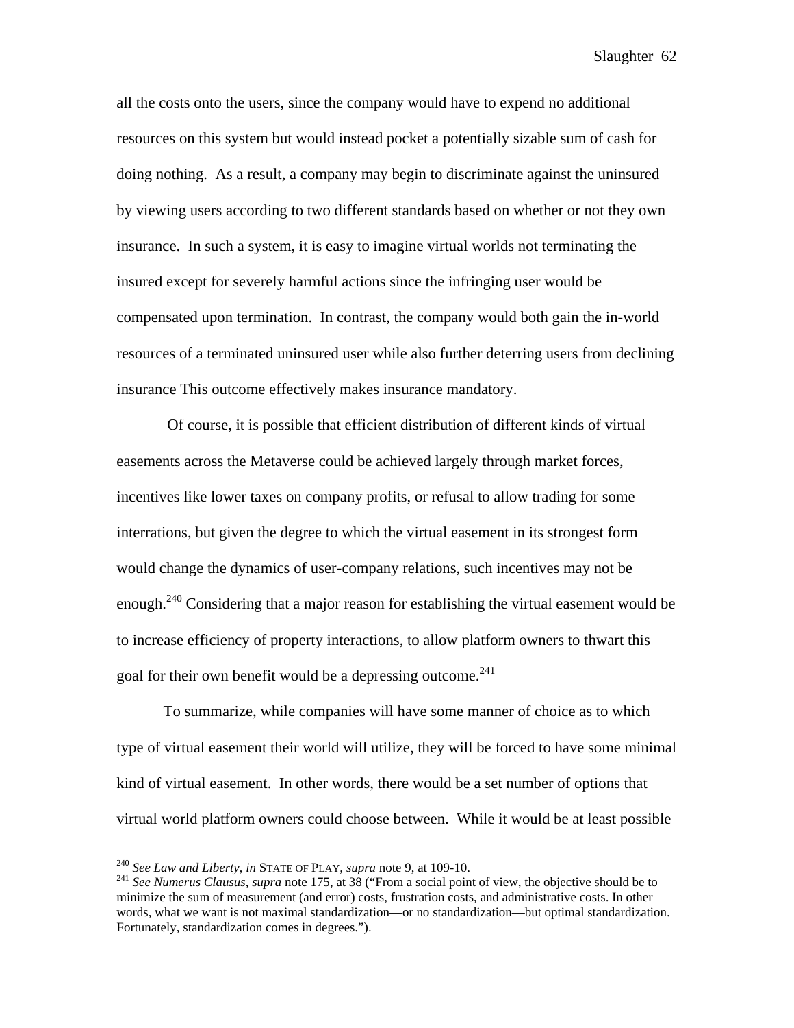all the costs onto the users, since the company would have to expend no additional resources on this system but would instead pocket a potentially sizable sum of cash for doing nothing. As a result, a company may begin to discriminate against the uninsured by viewing users according to two different standards based on whether or not they own insurance. In such a system, it is easy to imagine virtual worlds not terminating the insured except for severely harmful actions since the infringing user would be compensated upon termination. In contrast, the company would both gain the in-world resources of a terminated uninsured user while also further deterring users from declining insurance This outcome effectively makes insurance mandatory.

Of course, it is possible that efficient distribution of different kinds of virtual easements across the Metaverse could be achieved largely through market forces, incentives like lower taxes on company profits, or refusal to allow trading for some interrations, but given the degree to which the virtual easement in its strongest form would change the dynamics of user-company relations, such incentives may not be enough.[240] Considering that a major reason for establishing the virtual easement would be to increase efficiency of property interactions, to allow platform owners to thwart this goal for their own benefit would be a depressing outcome.[241]

To summarize, while companies will have some manner of choice as to which type of virtual easement their world will utilize, they will be forced to have some minimal kind of virtual easement. In other words, there would be a set number of options that virtual world platform owners could choose between. While it would be at least possible

---

[240] *See Law and Liberty*, *in* STATE OF PLAY, *supra* note 9, at 109-10.

[241] *See Numerus Clausus*, *supra* note 175, at 38 ("From a social point of view, the objective should be to minimize the sum of measurement (and error) costs, frustration costs, and administrative costs. In other words, what we want is not maximal standardization—or no standardization—but optimal standardization. Fortunately, standardization comes in degrees.").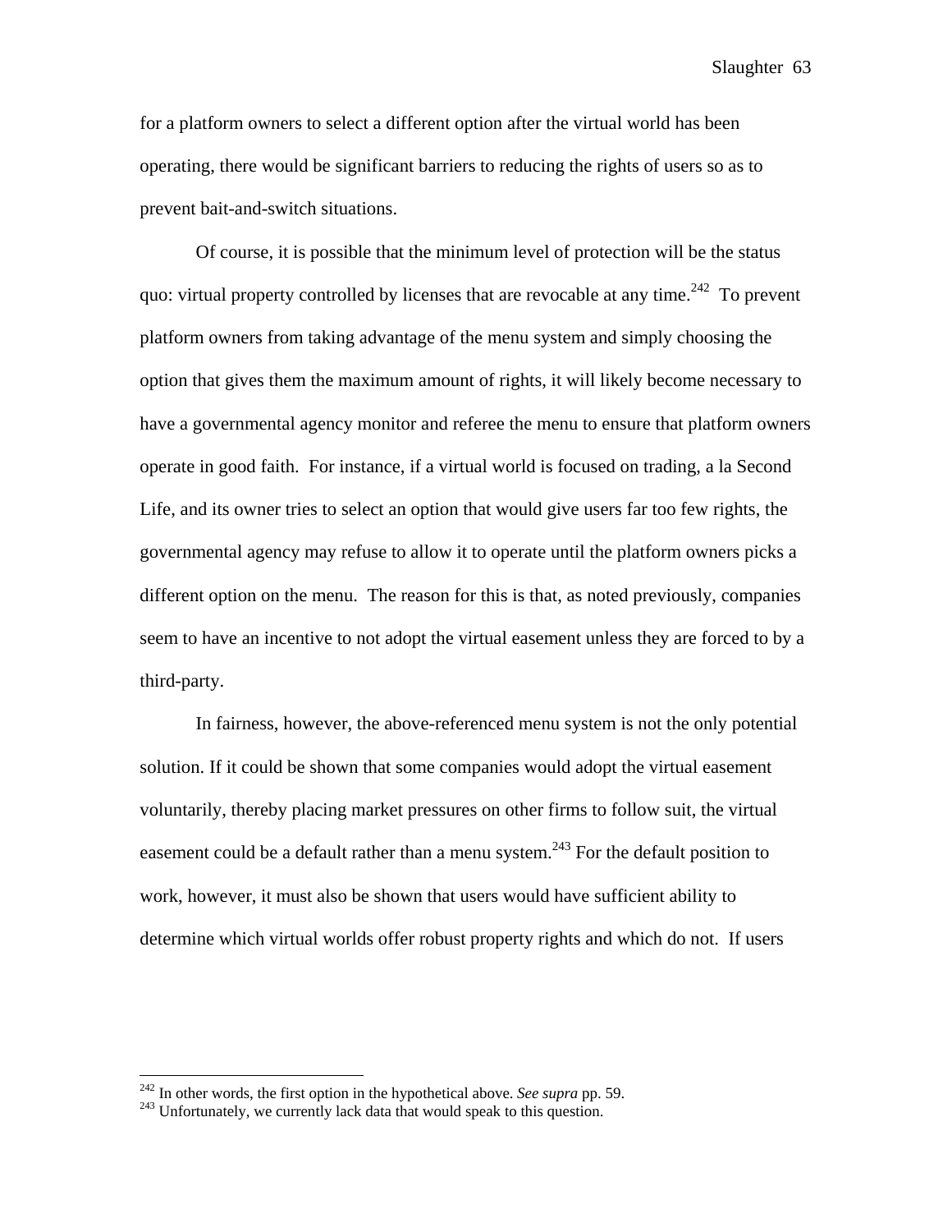for a platform owners to select a different option after the virtual world has been operating, there would be significant barriers to reducing the rights of users so as to prevent bait-and-switch situations.

Of course, it is possible that the minimum level of protection will be the status quo: virtual property controlled by licenses that are revocable at any time.[242] To prevent platform owners from taking advantage of the menu system and simply choosing the option that gives them the maximum amount of rights, it will likely become necessary to have a governmental agency monitor and referee the menu to ensure that platform owners operate in good faith. For instance, if a virtual world is focused on trading, a la Second Life, and its owner tries to select an option that would give users far too few rights, the governmental agency may refuse to allow it to operate until the platform owners picks a different option on the menu. The reason for this is that, as noted previously, companies seem to have an incentive to not adopt the virtual easement unless they are forced to by a third-party.

In fairness, however, the above-referenced menu system is not the only potential solution. If it could be shown that some companies would adopt the virtual easement voluntarily, thereby placing market pressures on other firms to follow suit, the virtual easement could be a default rather than a menu system.[243] For the default position to work, however, it must also be shown that users would have sufficient ability to determine which virtual worlds offer robust property rights and which do not. If users

---

[242] In other words, the first option in the hypothetical above. *See supra* pp. 59.

[243] Unfortunately, we currently lack data that would speak to this question.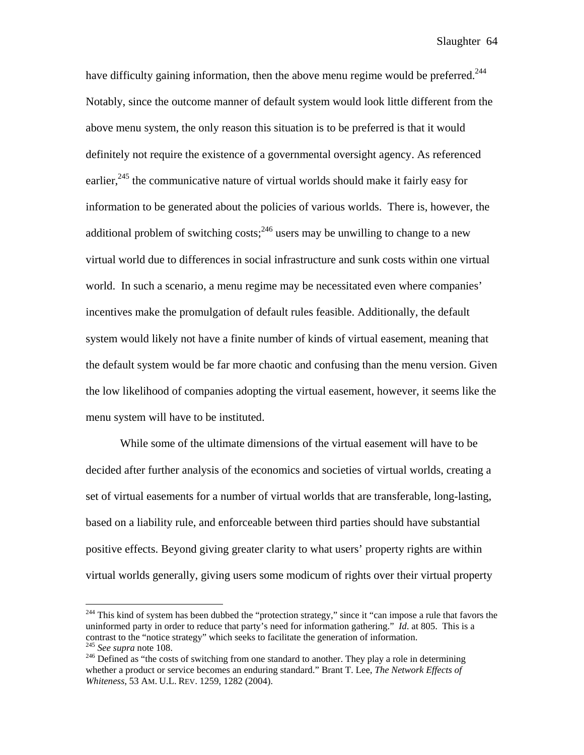have difficulty gaining information, then the above menu regime would be preferred.[244] Notably, since the outcome manner of default system would look little different from the above menu system, the only reason this situation is to be preferred is that it would definitely not require the existence of a governmental oversight agency. As referenced earlier,[245] the communicative nature of virtual worlds should make it fairly easy for information to be generated about the policies of various worlds. There is, however, the additional problem of switching costs;[246] users may be unwilling to change to a new virtual world due to differences in social infrastructure and sunk costs within one virtual world. In such a scenario, a menu regime may be necessitated even where companies' incentives make the promulgation of default rules feasible. Additionally, the default system would likely not have a finite number of kinds of virtual easement, meaning that the default system would be far more chaotic and confusing than the menu version. Given the low likelihood of companies adopting the virtual easement, however, it seems like the menu system will have to be instituted.

While some of the ultimate dimensions of the virtual easement will have to be decided after further analysis of the economics and societies of virtual worlds, creating a set of virtual easements for a number of virtual worlds that are transferable, long-lasting, based on a liability rule, and enforceable between third parties should have substantial positive effects. Beyond giving greater clarity to what users' property rights are within virtual worlds generally, giving users some modicum of rights over their virtual property

---

[244] This kind of system has been dubbed the "protection strategy," since it "can impose a rule that favors the uninformed party in order to reduce that party's need for information gathering." *Id*. at 805. This is a contrast to the "notice strategy" which seeks to facilitate the generation of information.

[245] *See supra* note 108.

[246] Defined as "the costs of switching from one standard to another. They play a role in determining whether a product or service becomes an enduring standard." Brant T. Lee, *The Network Effects of Whiteness*, 53 AM. U.L. REV. 1259, 1282 (2004).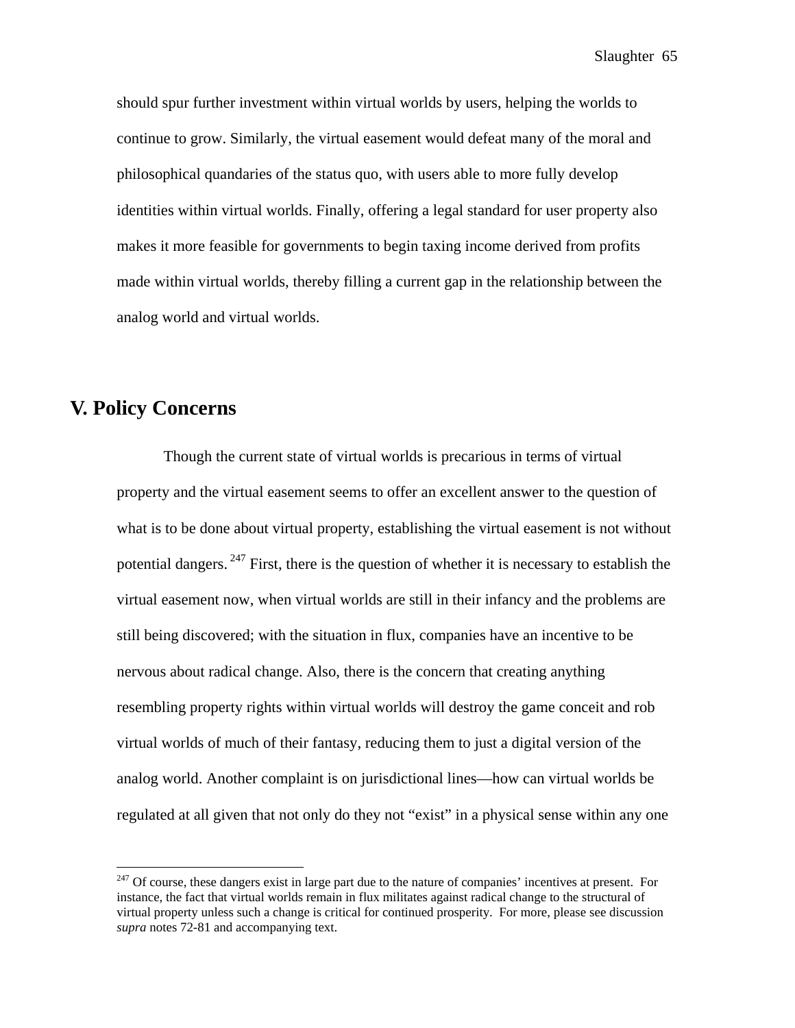should spur further investment within virtual worlds by users, helping the worlds to continue to grow. Similarly, the virtual easement would defeat many of the moral and philosophical quandaries of the status quo, with users able to more fully develop identities within virtual worlds. Finally, offering a legal standard for user property also makes it more feasible for governments to begin taxing income derived from profits made within virtual worlds, thereby filling a current gap in the relationship between the analog world and virtual worlds.

## V. Policy Concerns

Though the current state of virtual worlds is precarious in terms of virtual property and the virtual easement seems to offer an excellent answer to the question of what is to be done about virtual property, establishing the virtual easement is not without potential dangers.[247] First, there is the question of whether it is necessary to establish the virtual easement now, when virtual worlds are still in their infancy and the problems are still being discovered; with the situation in flux, companies have an incentive to be nervous about radical change. Also, there is the concern that creating anything resembling property rights within virtual worlds will destroy the game conceit and rob virtual worlds of much of their fantasy, reducing them to just a digital version of the analog world. Another complaint is on jurisdictional lines—how can virtual worlds be regulated at all given that not only do they not "exist" in a physical sense within any one

---

[247] Of course, these dangers exist in large part due to the nature of companies' incentives at present. For instance, the fact that virtual worlds remain in flux militates against radical change to the structural of virtual property unless such a change is critical for continued prosperity. For more, please see discussion *supra* notes 72-81 and accompanying text.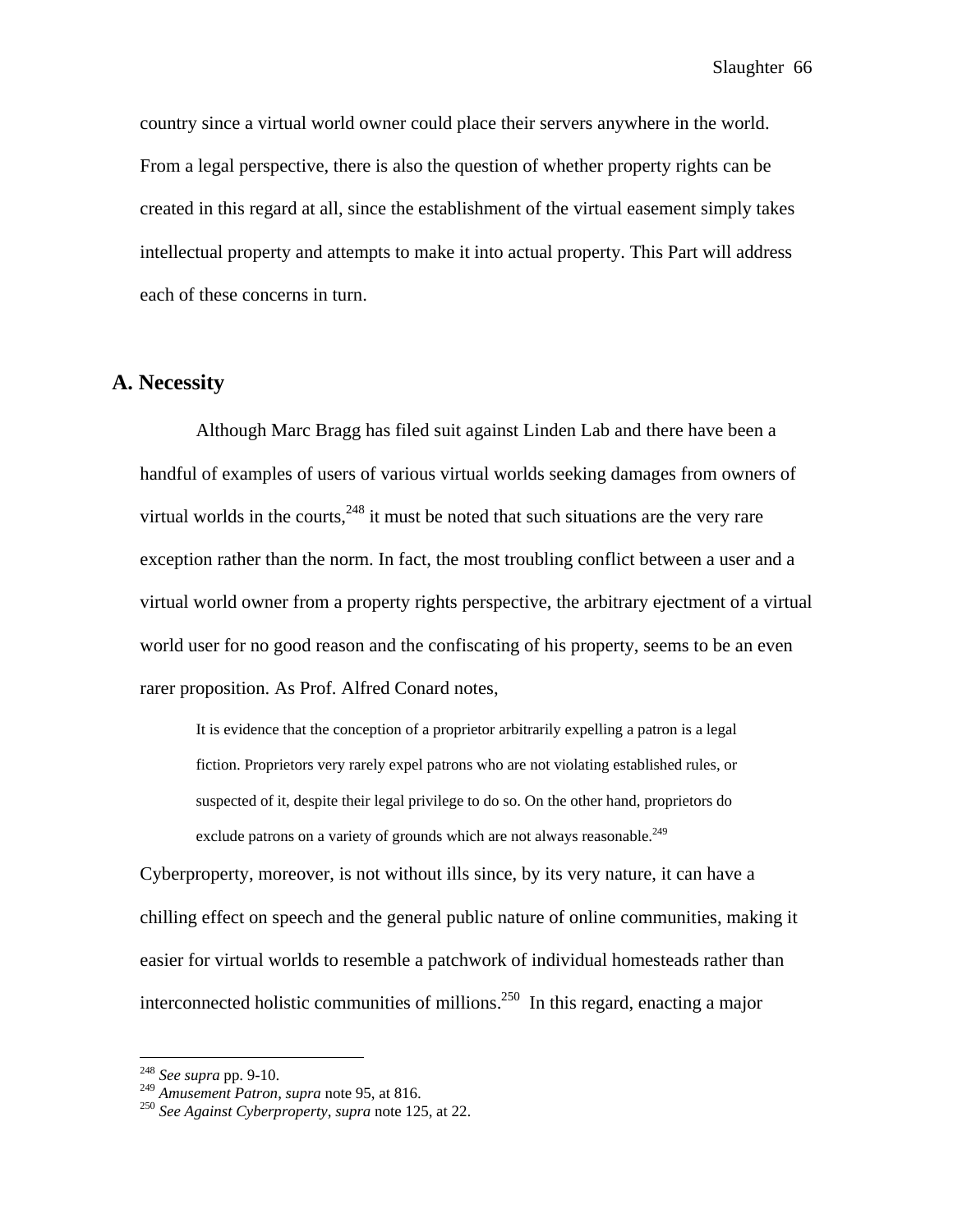country since a virtual world owner could place their servers anywhere in the world. From a legal perspective, there is also the question of whether property rights can be created in this regard at all, since the establishment of the virtual easement simply takes intellectual property and attempts to make it into actual property. This Part will address each of these concerns in turn.

## A. Necessity

Although Marc Bragg has filed suit against Linden Lab and there have been a handful of examples of users of various virtual worlds seeking damages from owners of virtual worlds in the courts,[248] it must be noted that such situations are the very rare exception rather than the norm. In fact, the most troubling conflict between a user and a virtual world owner from a property rights perspective, the arbitrary ejectment of a virtual world user for no good reason and the confiscating of his property, seems to be an even rarer proposition. As Prof. Alfred Conard notes,

> It is evidence that the conception of a proprietor arbitrarily expelling a patron is a legal fiction. Proprietors very rarely expel patrons who are not violating established rules, or suspected of it, despite their legal privilege to do so. On the other hand, proprietors do exclude patrons on a variety of grounds which are not always reasonable.[249]

Cyberproperty, moreover, is not without ills since, by its very nature, it can have a chilling effect on speech and the general public nature of online communities, making it easier for virtual worlds to resemble a patchwork of individual homesteads rather than interconnected holistic communities of millions.[250] In this regard, enacting a major

---

[248] *See supra* pp. 9-10.

[249] *Amusement Patron*, *supra* note 95, at 816.

[250] *See Against Cyberproperty*, *supra* note 125, at 22.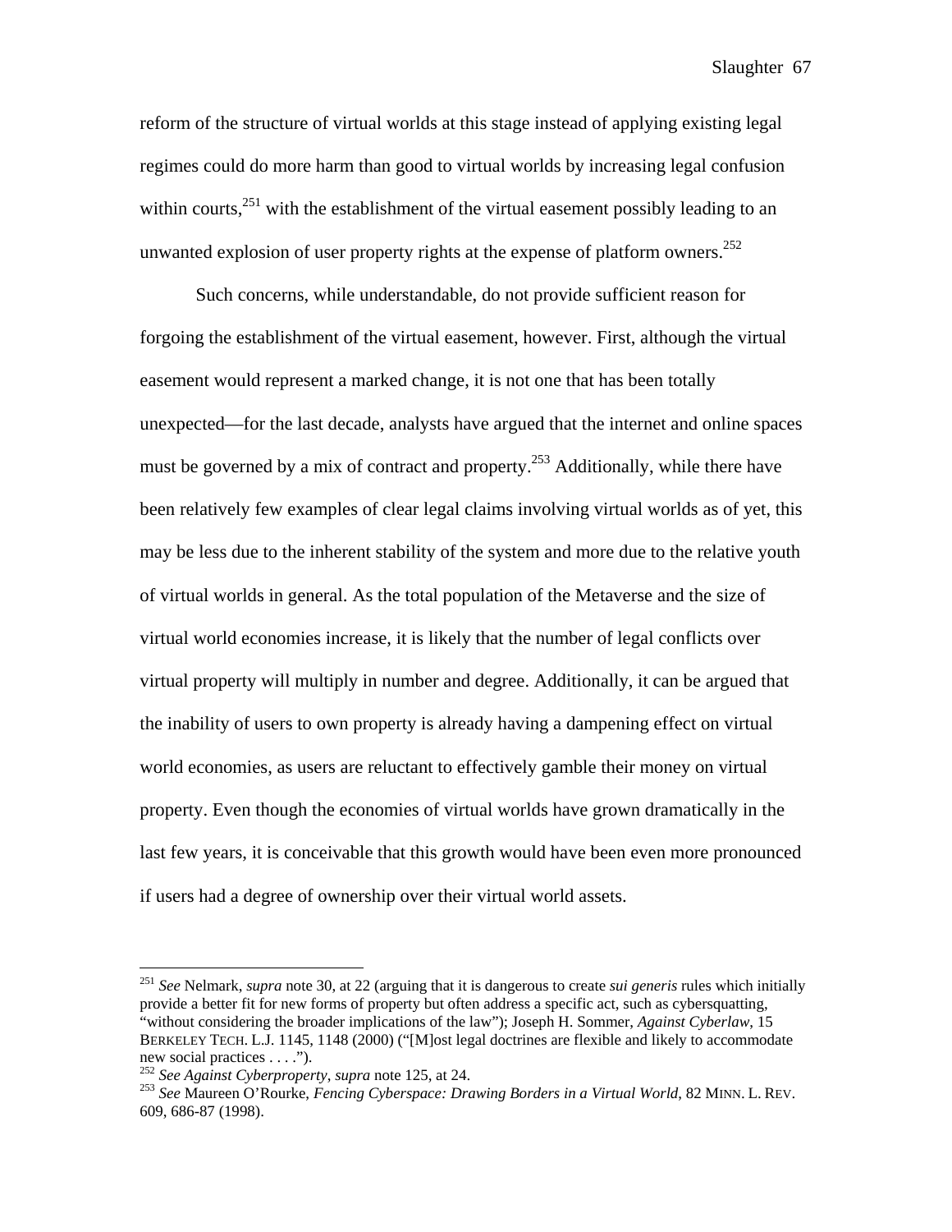reform of the structure of virtual worlds at this stage instead of applying existing legal regimes could do more harm than good to virtual worlds by increasing legal confusion within courts,[251] with the establishment of the virtual easement possibly leading to an unwanted explosion of user property rights at the expense of platform owners.[252]

Such concerns, while understandable, do not provide sufficient reason for forgoing the establishment of the virtual easement, however. First, although the virtual easement would represent a marked change, it is not one that has been totally unexpected—for the last decade, analysts have argued that the internet and online spaces must be governed by a mix of contract and property.[253] Additionally, while there have been relatively few examples of clear legal claims involving virtual worlds as of yet, this may be less due to the inherent stability of the system and more due to the relative youth of virtual worlds in general. As the total population of the Metaverse and the size of virtual world economies increase, it is likely that the number of legal conflicts over virtual property will multiply in number and degree. Additionally, it can be argued that the inability of users to own property is already having a dampening effect on virtual world economies, as users are reluctant to effectively gamble their money on virtual property. Even though the economies of virtual worlds have grown dramatically in the last few years, it is conceivable that this growth would have been even more pronounced if users had a degree of ownership over their virtual world assets.

---

[251] *See* Nelmark, *supra* note 30, at 22 (arguing that it is dangerous to create *sui generis* rules which initially provide a better fit for new forms of property but often address a specific act, such as cybersquatting, "without considering the broader implications of the law"); Joseph H. Sommer, *Against Cyberlaw*, 15 BERKELEY TECH. L.J. 1145, 1148 (2000) ("[M]ost legal doctrines are flexible and likely to accommodate new social practices . . . .").

[252] *See Against Cyberproperty*, *supra* note 125, at 24.

[253] *See* Maureen O'Rourke, *Fencing Cyberspace: Drawing Borders in a Virtual World*, 82 MINN. L. REV. 609, 686-87 (1998).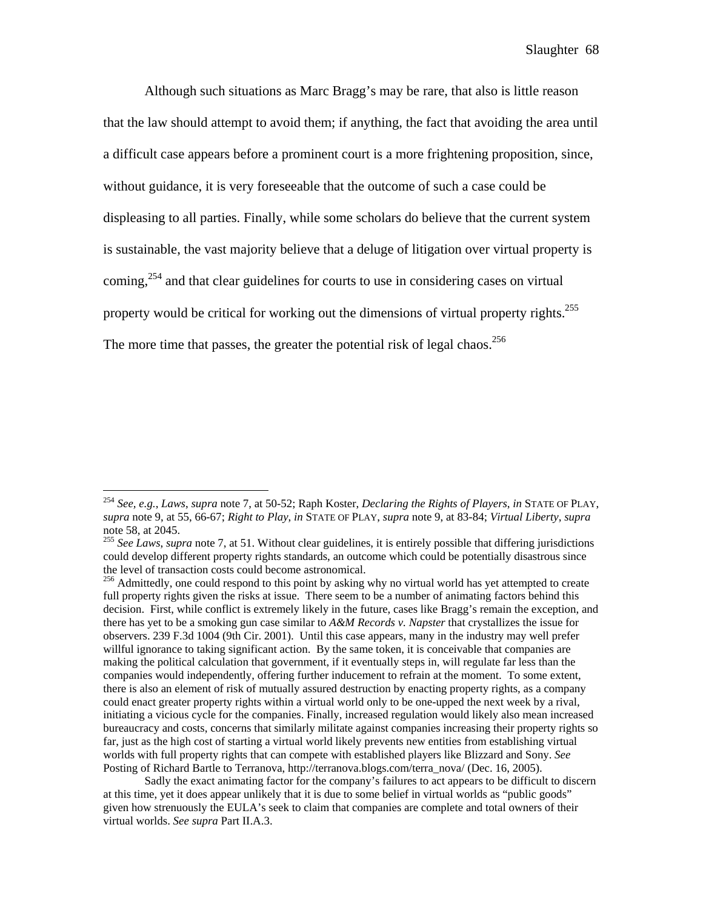Although such situations as Marc Bragg's may be rare, that also is little reason that the law should attempt to avoid them; if anything, the fact that avoiding the area until a difficult case appears before a prominent court is a more frightening proposition, since, without guidance, it is very foreseeable that the outcome of such a case could be displeasing to all parties. Finally, while some scholars do believe that the current system is sustainable, the vast majority believe that a deluge of litigation over virtual property is coming,[254] and that clear guidelines for courts to use in considering cases on virtual property would be critical for working out the dimensions of virtual property rights.[255] The more time that passes, the greater the potential risk of legal chaos.[256]

---

[254] *See, e.g.*, *Laws*, *supra* note 7, at 50-52; Raph Koster, *Declaring the Rights of Players*, *in* STATE OF PLAY, *supra* note 9, at 55, 66-67; *Right to Play*, *in* STATE OF PLAY, *supra* note 9, at 83-84; *Virtual Liberty*, *supra* note 58, at 2045.

[255] *See Laws*, *supra* note 7, at 51. Without clear guidelines, it is entirely possible that differing jurisdictions could develop different property rights standards, an outcome which could be potentially disastrous since the level of transaction costs could become astronomical.

[256] Admittedly, one could respond to this point by asking why no virtual world has yet attempted to create full property rights given the risks at issue. There seem to be a number of animating factors behind this decision. First, while conflict is extremely likely in the future, cases like Bragg's remain the exception, and there has yet to be a smoking gun case similar to *A&M Records v. Napster* that crystallizes the issue for observers. 239 F.3d 1004 (9th Cir. 2001). Until this case appears, many in the industry may well prefer willful ignorance to taking significant action. By the same token, it is conceivable that companies are making the political calculation that government, if it eventually steps in, will regulate far less than the companies would independently, offering further inducement to refrain at the moment. To some extent, there is also an element of risk of mutually assured destruction by enacting property rights, as a company could enact greater property rights within a virtual world only to be one-upped the next week by a rival, initiating a vicious cycle for the companies. Finally, increased regulation would likely also mean increased bureaucracy and costs, concerns that similarly militate against companies increasing their property rights so far, just as the high cost of starting a virtual world likely prevents new entities from establishing virtual worlds with full property rights that can compete with established players like Blizzard and Sony. *See* Posting of Richard Bartle to Terranova, http://terranova.blogs.com/terra_nova/ (Dec. 16, 2005).

Sadly the exact animating factor for the company's failures to act appears to be difficult to discern at this time, yet it does appear unlikely that it is due to some belief in virtual worlds as "public goods" given how strenuously the EULA's seek to claim that companies are complete and total owners of their virtual worlds. *See supra* Part II.A.3.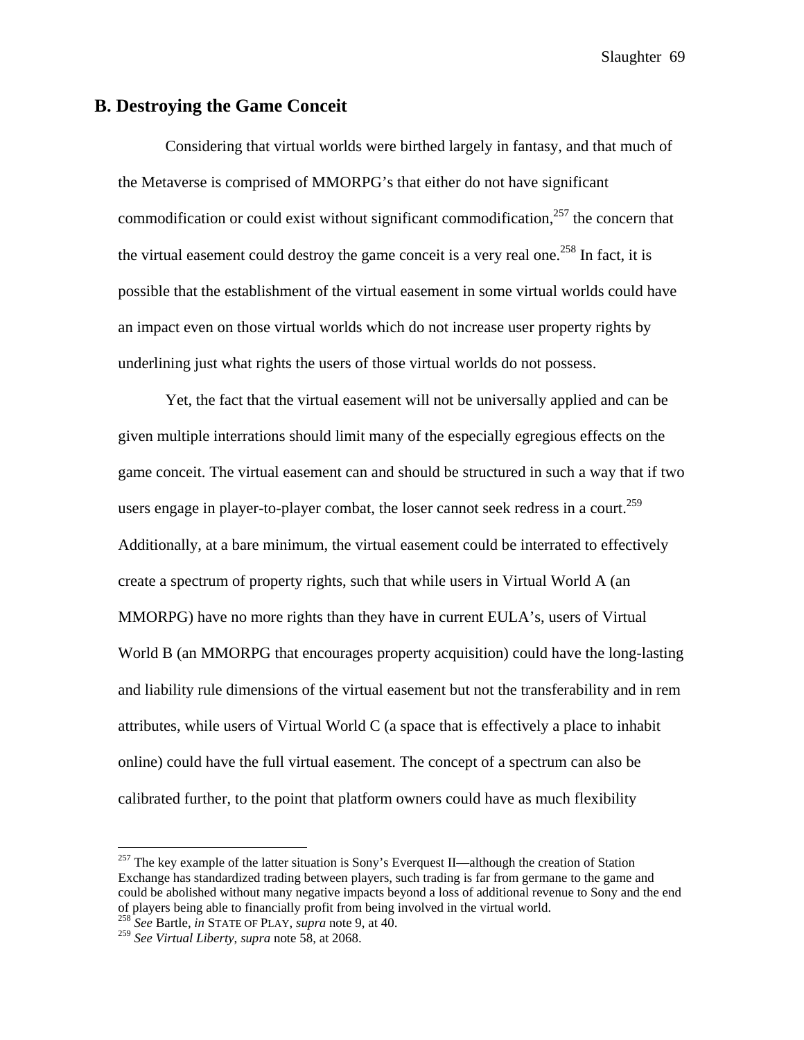## B. Destroying the Game Conceit

Considering that virtual worlds were birthed largely in fantasy, and that much of the Metaverse is comprised of MMORPG's that either do not have significant commodification or could exist without significant commodification,[257] the concern that the virtual easement could destroy the game conceit is a very real one.[258] In fact, it is possible that the establishment of the virtual easement in some virtual worlds could have an impact even on those virtual worlds which do not increase user property rights by underlining just what rights the users of those virtual worlds do not possess.

Yet, the fact that the virtual easement will not be universally applied and can be given multiple interrations should limit many of the especially egregious effects on the game conceit. The virtual easement can and should be structured in such a way that if two users engage in player-to-player combat, the loser cannot seek redress in a court.[259] Additionally, at a bare minimum, the virtual easement could be interrated to effectively create a spectrum of property rights, such that while users in Virtual World A (an MMORPG) have no more rights than they have in current EULA's, users of Virtual World B (an MMORPG that encourages property acquisition) could have the long-lasting and liability rule dimensions of the virtual easement but not the transferability and in rem attributes, while users of Virtual World C (a space that is effectively a place to inhabit online) could have the full virtual easement. The concept of a spectrum can also be calibrated further, to the point that platform owners could have as much flexibility

---

[257] The key example of the latter situation is Sony's Everquest II—although the creation of Station Exchange has standardized trading between players, such trading is far from germane to the game and could be abolished without many negative impacts beyond a loss of additional revenue to Sony and the end of players being able to financially profit from being involved in the virtual world.

[258] *See* Bartle, *in* STATE OF PLAY, *supra* note 9, at 40.

[259] *See Virtual Liberty*, *supra* note 58, at 2068.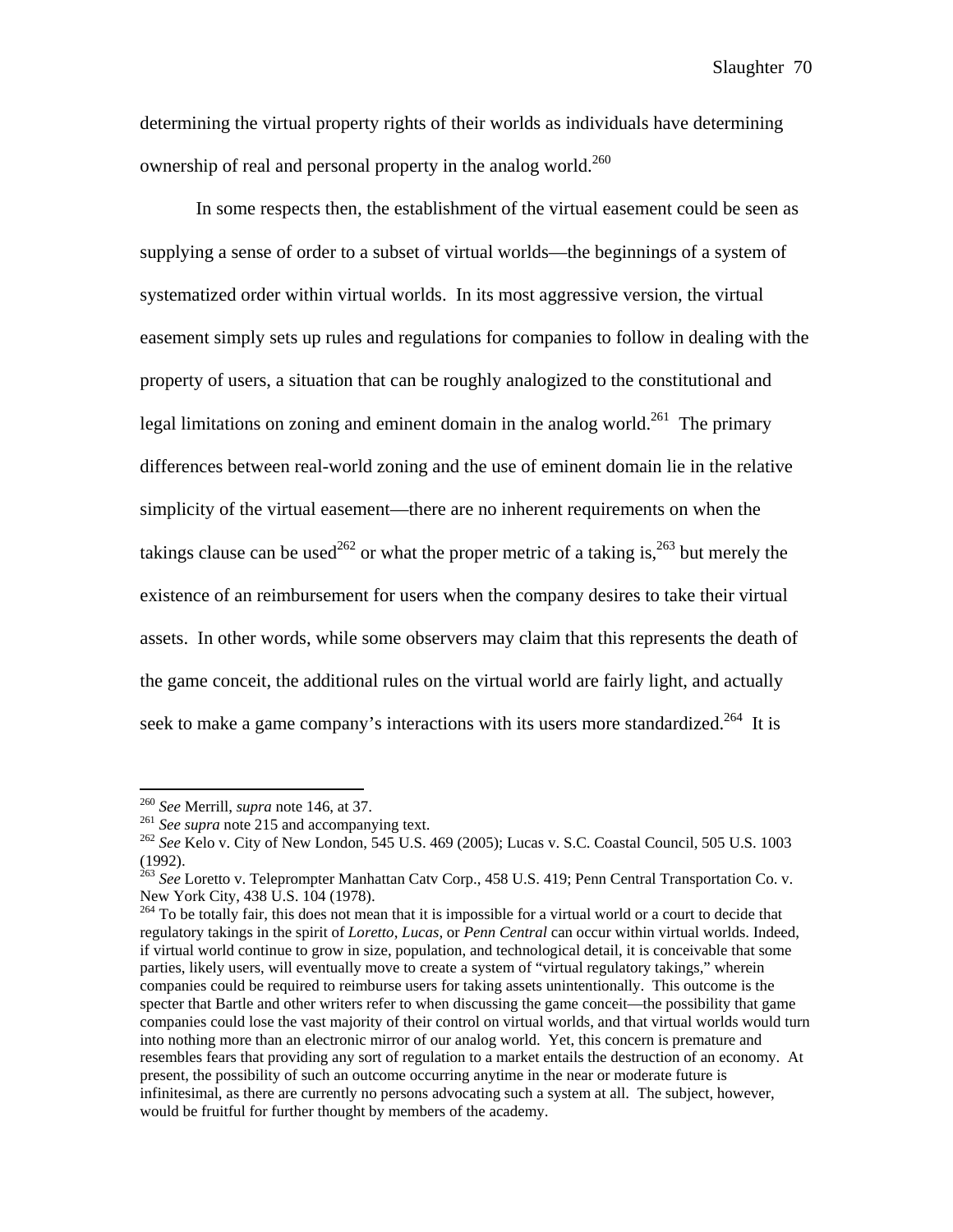determining the virtual property rights of their worlds as individuals have determining ownership of real and personal property in the analog world.[260]

In some respects then, the establishment of the virtual easement could be seen as supplying a sense of order to a subset of virtual worlds—the beginnings of a system of systematized order within virtual worlds. In its most aggressive version, the virtual easement simply sets up rules and regulations for companies to follow in dealing with the property of users, a situation that can be roughly analogized to the constitutional and legal limitations on zoning and eminent domain in the analog world.[261] The primary differences between real-world zoning and the use of eminent domain lie in the relative simplicity of the virtual easement—there are no inherent requirements on when the takings clause can be used[262] or what the proper metric of a taking is,[263] but merely the existence of an reimbursement for users when the company desires to take their virtual assets. In other words, while some observers may claim that this represents the death of the game conceit, the additional rules on the virtual world are fairly light, and actually seek to make a game company's interactions with its users more standardized.[264] It is

---

[260] *See* Merrill, *supra* note 146, at 37.

[261] *See supra* note 215 and accompanying text.

[262] *See* Kelo v. City of New London, 545 U.S. 469 (2005); Lucas v. S.C. Coastal Council, 505 U.S. 1003 (1992).

[263] *See* Loretto v. Teleprompter Manhattan Catv Corp., 458 U.S. 419; Penn Central Transportation Co. v. New York City, 438 U.S. 104 (1978).

[264] To be totally fair, this does not mean that it is impossible for a virtual world or a court to decide that regulatory takings in the spirit of *Loretto*, *Lucas,* or *Penn Central* can occur within virtual worlds. Indeed, if virtual world continue to grow in size, population, and technological detail, it is conceivable that some parties, likely users, will eventually move to create a system of "virtual regulatory takings," wherein companies could be required to reimburse users for taking assets unintentionally. This outcome is the specter that Bartle and other writers refer to when discussing the game conceit—the possibility that game companies could lose the vast majority of their control on virtual worlds, and that virtual worlds would turn into nothing more than an electronic mirror of our analog world. Yet, this concern is premature and resembles fears that providing any sort of regulation to a market entails the destruction of an economy. At present, the possibility of such an outcome occurring anytime in the near or moderate future is infinitesimal, as there are currently no persons advocating such a system at all. The subject, however, would be fruitful for further thought by members of the academy.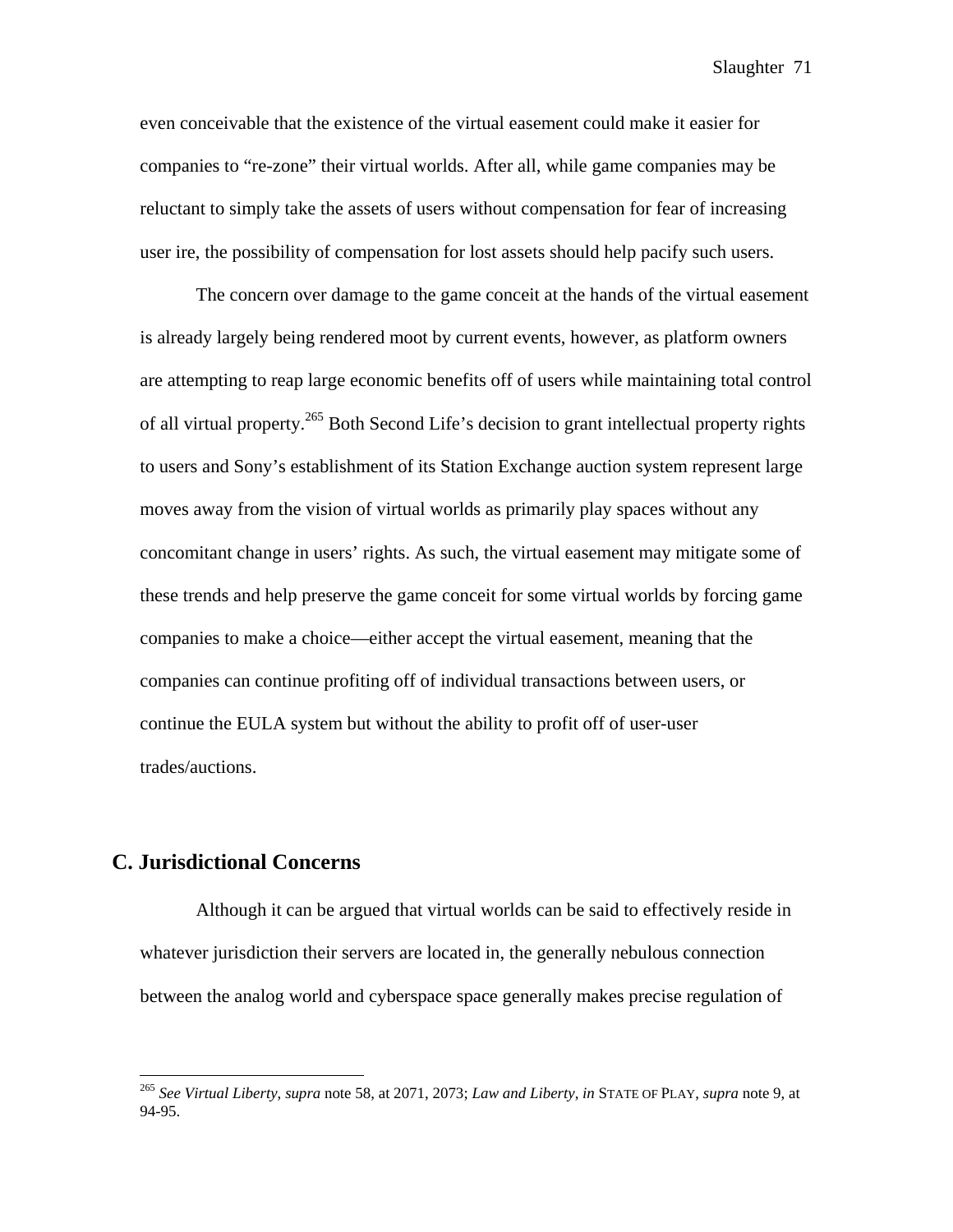even conceivable that the existence of the virtual easement could make it easier for companies to "re-zone" their virtual worlds. After all, while game companies may be reluctant to simply take the assets of users without compensation for fear of increasing user ire, the possibility of compensation for lost assets should help pacify such users.

The concern over damage to the game conceit at the hands of the virtual easement is already largely being rendered moot by current events, however, as platform owners are attempting to reap large economic benefits off of users while maintaining total control of all virtual property.[265] Both Second Life's decision to grant intellectual property rights to users and Sony's establishment of its Station Exchange auction system represent large moves away from the vision of virtual worlds as primarily play spaces without any concomitant change in users' rights. As such, the virtual easement may mitigate some of these trends and help preserve the game conceit for some virtual worlds by forcing game companies to make a choice—either accept the virtual easement, meaning that the companies can continue profiting off of individual transactions between users, or continue the EULA system but without the ability to profit off of user-user trades/auctions.

## C. Jurisdictional Concerns

Although it can be argued that virtual worlds can be said to effectively reside in whatever jurisdiction their servers are located in, the generally nebulous connection between the analog world and cyberspace space generally makes precise regulation of

---

[265] *See Virtual Liberty*, *supra* note 58, at 2071, 2073; *Law and Liberty*, *in* STATE OF PLAY, *supra* note 9, at 94-95.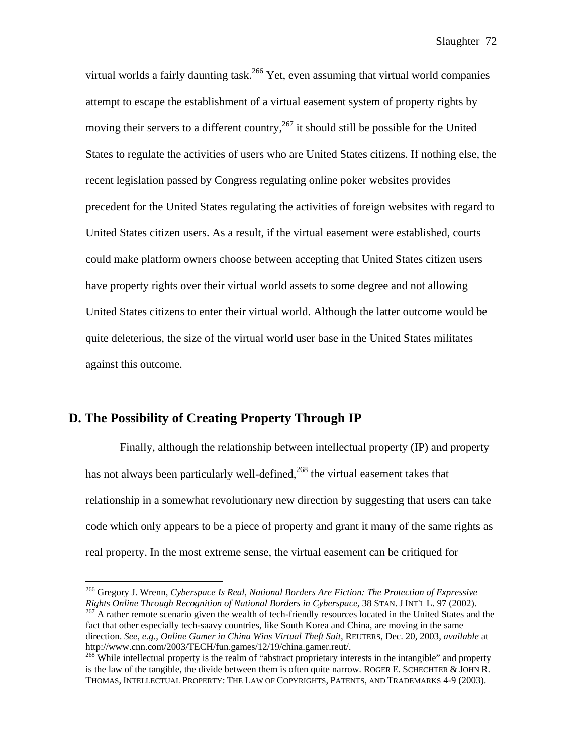virtual worlds a fairly daunting task.[266] Yet, even assuming that virtual world companies attempt to escape the establishment of a virtual easement system of property rights by moving their servers to a different country,[267] it should still be possible for the United States to regulate the activities of users who are United States citizens. If nothing else, the recent legislation passed by Congress regulating online poker websites provides precedent for the United States regulating the activities of foreign websites with regard to United States citizen users. As a result, if the virtual easement were established, courts could make platform owners choose between accepting that United States citizen users have property rights over their virtual world assets to some degree and not allowing United States citizens to enter their virtual world. Although the latter outcome would be quite deleterious, the size of the virtual world user base in the United States militates against this outcome.

## D. The Possibility of Creating Property Through IP

Finally, although the relationship between intellectual property (IP) and property has not always been particularly well-defined,[268] the virtual easement takes that relationship in a somewhat revolutionary new direction by suggesting that users can take code which only appears to be a piece of property and grant it many of the same rights as real property. In the most extreme sense, the virtual easement can be critiqued for

---

[266] Gregory J. Wrenn, *Cyberspace Is Real, National Borders Are Fiction: The Protection of Expressive Rights Online Through Recognition of National Borders in Cyberspace*, 38 STAN. J INT'L L. 97 (2002).

[267] A rather remote scenario given the wealth of tech-friendly resources located in the United States and the fact that other especially tech-saavy countries, like South Korea and China, are moving in the same direction. *See, e.g.*, *Online Gamer in China Wins Virtual Theft Suit*, REUTERS, Dec. 20, 2003, *available* at http://www.cnn.com/2003/TECH/fun.games/12/19/china.gamer.reut/.

[268] While intellectual property is the realm of "abstract proprietary interests in the intangible" and property is the law of the tangible, the divide between them is often quite narrow. ROGER E. SCHECHTER & JOHN R. THOMAS, INTELLECTUAL PROPERTY: THE LAW OF COPYRIGHTS, PATENTS, AND TRADEMARKS 4-9 (2003).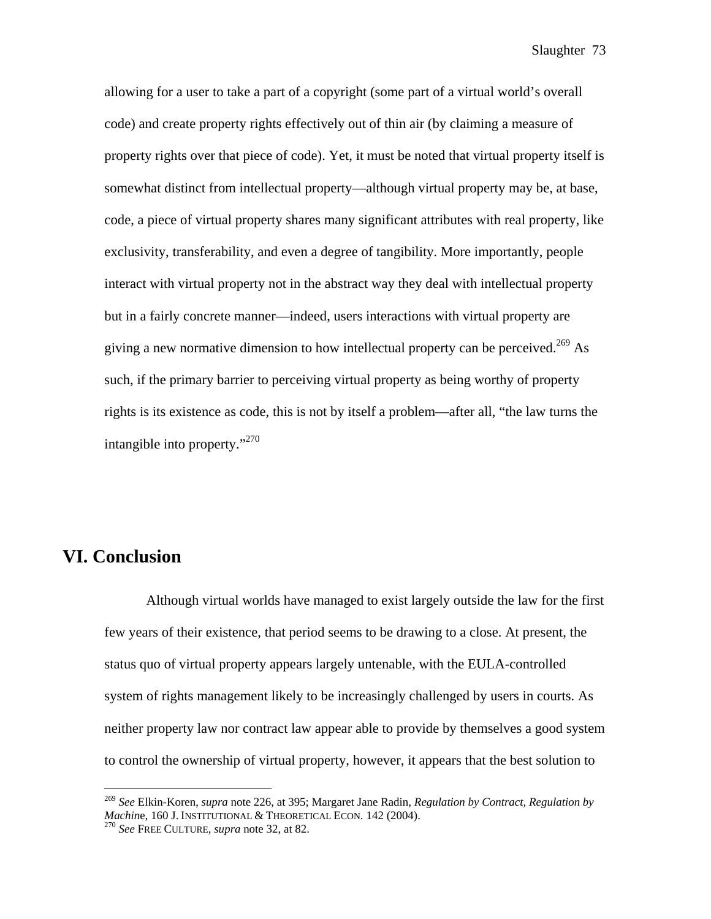allowing for a user to take a part of a copyright (some part of a virtual world's overall code) and create property rights effectively out of thin air (by claiming a measure of property rights over that piece of code). Yet, it must be noted that virtual property itself is somewhat distinct from intellectual property—although virtual property may be, at base, code, a piece of virtual property shares many significant attributes with real property, like exclusivity, transferability, and even a degree of tangibility. More importantly, people interact with virtual property not in the abstract way they deal with intellectual property but in a fairly concrete manner—indeed, users interactions with virtual property are giving a new normative dimension to how intellectual property can be perceived.[269] As such, if the primary barrier to perceiving virtual property as being worthy of property rights is its existence as code, this is not by itself a problem—after all, "the law turns the intangible into property."[270]

## VI. Conclusion

Although virtual worlds have managed to exist largely outside the law for the first few years of their existence, that period seems to be drawing to a close. At present, the status quo of virtual property appears largely untenable, with the EULA-controlled system of rights management likely to be increasingly challenged by users in courts. As neither property law nor contract law appear able to provide by themselves a good system to control the ownership of virtual property, however, it appears that the best solution to

---

[269] *See* Elkin-Koren, *supra* note 226, at 395; Margaret Jane Radin, *Regulation by Contract, Regulation by Machine*, 160 J. INSTITUTIONAL & THEORETICAL ECON. 142 (2004).

[270] *See* FREE CULTURE, *supra* note 32, at 82.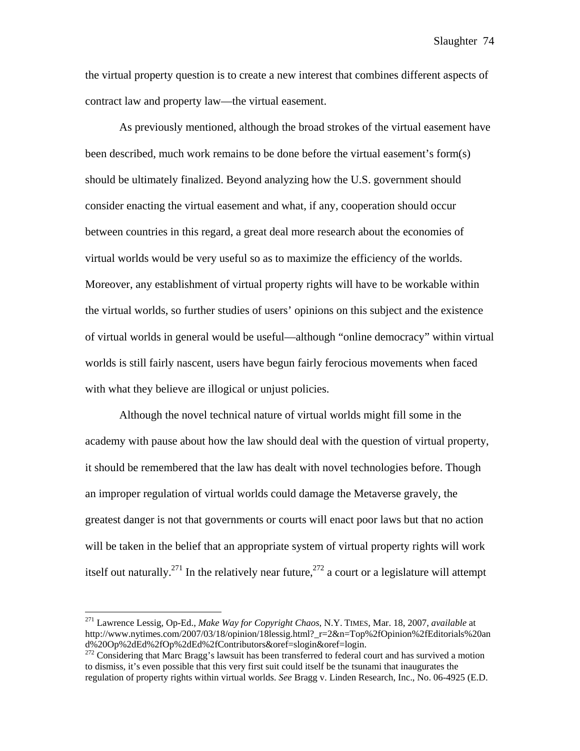the virtual property question is to create a new interest that combines different aspects of contract law and property law—the virtual easement.

As previously mentioned, although the broad strokes of the virtual easement have been described, much work remains to be done before the virtual easement's form(s) should be ultimately finalized. Beyond analyzing how the U.S. government should consider enacting the virtual easement and what, if any, cooperation should occur between countries in this regard, a great deal more research about the economies of virtual worlds would be very useful so as to maximize the efficiency of the worlds. Moreover, any establishment of virtual property rights will have to be workable within the virtual worlds, so further studies of users' opinions on this subject and the existence of virtual worlds in general would be useful—although "online democracy" within virtual worlds is still fairly nascent, users have begun fairly ferocious movements when faced with what they believe are illogical or unjust policies.

Although the novel technical nature of virtual worlds might fill some in the academy with pause about how the law should deal with the question of virtual property, it should be remembered that the law has dealt with novel technologies before. Though an improper regulation of virtual worlds could damage the Metaverse gravely, the greatest danger is not that governments or courts will enact poor laws but that no action will be taken in the belief that an appropriate system of virtual property rights will work itself out naturally.[271] In the relatively near future,[272] a court or a legislature will attempt

---

[271] Lawrence Lessig, Op-Ed., *Make Way for Copyright Chaos*, N.Y. TIMES, Mar. 18, 2007, *available* at http://www.nytimes.com/2007/03/18/opinion/18lessig.html?_r=2&n=Top%2fOpinion%2fEditorials%20and%20Op%2dEd%2fOp%2dEd%2fContributors&oref=slogin&oref=login.

[272] Considering that Marc Bragg's lawsuit has been transferred to federal court and has survived a motion to dismiss, it's even possible that this very first suit could itself be the tsunami that inaugurates the regulation of property rights within virtual worlds. *See* Bragg v. Linden Research, Inc., No. 06-4925 (E.D.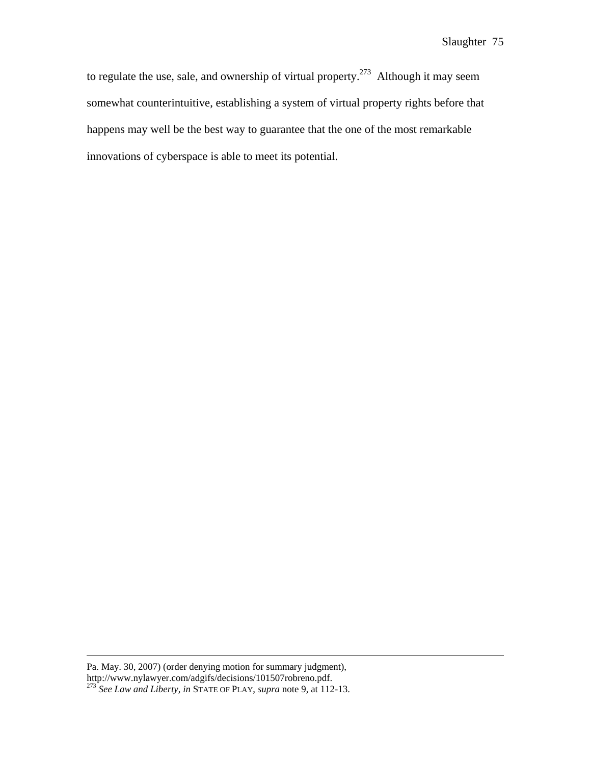to regulate the use, sale, and ownership of virtual property.[273] Although it may seem somewhat counterintuitive, establishing a system of virtual property rights before that happens may well be the best way to guarantee that the one of the most remarkable innovations of cyberspace is able to meet its potential.

---

Pa. May. 30, 2007) (order denying motion for summary judgment), http://www.nylawyer.com/adgifs/decisions/101507robreno.pdf.

[273] *See Law and Liberty*, *in* STATE OF PLAY, *supra* note 9, at 112-13.